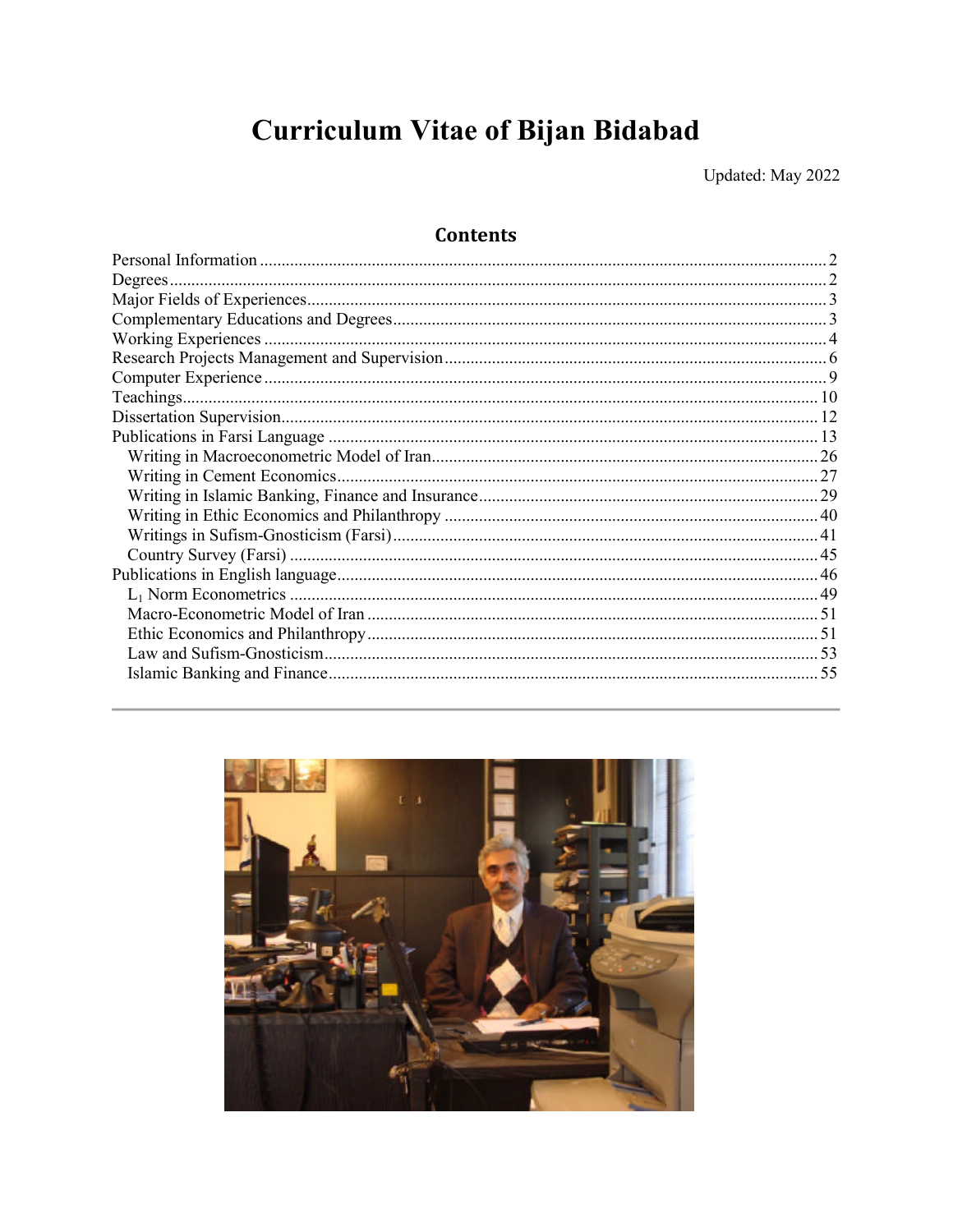# Curriculum Vitae of Bijan Bidabad

Updated: May 2022

## Contents

- Personal Information ........ 2
- Degrees ........ 2
- Major Fields of Experiences ........ 3
- Complementary Educations and Degrees ........ 3
- Working Experiences ........ 4
- Research Projects Management and Supervision ........ 6
- Computer Experience ........ 9
- Teachings ........ 10
- Dissertation Supervision ........ 12
- Publications in Farsi Language ........ 13
  - Writing in Macroeconometric Model of Iran ........ 26
  - Writing in Cement Economics ........ 27
  - Writing in Islamic Banking, Finance and Insurance ........ 29
  - Writing in Ethic Economics and Philanthropy ........ 40
  - Writings in Sufism-Gnosticism (Farsi) ........ 41
  - Country Survey (Farsi) ........ 45
- Publications in English language ........ 46
  - $L_1$ Norm Econometrics ........ 49
  - Macro-Econometric Model of Iran ........ 51
  - Ethic Economics and Philanthropy ........ 51
  - Law and Sufism-Gnosticism ........ 53
  - Islamic Banking and Finance ........ 55

---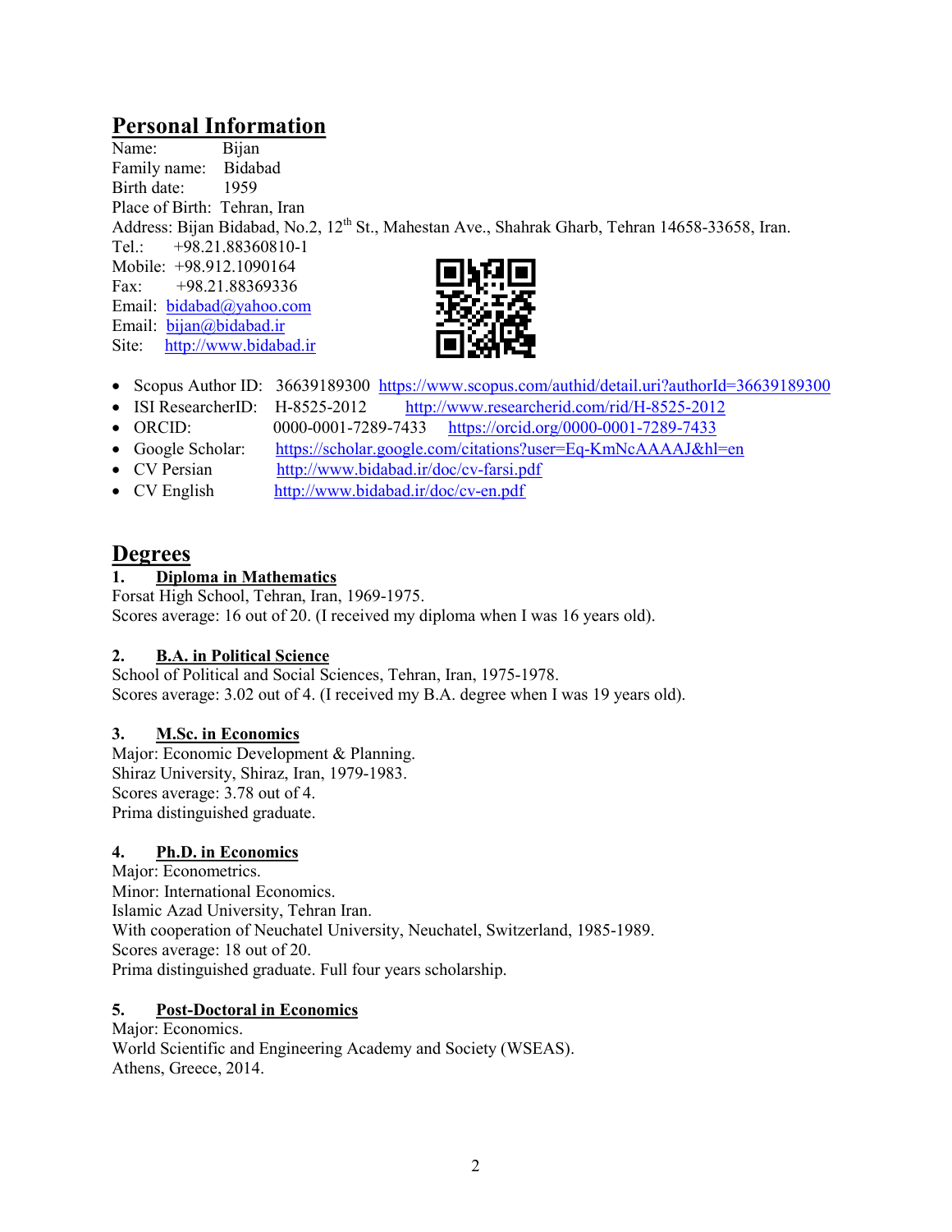## Personal Information

Name: Bijan
Family name: Bidabad
Birth date: 1959
Place of Birth: Tehran, Iran
Address: Bijan Bidabad, No.2, 12th St., Mahestan Ave., Shahrak Gharb, Tehran 14658-33658, Iran.
Tel.: +98.21.88360810-1
Mobile: +98.912.1090164
Fax: +98.21.88369336
Email: bidabad@yahoo.com
Email: bijan@bidabad.ir
Site: http://www.bidabad.ir

- Scopus Author ID: 36639189300 https://www.scopus.com/authid/detail.uri?authorId=36639189300
- ISI ResearcherID: H-8525-2012 http://www.researcherid.com/rid/H-8525-2012
- ORCID: 0000-0001-7289-7433 https://orcid.org/0000-0001-7289-7433
- Google Scholar: https://scholar.google.com/citations?user=Eq-KmNcAAAAJ&hl=en
- CV Persian http://www.bidabad.ir/doc/cv-farsi.pdf
- CV English http://www.bidabad.ir/doc/cv-en.pdf

## Degrees

### 1. Diploma in Mathematics

Forsat High School, Tehran, Iran, 1969-1975.
Scores average: 16 out of 20. (I received my diploma when I was 16 years old).

### 2. B.A. in Political Science

School of Political and Social Sciences, Tehran, Iran, 1975-1978.
Scores average: 3.02 out of 4. (I received my B.A. degree when I was 19 years old).

### 3. M.Sc. in Economics

Major: Economic Development & Planning.
Shiraz University, Shiraz, Iran, 1979-1983.
Scores average: 3.78 out of 4.
Prima distinguished graduate.

### 4. Ph.D. in Economics

Major: Econometrics.
Minor: International Economics.
Islamic Azad University, Tehran Iran.
With cooperation of Neuchatel University, Neuchatel, Switzerland, 1985-1989.
Scores average: 18 out of 20.
Prima distinguished graduate. Full four years scholarship.

### 5. Post-Doctoral in Economics

Major: Economics.
World Scientific and Engineering Academy and Society (WSEAS).
Athens, Greece, 2014.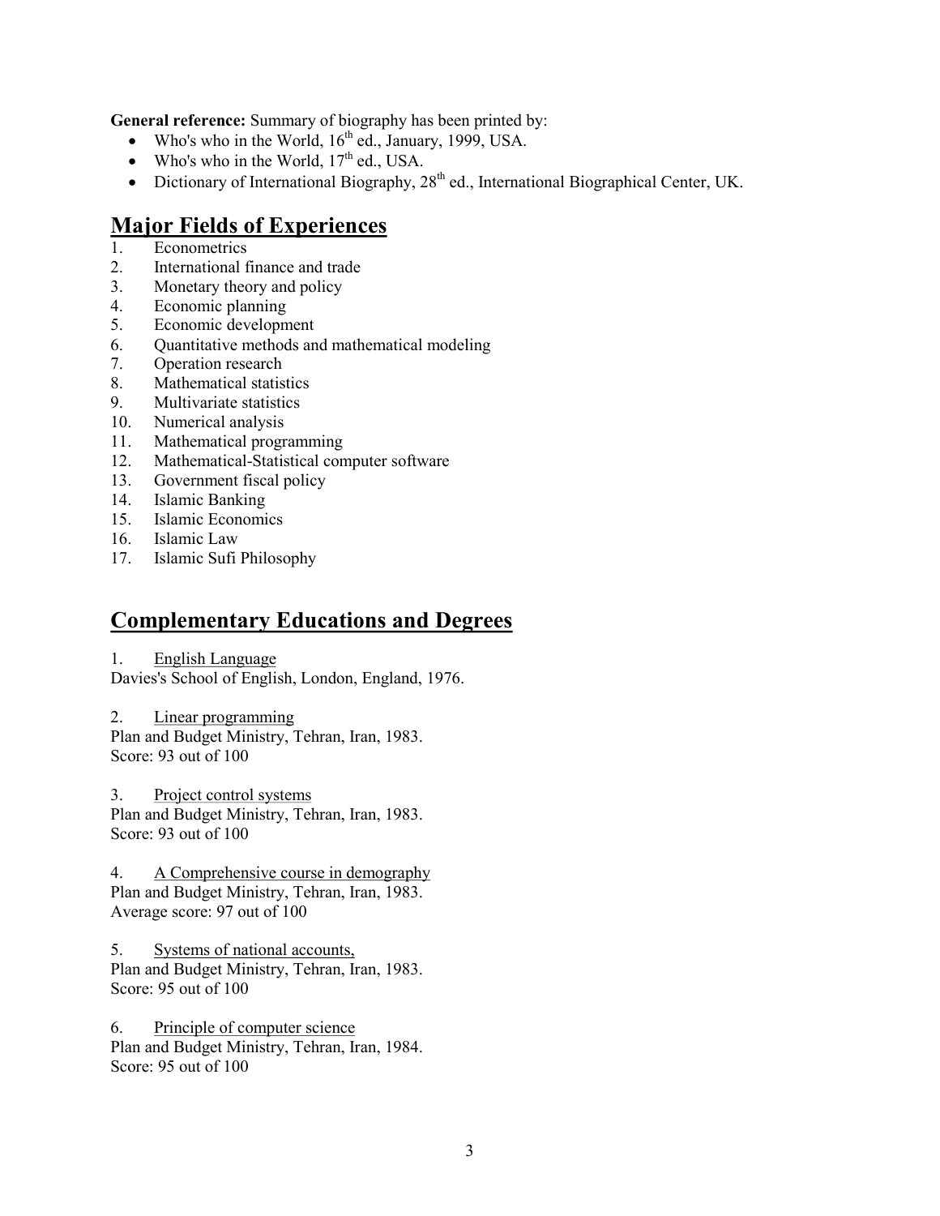**General reference:** Summary of biography has been printed by:

- Who's who in the World, 16th ed., January, 1999, USA.
- Who's who in the World, 17th ed., USA.
- Dictionary of International Biography, 28th ed., International Biographical Center, UK.

## Major Fields of Experiences

1. Econometrics
2. International finance and trade
3. Monetary theory and policy
4. Economic planning
5. Economic development
6. Quantitative methods and mathematical modeling
7. Operation research
8. Mathematical statistics
9. Multivariate statistics
10. Numerical analysis
11. Mathematical programming
12. Mathematical-Statistical computer software
13. Government fiscal policy
14. Islamic Banking
15. Islamic Economics
16. Islamic Law
17. Islamic Sufi Philosophy

## Complementary Educations and Degrees

1. English Language
Davies's School of English, London, England, 1976.

2. Linear programming
Plan and Budget Ministry, Tehran, Iran, 1983.
Score: 93 out of 100

3. Project control systems
Plan and Budget Ministry, Tehran, Iran, 1983.
Score: 93 out of 100

4. A Comprehensive course in demography
Plan and Budget Ministry, Tehran, Iran, 1983.
Average score: 97 out of 100

5. Systems of national accounts,
Plan and Budget Ministry, Tehran, Iran, 1983.
Score: 95 out of 100

6. Principle of computer science
Plan and Budget Ministry, Tehran, Iran, 1984.
Score: 95 out of 100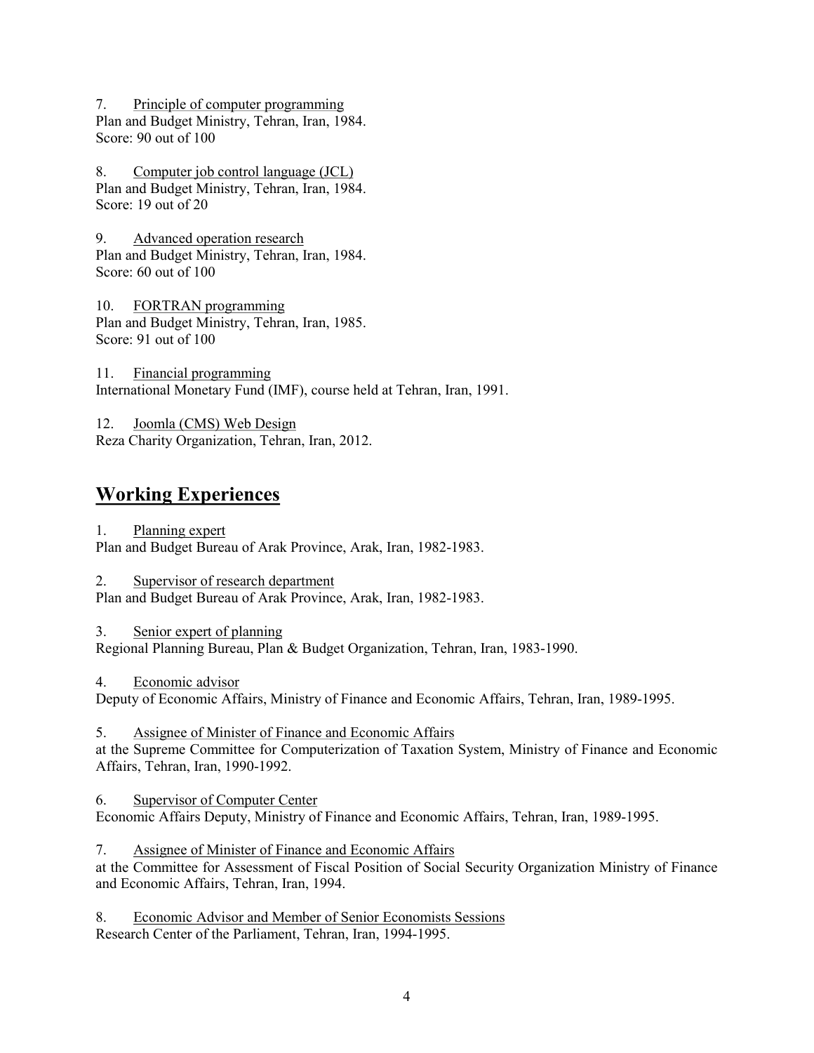7. Principle of computer programming
Plan and Budget Ministry, Tehran, Iran, 1984.
Score: 90 out of 100

8. Computer job control language (JCL)
Plan and Budget Ministry, Tehran, Iran, 1984.
Score: 19 out of 20

9. Advanced operation research
Plan and Budget Ministry, Tehran, Iran, 1984.
Score: 60 out of 100

10. FORTRAN programming
Plan and Budget Ministry, Tehran, Iran, 1985.
Score: 91 out of 100

11. Financial programming
International Monetary Fund (IMF), course held at Tehran, Iran, 1991.

12. Joomla (CMS) Web Design
Reza Charity Organization, Tehran, Iran, 2012.

## Working Experiences

1. Planning expert
Plan and Budget Bureau of Arak Province, Arak, Iran, 1982-1983.

2. Supervisor of research department
Plan and Budget Bureau of Arak Province, Arak, Iran, 1982-1983.

3. Senior expert of planning
Regional Planning Bureau, Plan & Budget Organization, Tehran, Iran, 1983-1990.

4. Economic advisor
Deputy of Economic Affairs, Ministry of Finance and Economic Affairs, Tehran, Iran, 1989-1995.

5. Assignee of Minister of Finance and Economic Affairs
at the Supreme Committee for Computerization of Taxation System, Ministry of Finance and Economic Affairs, Tehran, Iran, 1990-1992.

6. Supervisor of Computer Center
Economic Affairs Deputy, Ministry of Finance and Economic Affairs, Tehran, Iran, 1989-1995.

7. Assignee of Minister of Finance and Economic Affairs
at the Committee for Assessment of Fiscal Position of Social Security Organization Ministry of Finance and Economic Affairs, Tehran, Iran, 1994.

8. Economic Advisor and Member of Senior Economists Sessions
Research Center of the Parliament, Tehran, Iran, 1994-1995.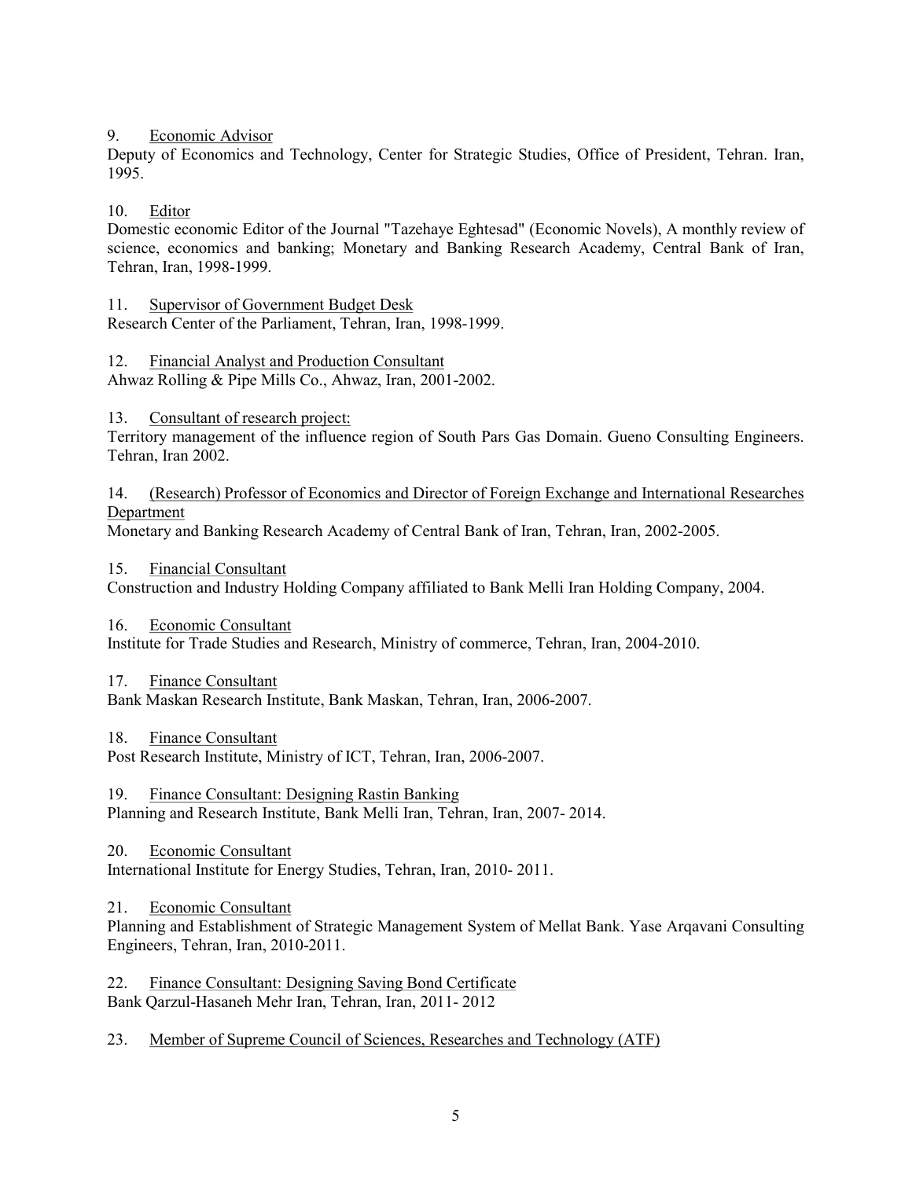9. Economic Advisor

Deputy of Economics and Technology, Center for Strategic Studies, Office of President, Tehran. Iran, 1995.

10. Editor

Domestic economic Editor of the Journal "Tazehaye Eghtesad" (Economic Novels), A monthly review of science, economics and banking; Monetary and Banking Research Academy, Central Bank of Iran, Tehran, Iran, 1998-1999.

11. Supervisor of Government Budget Desk

Research Center of the Parliament, Tehran, Iran, 1998-1999.

12. Financial Analyst and Production Consultant

Ahwaz Rolling & Pipe Mills Co., Ahwaz, Iran, 2001-2002.

13. Consultant of research project:

Territory management of the influence region of South Pars Gas Domain. Gueno Consulting Engineers. Tehran, Iran 2002.

14. (Research) Professor of Economics and Director of Foreign Exchange and International Researches Department

Monetary and Banking Research Academy of Central Bank of Iran, Tehran, Iran, 2002-2005.

15. Financial Consultant

Construction and Industry Holding Company affiliated to Bank Melli Iran Holding Company, 2004.

16. Economic Consultant

Institute for Trade Studies and Research, Ministry of commerce, Tehran, Iran, 2004-2010.

17. Finance Consultant

Bank Maskan Research Institute, Bank Maskan, Tehran, Iran, 2006-2007.

18. Finance Consultant

Post Research Institute, Ministry of ICT, Tehran, Iran, 2006-2007.

19. Finance Consultant: Designing Rastin Banking

Planning and Research Institute, Bank Melli Iran, Tehran, Iran, 2007- 2014.

20. Economic Consultant

International Institute for Energy Studies, Tehran, Iran, 2010- 2011.

21. Economic Consultant

Planning and Establishment of Strategic Management System of Mellat Bank. Yase Arqavani Consulting Engineers, Tehran, Iran, 2010-2011.

22. Finance Consultant: Designing Saving Bond Certificate

Bank Qarzul-Hasaneh Mehr Iran, Tehran, Iran, 2011- 2012

23. Member of Supreme Council of Sciences, Researches and Technology (ATF)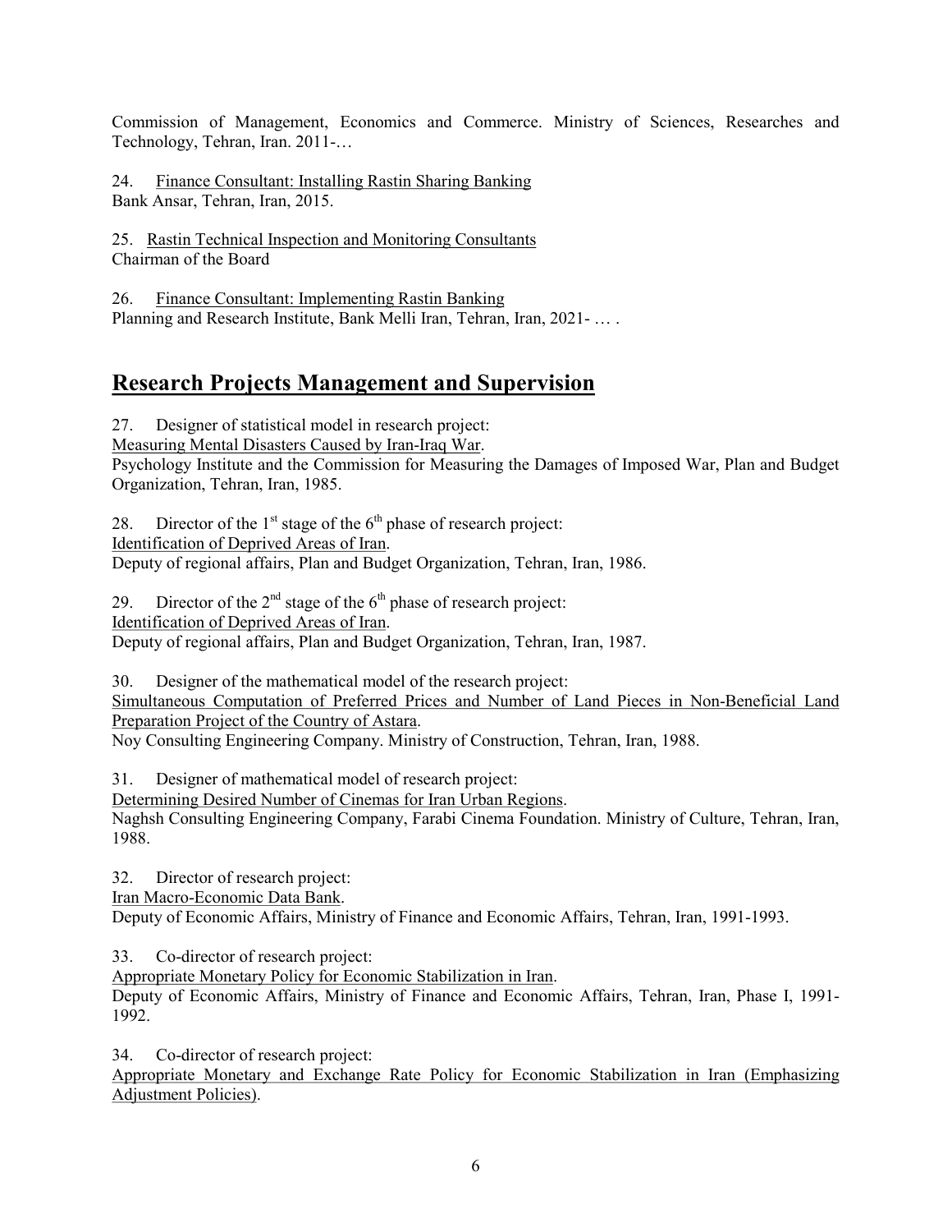Commission of Management, Economics and Commerce. Ministry of Sciences, Researches and Technology, Tehran, Iran. 2011-…

24. Finance Consultant: Installing Rastin Sharing Banking
Bank Ansar, Tehran, Iran, 2015.

25. Rastin Technical Inspection and Monitoring Consultants
Chairman of the Board

26. Finance Consultant: Implementing Rastin Banking
Planning and Research Institute, Bank Melli Iran, Tehran, Iran, 2021- … .

## Research Projects Management and Supervision

27. Designer of statistical model in research project:
Measuring Mental Disasters Caused by Iran-Iraq War.
Psychology Institute and the Commission for Measuring the Damages of Imposed War, Plan and Budget Organization, Tehran, Iran, 1985.

28. Director of the 1st stage of the 6th phase of research project:
Identification of Deprived Areas of Iran.
Deputy of regional affairs, Plan and Budget Organization, Tehran, Iran, 1986.

29. Director of the 2nd stage of the 6th phase of research project:
Identification of Deprived Areas of Iran.
Deputy of regional affairs, Plan and Budget Organization, Tehran, Iran, 1987.

30. Designer of the mathematical model of the research project:
Simultaneous Computation of Preferred Prices and Number of Land Pieces in Non-Beneficial Land Preparation Project of the Country of Astara.
Noy Consulting Engineering Company. Ministry of Construction, Tehran, Iran, 1988.

31. Designer of mathematical model of research project:
Determining Desired Number of Cinemas for Iran Urban Regions.
Naghsh Consulting Engineering Company, Farabi Cinema Foundation. Ministry of Culture, Tehran, Iran, 1988.

32. Director of research project:
Iran Macro-Economic Data Bank.
Deputy of Economic Affairs, Ministry of Finance and Economic Affairs, Tehran, Iran, 1991-1993.

33. Co-director of research project:
Appropriate Monetary Policy for Economic Stabilization in Iran.
Deputy of Economic Affairs, Ministry of Finance and Economic Affairs, Tehran, Iran, Phase I, 1991-1992.

34. Co-director of research project:
Appropriate Monetary and Exchange Rate Policy for Economic Stabilization in Iran (Emphasizing Adjustment Policies).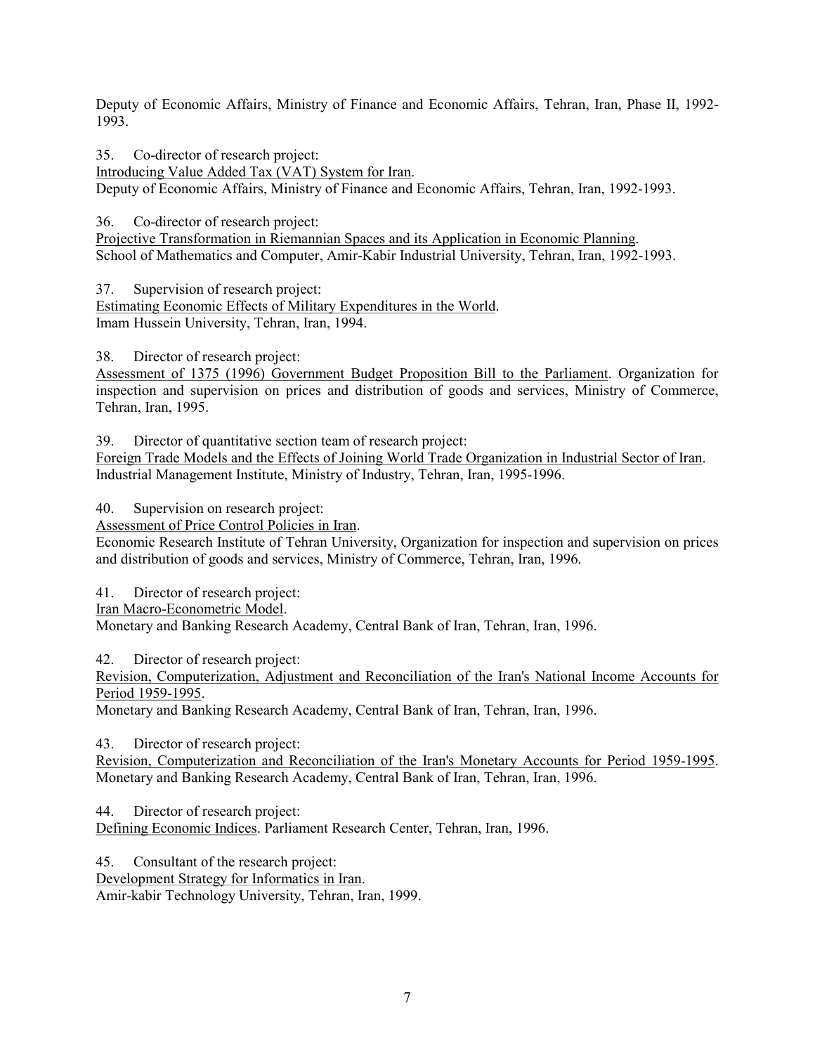Deputy of Economic Affairs, Ministry of Finance and Economic Affairs, Tehran, Iran, Phase II, 1992-1993.

35. Co-director of research project:
<u>Introducing Value Added Tax (VAT) System for Iran</u>.
Deputy of Economic Affairs, Ministry of Finance and Economic Affairs, Tehran, Iran, 1992-1993.

36. Co-director of research project:
<u>Projective Transformation in Riemannian Spaces and its Application in Economic Planning</u>.
School of Mathematics and Computer, Amir-Kabir Industrial University, Tehran, Iran, 1992-1993.

37. Supervision of research project:
<u>Estimating Economic Effects of Military Expenditures in the World</u>.
Imam Hussein University, Tehran, Iran, 1994.

38. Director of research project:
<u>Assessment of 1375 (1996) Government Budget Proposition Bill to the Parliament</u>. Organization for inspection and supervision on prices and distribution of goods and services, Ministry of Commerce, Tehran, Iran, 1995.

39. Director of quantitative section team of research project:
<u>Foreign Trade Models and the Effects of Joining World Trade Organization in Industrial Sector of Iran</u>.
Industrial Management Institute, Ministry of Industry, Tehran, Iran, 1995-1996.

40. Supervision on research project:
<u>Assessment of Price Control Policies in Iran</u>.
Economic Research Institute of Tehran University, Organization for inspection and supervision on prices and distribution of goods and services, Ministry of Commerce, Tehran, Iran, 1996.

41. Director of research project:
<u>Iran Macro-Econometric Model</u>.
Monetary and Banking Research Academy, Central Bank of Iran, Tehran, Iran, 1996.

42. Director of research project:
<u>Revision, Computerization, Adjustment and Reconciliation of the Iran's National Income Accounts for Period 1959-1995</u>.
Monetary and Banking Research Academy, Central Bank of Iran, Tehran, Iran, 1996.

43. Director of research project:
<u>Revision, Computerization and Reconciliation of the Iran's Monetary Accounts for Period 1959-1995</u>.
Monetary and Banking Research Academy, Central Bank of Iran, Tehran, Iran, 1996.

44. Director of research project:
<u>Defining Economic Indices</u>. Parliament Research Center, Tehran, Iran, 1996.

45. Consultant of the research project:
<u>Development Strategy for Informatics in Iran</u>.
Amir-kabir Technology University, Tehran, Iran, 1999.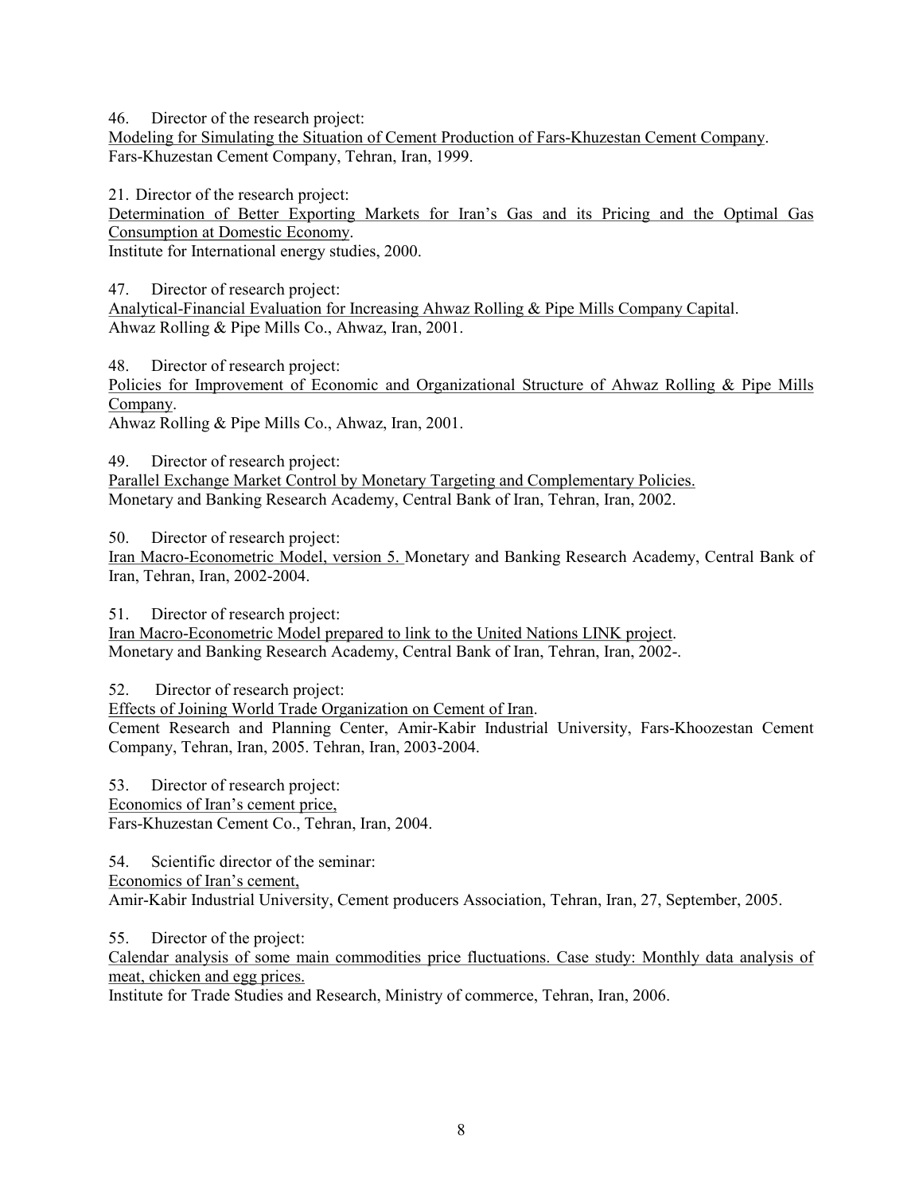46. Director of the research project:
<u>Modeling for Simulating the Situation of Cement Production of Fars-Khuzestan Cement Company</u>.
Fars-Khuzestan Cement Company, Tehran, Iran, 1999.

21. Director of the research project:
<u>Determination of Better Exporting Markets for Iran's Gas and its Pricing and the Optimal Gas Consumption at Domestic Economy</u>.
Institute for International energy studies, 2000.

47. Director of research project:
<u>Analytical-Financial Evaluation for Increasing Ahwaz Rolling & Pipe Mills Company Capital</u>.
Ahwaz Rolling & Pipe Mills Co., Ahwaz, Iran, 2001.

48. Director of research project:
<u>Policies for Improvement of Economic and Organizational Structure of Ahwaz Rolling & Pipe Mills Company</u>.
Ahwaz Rolling & Pipe Mills Co., Ahwaz, Iran, 2001.

49. Director of research project:
<u>Parallel Exchange Market Control by Monetary Targeting and Complementary Policies.</u>
Monetary and Banking Research Academy, Central Bank of Iran, Tehran, Iran, 2002.

50. Director of research project:
<u>Iran Macro-Econometric Model, version 5.</u> Monetary and Banking Research Academy, Central Bank of Iran, Tehran, Iran, 2002-2004.

51. Director of research project:
<u>Iran Macro-Econometric Model prepared to link to the United Nations LINK project</u>.
Monetary and Banking Research Academy, Central Bank of Iran, Tehran, Iran, 2002-.

52. Director of research project:
<u>Effects of Joining World Trade Organization on Cement of Iran</u>.
Cement Research and Planning Center, Amir-Kabir Industrial University, Fars-Khoozestan Cement Company, Tehran, Iran, 2005. Tehran, Iran, 2003-2004.

53. Director of research project:
<u>Economics of Iran's cement price,</u>
Fars-Khuzestan Cement Co., Tehran, Iran, 2004.

54. Scientific director of the seminar:
<u>Economics of Iran's cement,</u>
Amir-Kabir Industrial University, Cement producers Association, Tehran, Iran, 27, September, 2005.

55. Director of the project:
<u>Calendar analysis of some main commodities price fluctuations. Case study: Monthly data analysis of meat, chicken and egg prices.</u>
Institute for Trade Studies and Research, Ministry of commerce, Tehran, Iran, 2006.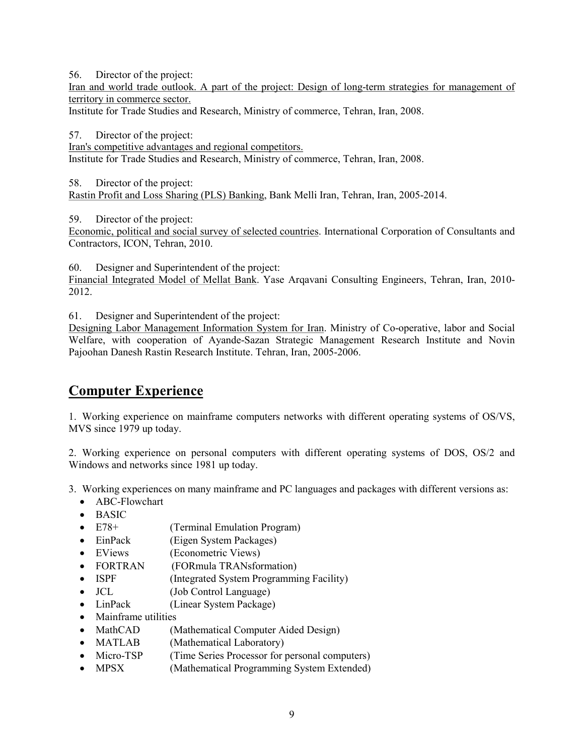56. Director of the project:
Iran and world trade outlook. A part of the project: Design of long-term strategies for management of territory in commerce sector.
Institute for Trade Studies and Research, Ministry of commerce, Tehran, Iran, 2008.

57. Director of the project:
Iran's competitive advantages and regional competitors.
Institute for Trade Studies and Research, Ministry of commerce, Tehran, Iran, 2008.

58. Director of the project:
Rastin Profit and Loss Sharing (PLS) Banking, Bank Melli Iran, Tehran, Iran, 2005-2014.

59. Director of the project:
Economic, political and social survey of selected countries. International Corporation of Consultants and Contractors, ICON, Tehran, 2010.

60. Designer and Superintendent of the project:
Financial Integrated Model of Mellat Bank. Yase Arqavani Consulting Engineers, Tehran, Iran, 2010-2012.

61. Designer and Superintendent of the project:
Designing Labor Management Information System for Iran. Ministry of Co-operative, labor and Social Welfare, with cooperation of Ayande-Sazan Strategic Management Research Institute and Novin Pajoohan Danesh Rastin Research Institute. Tehran, Iran, 2005-2006.

## Computer Experience

1. Working experience on mainframe computers networks with different operating systems of OS/VS, MVS since 1979 up today.

2. Working experience on personal computers with different operating systems of DOS, OS/2 and Windows and networks since 1981 up today.

3. Working experiences on many mainframe and PC languages and packages with different versions as:
   - ABC-Flowchart
   - BASIC
   - E78+ (Terminal Emulation Program)
   - EinPack (Eigen System Packages)
   - EViews (Econometric Views)
   - FORTRAN (FORmula TRANsformation)
   - ISPF (Integrated System Programming Facility)
   - JCL (Job Control Language)
   - LinPack (Linear System Package)
   - Mainframe utilities
   - MathCAD (Mathematical Computer Aided Design)
   - MATLAB (Mathematical Laboratory)
   - Micro-TSP (Time Series Processor for personal computers)
   - MPSX (Mathematical Programming System Extended)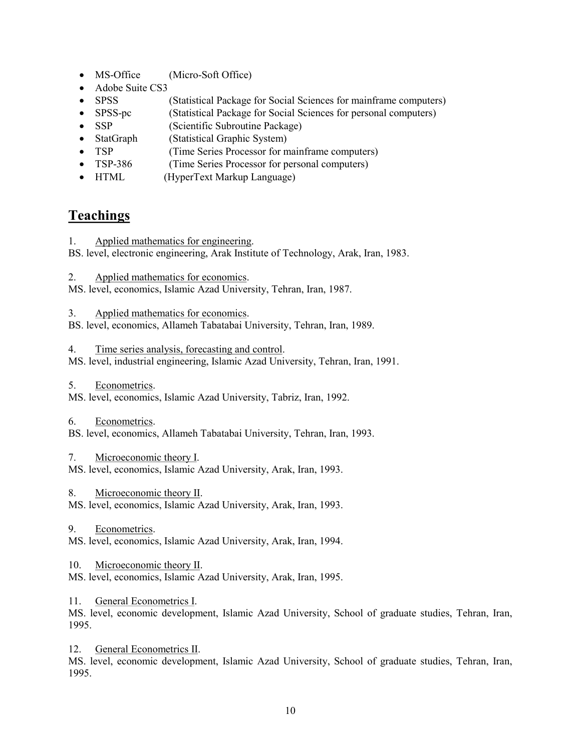- MS-Office (Micro-Soft Office)
- Adobe Suite CS3
- SPSS (Statistical Package for Social Sciences for mainframe computers)
- SPSS-pc (Statistical Package for Social Sciences for personal computers)
- SSP (Scientific Subroutine Package)
- StatGraph (Statistical Graphic System)
- TSP (Time Series Processor for mainframe computers)
- TSP-386 (Time Series Processor for personal computers)
- HTML (HyperText Markup Language)

## Teachings

1. Applied mathematics for engineering.
BS. level, electronic engineering, Arak Institute of Technology, Arak, Iran, 1983.

2. Applied mathematics for economics.
MS. level, economics, Islamic Azad University, Tehran, Iran, 1987.

3. Applied mathematics for economics.
BS. level, economics, Allameh Tabatabai University, Tehran, Iran, 1989.

4. Time series analysis, forecasting and control.
MS. level, industrial engineering, Islamic Azad University, Tehran, Iran, 1991.

5. Econometrics.
MS. level, economics, Islamic Azad University, Tabriz, Iran, 1992.

6. Econometrics.
BS. level, economics, Allameh Tabatabai University, Tehran, Iran, 1993.

7. Microeconomic theory I.
MS. level, economics, Islamic Azad University, Arak, Iran, 1993.

8. Microeconomic theory II.
MS. level, economics, Islamic Azad University, Arak, Iran, 1993.

9. Econometrics.
MS. level, economics, Islamic Azad University, Arak, Iran, 1994.

10. Microeconomic theory II.
MS. level, economics, Islamic Azad University, Arak, Iran, 1995.

11. General Econometrics I.
MS. level, economic development, Islamic Azad University, School of graduate studies, Tehran, Iran, 1995.

12. General Econometrics II.
MS. level, economic development, Islamic Azad University, School of graduate studies, Tehran, Iran, 1995.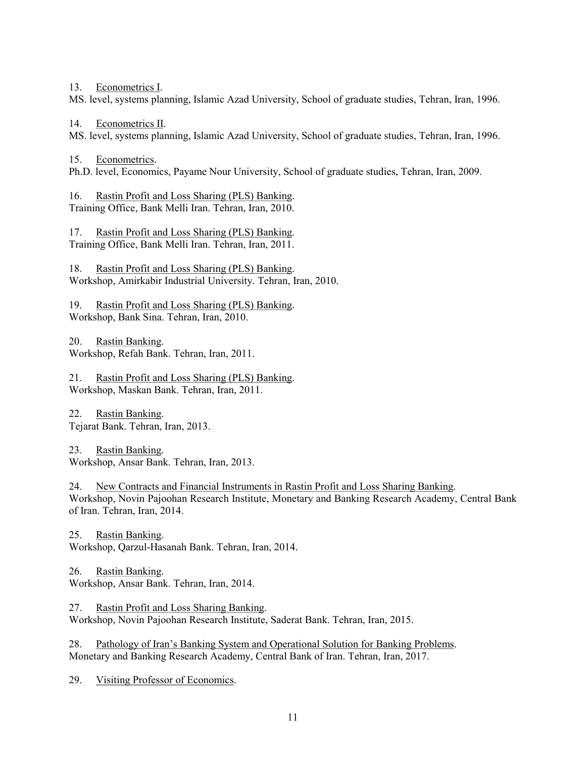13. Econometrics I.
MS. level, systems planning, Islamic Azad University, School of graduate studies, Tehran, Iran, 1996.

14. Econometrics II.
MS. level, systems planning, Islamic Azad University, School of graduate studies, Tehran, Iran, 1996.

15. Econometrics.
Ph.D. level, Economics, Payame Nour University, School of graduate studies, Tehran, Iran, 2009.

16. Rastin Profit and Loss Sharing (PLS) Banking.
Training Office, Bank Melli Iran. Tehran, Iran, 2010.

17. Rastin Profit and Loss Sharing (PLS) Banking.
Training Office, Bank Melli Iran. Tehran, Iran, 2011.

18. Rastin Profit and Loss Sharing (PLS) Banking.
Workshop, Amirkabir Industrial University. Tehran, Iran, 2010.

19. Rastin Profit and Loss Sharing (PLS) Banking.
Workshop, Bank Sina. Tehran, Iran, 2010.

20. Rastin Banking.
Workshop, Refah Bank. Tehran, Iran, 2011.

21. Rastin Profit and Loss Sharing (PLS) Banking.
Workshop, Maskan Bank. Tehran, Iran, 2011.

22. Rastin Banking.
Tejarat Bank. Tehran, Iran, 2013.

23. Rastin Banking.
Workshop, Ansar Bank. Tehran, Iran, 2013.

24. New Contracts and Financial Instruments in Rastin Profit and Loss Sharing Banking.
Workshop, Novin Pajoohan Research Institute, Monetary and Banking Research Academy, Central Bank of Iran. Tehran, Iran, 2014.

25. Rastin Banking.
Workshop, Qarzul-Hasanah Bank. Tehran, Iran, 2014.

26. Rastin Banking.
Workshop, Ansar Bank. Tehran, Iran, 2014.

27. Rastin Profit and Loss Sharing Banking.
Workshop, Novin Pajoohan Research Institute, Saderat Bank. Tehran, Iran, 2015.

28. Pathology of Iran's Banking System and Operational Solution for Banking Problems.
Monetary and Banking Research Academy, Central Bank of Iran. Tehran, Iran, 2017.

29. Visiting Professor of Economics.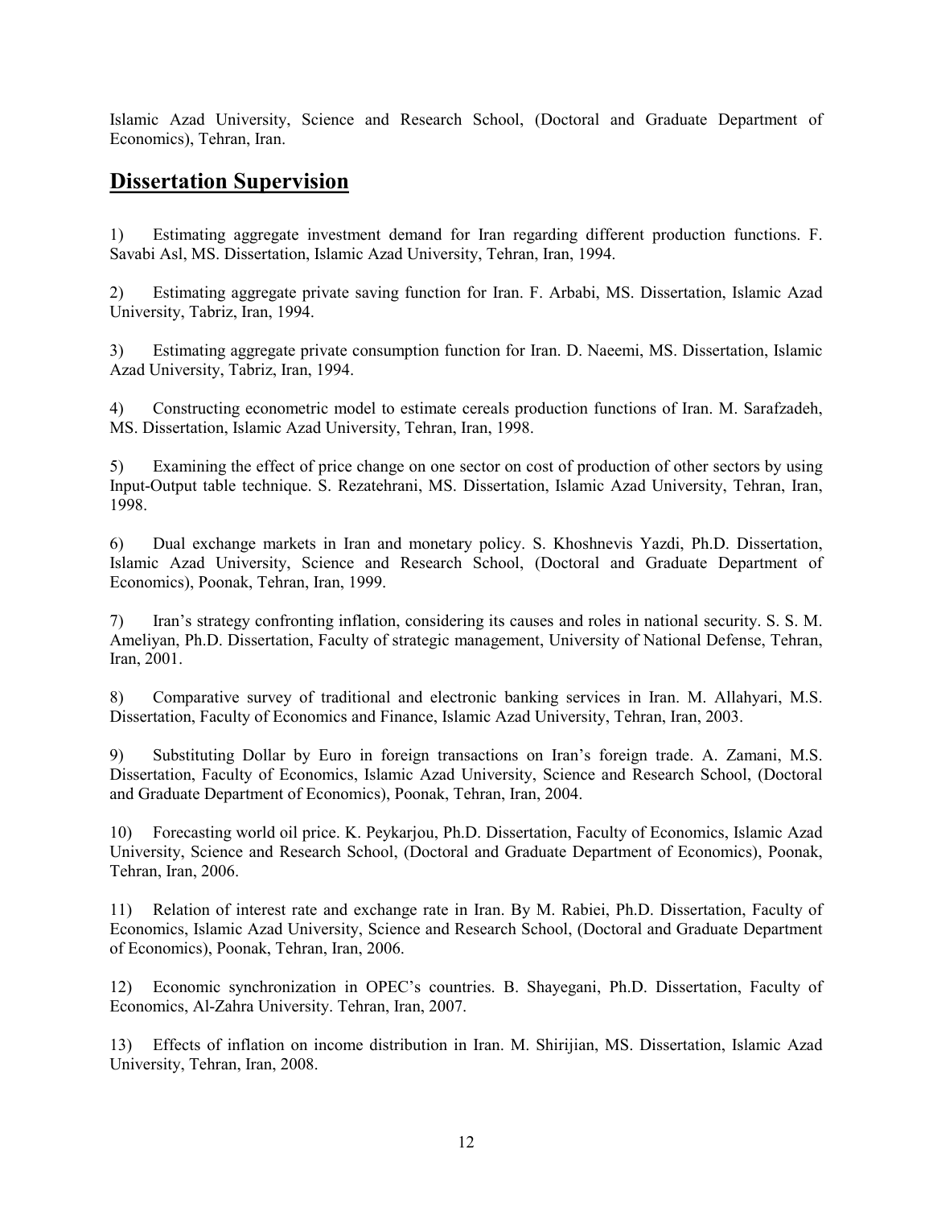Islamic Azad University, Science and Research School, (Doctoral and Graduate Department of Economics), Tehran, Iran.

## Dissertation Supervision

1) Estimating aggregate investment demand for Iran regarding different production functions. F. Savabi Asl, MS. Dissertation, Islamic Azad University, Tehran, Iran, 1994.

2) Estimating aggregate private saving function for Iran. F. Arbabi, MS. Dissertation, Islamic Azad University, Tabriz, Iran, 1994.

3) Estimating aggregate private consumption function for Iran. D. Naeemi, MS. Dissertation, Islamic Azad University, Tabriz, Iran, 1994.

4) Constructing econometric model to estimate cereals production functions of Iran. M. Sarafzadeh, MS. Dissertation, Islamic Azad University, Tehran, Iran, 1998.

5) Examining the effect of price change on one sector on cost of production of other sectors by using Input-Output table technique. S. Rezatehrani, MS. Dissertation, Islamic Azad University, Tehran, Iran, 1998.

6) Dual exchange markets in Iran and monetary policy. S. Khoshnevis Yazdi, Ph.D. Dissertation, Islamic Azad University, Science and Research School, (Doctoral and Graduate Department of Economics), Poonak, Tehran, Iran, 1999.

7) Iran's strategy confronting inflation, considering its causes and roles in national security. S. S. M. Ameliyan, Ph.D. Dissertation, Faculty of strategic management, University of National Defense, Tehran, Iran, 2001.

8) Comparative survey of traditional and electronic banking services in Iran. M. Allahyari, M.S. Dissertation, Faculty of Economics and Finance, Islamic Azad University, Tehran, Iran, 2003.

9) Substituting Dollar by Euro in foreign transactions on Iran's foreign trade. A. Zamani, M.S. Dissertation, Faculty of Economics, Islamic Azad University, Science and Research School, (Doctoral and Graduate Department of Economics), Poonak, Tehran, Iran, 2004.

10) Forecasting world oil price. K. Peykarjou, Ph.D. Dissertation, Faculty of Economics, Islamic Azad University, Science and Research School, (Doctoral and Graduate Department of Economics), Poonak, Tehran, Iran, 2006.

11) Relation of interest rate and exchange rate in Iran. By M. Rabiei, Ph.D. Dissertation, Faculty of Economics, Islamic Azad University, Science and Research School, (Doctoral and Graduate Department of Economics), Poonak, Tehran, Iran, 2006.

12) Economic synchronization in OPEC's countries. B. Shayegani, Ph.D. Dissertation, Faculty of Economics, Al-Zahra University. Tehran, Iran, 2007.

13) Effects of inflation on income distribution in Iran. M. Shirijian, MS. Dissertation, Islamic Azad University, Tehran, Iran, 2008.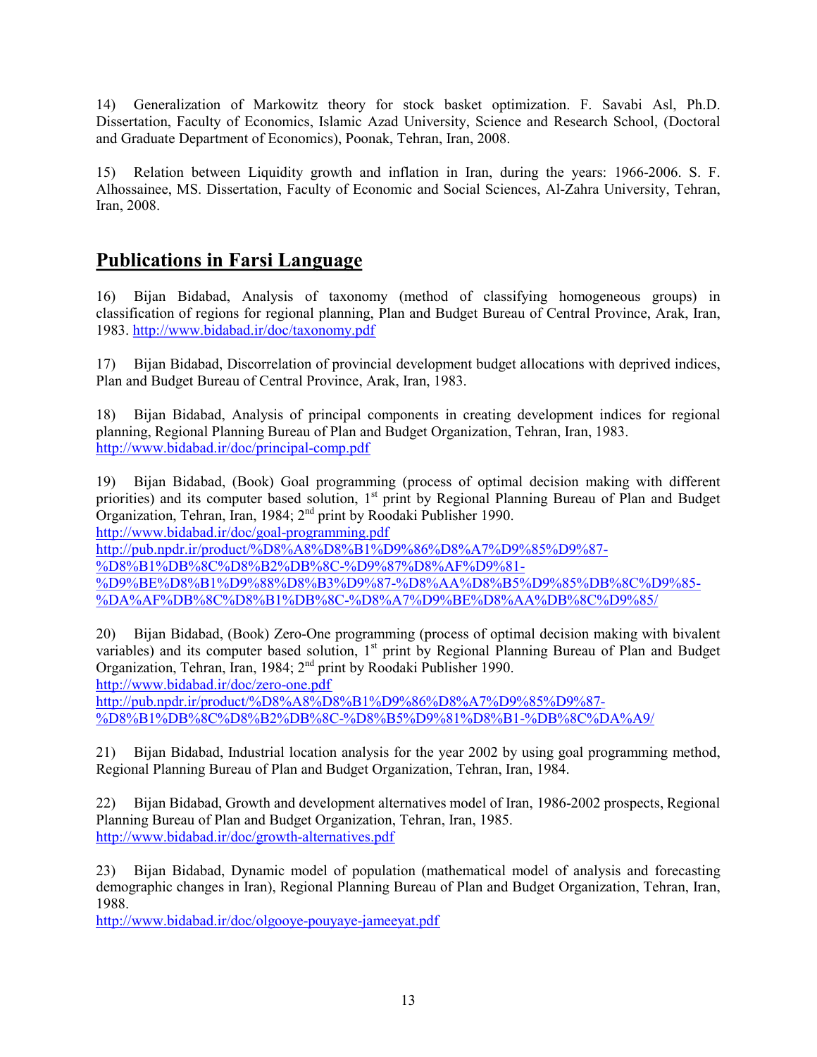14) Generalization of Markowitz theory for stock basket optimization. F. Savabi Asl, Ph.D. Dissertation, Faculty of Economics, Islamic Azad University, Science and Research School, (Doctoral and Graduate Department of Economics), Poonak, Tehran, Iran, 2008.

15) Relation between Liquidity growth and inflation in Iran, during the years: 1966-2006. S. F. Alhossainee, MS. Dissertation, Faculty of Economic and Social Sciences, Al-Zahra University, Tehran, Iran, 2008.

## Publications in Farsi Language

16) Bijan Bidabad, Analysis of taxonomy (method of classifying homogeneous groups) in classification of regions for regional planning, Plan and Budget Bureau of Central Province, Arak, Iran, 1983. http://www.bidabad.ir/doc/taxonomy.pdf

17) Bijan Bidabad, Discorrelation of provincial development budget allocations with deprived indices, Plan and Budget Bureau of Central Province, Arak, Iran, 1983.

18) Bijan Bidabad, Analysis of principal components in creating development indices for regional planning, Regional Planning Bureau of Plan and Budget Organization, Tehran, Iran, 1983.
http://www.bidabad.ir/doc/principal-comp.pdf

19) Bijan Bidabad, (Book) Goal programming (process of optimal decision making with different priorities) and its computer based solution, 1st print by Regional Planning Bureau of Plan and Budget Organization, Tehran, Iran, 1984; 2nd print by Roodaki Publisher 1990.
http://www.bidabad.ir/doc/goal-programming.pdf
http://pub.npdr.ir/product/%D8%A8%D8%B1%D9%86%D8%A7%D9%85%D9%87-%D8%B1%DB%8C%D8%B2%DB%8C-%D9%87%D8%AF%D9%81-%D9%BE%D8%B1%D9%88%D8%B3%D9%87-%D8%AA%D8%B5%D9%85%DB%8C%D9%85-%DA%AF%DB%8C%D8%B1%DB%8C-%D8%A7%D9%BE%D8%AA%DB%8C%D9%85/

20) Bijan Bidabad, (Book) Zero-One programming (process of optimal decision making with bivalent variables) and its computer based solution, 1st print by Regional Planning Bureau of Plan and Budget Organization, Tehran, Iran, 1984; 2nd print by Roodaki Publisher 1990.
http://www.bidabad.ir/doc/zero-one.pdf
http://pub.npdr.ir/product/%D8%A8%D8%B1%D9%86%D8%A7%D9%85%D9%87-%D8%B1%DB%8C%D8%B2%DB%8C-%D8%B5%D9%81%D8%B1-%DB%8C%DA%A9/

21) Bijan Bidabad, Industrial location analysis for the year 2002 by using goal programming method, Regional Planning Bureau of Plan and Budget Organization, Tehran, Iran, 1984.

22) Bijan Bidabad, Growth and development alternatives model of Iran, 1986-2002 prospects, Regional Planning Bureau of Plan and Budget Organization, Tehran, Iran, 1985.
http://www.bidabad.ir/doc/growth-alternatives.pdf

23) Bijan Bidabad, Dynamic model of population (mathematical model of analysis and forecasting demographic changes in Iran), Regional Planning Bureau of Plan and Budget Organization, Tehran, Iran, 1988.
http://www.bidabad.ir/doc/olgooye-pouyaye-jameeyat.pdf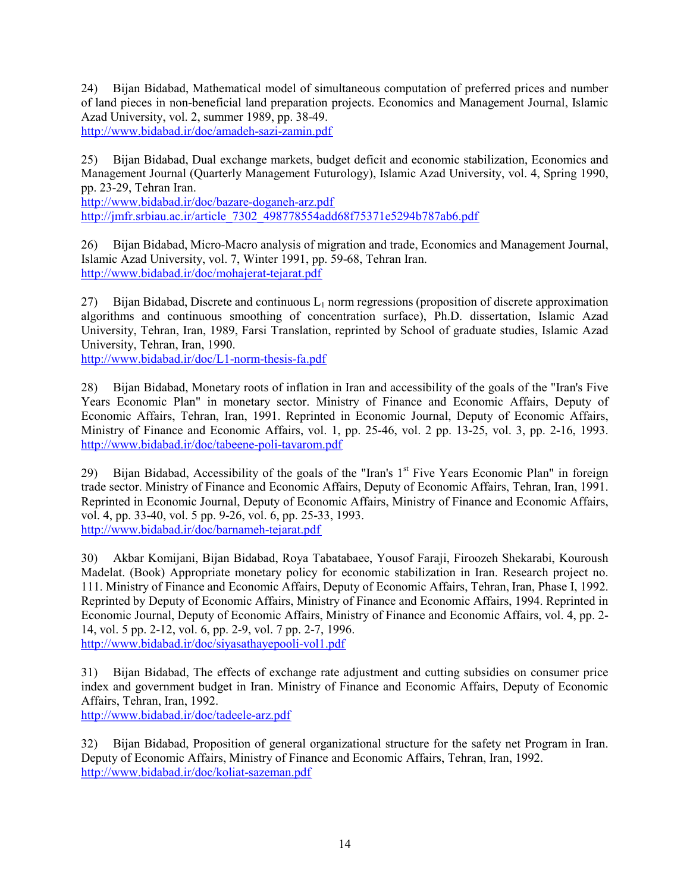24) Bijan Bidabad, Mathematical model of simultaneous computation of preferred prices and number of land pieces in non-beneficial land preparation projects. Economics and Management Journal, Islamic Azad University, vol. 2, summer 1989, pp. 38-49.
http://www.bidabad.ir/doc/amadeh-sazi-zamin.pdf

25) Bijan Bidabad, Dual exchange markets, budget deficit and economic stabilization, Economics and Management Journal (Quarterly Management Futurology), Islamic Azad University, vol. 4, Spring 1990, pp. 23-29, Tehran Iran.
http://www.bidabad.ir/doc/bazare-doganeh-arz.pdf
http://jmfr.srbiau.ac.ir/article_7302_498778554add68f75371e5294b787ab6.pdf

26) Bijan Bidabad, Micro-Macro analysis of migration and trade, Economics and Management Journal, Islamic Azad University, vol. 7, Winter 1991, pp. 59-68, Tehran Iran.
http://www.bidabad.ir/doc/mohajerat-tejarat.pdf

27) Bijan Bidabad, Discrete and continuous $L_1$ norm regressions (proposition of discrete approximation algorithms and continuous smoothing of concentration surface), Ph.D. dissertation, Islamic Azad University, Tehran, Iran, 1989, Farsi Translation, reprinted by School of graduate studies, Islamic Azad University, Tehran, Iran, 1990.
http://www.bidabad.ir/doc/L1-norm-thesis-fa.pdf

28) Bijan Bidabad, Monetary roots of inflation in Iran and accessibility of the goals of the "Iran's Five Years Economic Plan" in monetary sector. Ministry of Finance and Economic Affairs, Deputy of Economic Affairs, Tehran, Iran, 1991. Reprinted in Economic Journal, Deputy of Economic Affairs, Ministry of Finance and Economic Affairs, vol. 1, pp. 25-46, vol. 2 pp. 13-25, vol. 3, pp. 2-16, 1993.
http://www.bidabad.ir/doc/tabeene-poli-tavarom.pdf

29) Bijan Bidabad, Accessibility of the goals of the "Iran's 1st Five Years Economic Plan" in foreign trade sector. Ministry of Finance and Economic Affairs, Deputy of Economic Affairs, Tehran, Iran, 1991. Reprinted in Economic Journal, Deputy of Economic Affairs, Ministry of Finance and Economic Affairs, vol. 4, pp. 33-40, vol. 5 pp. 9-26, vol. 6, pp. 25-33, 1993.
http://www.bidabad.ir/doc/barnameh-tejarat.pdf

30) Akbar Komijani, Bijan Bidabad, Roya Tabatabaee, Yousof Faraji, Firoozeh Shekarabi, Kouroush Madelat. (Book) Appropriate monetary policy for economic stabilization in Iran. Research project no. 111. Ministry of Finance and Economic Affairs, Deputy of Economic Affairs, Tehran, Iran, Phase I, 1992. Reprinted by Deputy of Economic Affairs, Ministry of Finance and Economic Affairs, 1994. Reprinted in Economic Journal, Deputy of Economic Affairs, Ministry of Finance and Economic Affairs, vol. 4, pp. 2-14, vol. 5 pp. 2-12, vol. 6, pp. 2-9, vol. 7 pp. 2-7, 1996.
http://www.bidabad.ir/doc/siyasathayepooli-vol1.pdf

31) Bijan Bidabad, The effects of exchange rate adjustment and cutting subsidies on consumer price index and government budget in Iran. Ministry of Finance and Economic Affairs, Deputy of Economic Affairs, Tehran, Iran, 1992.
http://www.bidabad.ir/doc/tadeele-arz.pdf

32) Bijan Bidabad, Proposition of general organizational structure for the safety net Program in Iran. Deputy of Economic Affairs, Ministry of Finance and Economic Affairs, Tehran, Iran, 1992.
http://www.bidabad.ir/doc/koliat-sazeman.pdf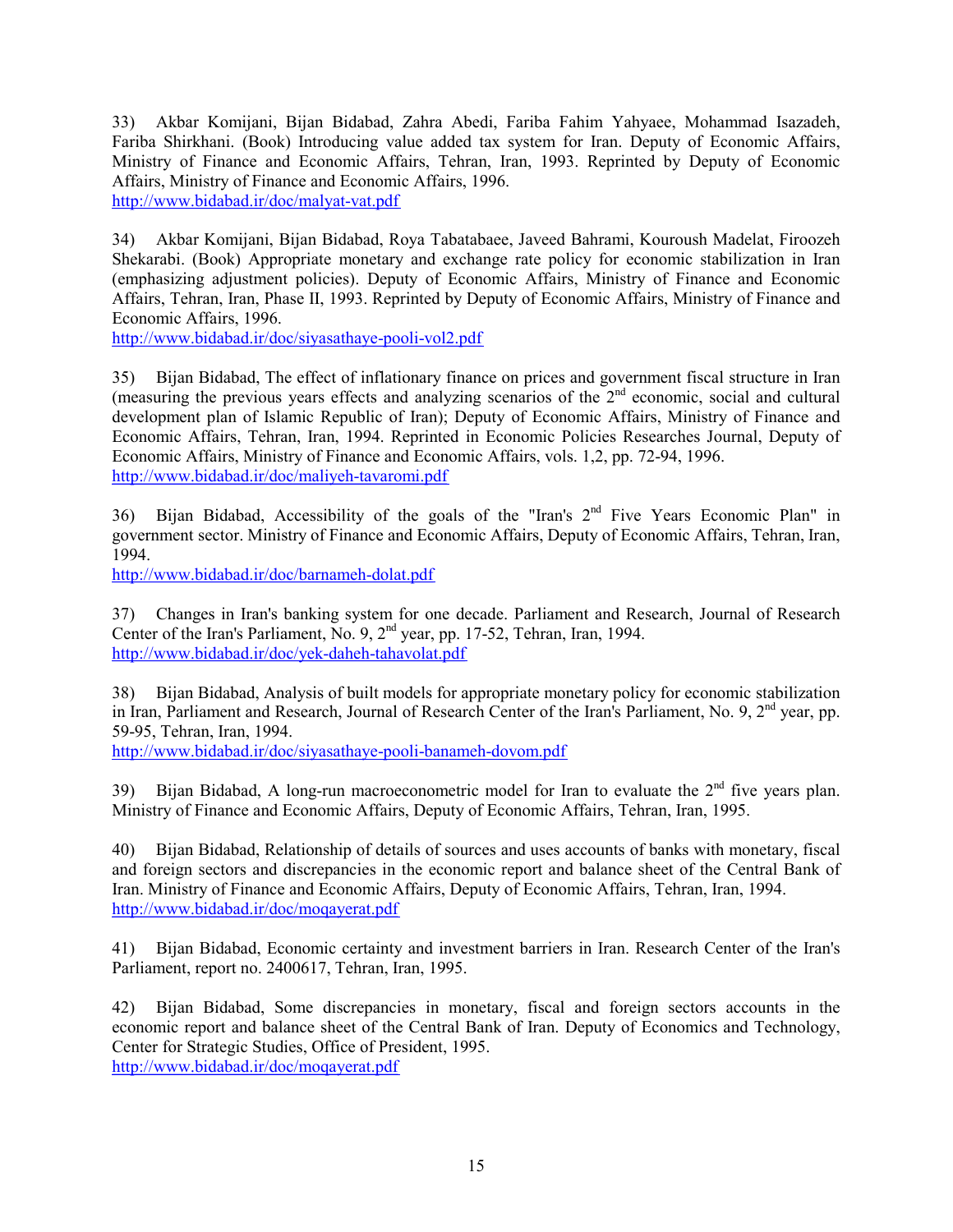33) Akbar Komijani, Bijan Bidabad, Zahra Abedi, Fariba Fahim Yahyaee, Mohammad Isazadeh, Fariba Shirkhani. (Book) Introducing value added tax system for Iran. Deputy of Economic Affairs, Ministry of Finance and Economic Affairs, Tehran, Iran, 1993. Reprinted by Deputy of Economic Affairs, Ministry of Finance and Economic Affairs, 1996.
http://www.bidabad.ir/doc/malyat-vat.pdf

34) Akbar Komijani, Bijan Bidabad, Roya Tabatabaee, Javeed Bahrami, Kouroush Madelat, Firoozeh Shekarabi. (Book) Appropriate monetary and exchange rate policy for economic stabilization in Iran (emphasizing adjustment policies). Deputy of Economic Affairs, Ministry of Finance and Economic Affairs, Tehran, Iran, Phase II, 1993. Reprinted by Deputy of Economic Affairs, Ministry of Finance and Economic Affairs, 1996.
http://www.bidabad.ir/doc/siyasathaye-pooli-vol2.pdf

35) Bijan Bidabad, The effect of inflationary finance on prices and government fiscal structure in Iran (measuring the previous years effects and analyzing scenarios of the 2nd economic, social and cultural development plan of Islamic Republic of Iran); Deputy of Economic Affairs, Ministry of Finance and Economic Affairs, Tehran, Iran, 1994. Reprinted in Economic Policies Researches Journal, Deputy of Economic Affairs, Ministry of Finance and Economic Affairs, vols. 1,2, pp. 72-94, 1996.
http://www.bidabad.ir/doc/maliyeh-tavaromi.pdf

36) Bijan Bidabad, Accessibility of the goals of the "Iran's 2nd Five Years Economic Plan" in government sector. Ministry of Finance and Economic Affairs, Deputy of Economic Affairs, Tehran, Iran, 1994.
http://www.bidabad.ir/doc/barnameh-dolat.pdf

37) Changes in Iran's banking system for one decade. Parliament and Research, Journal of Research Center of the Iran's Parliament, No. 9, 2nd year, pp. 17-52, Tehran, Iran, 1994.
http://www.bidabad.ir/doc/yek-daheh-tahavolat.pdf

38) Bijan Bidabad, Analysis of built models for appropriate monetary policy for economic stabilization in Iran, Parliament and Research, Journal of Research Center of the Iran's Parliament, No. 9, 2nd year, pp. 59-95, Tehran, Iran, 1994.
http://www.bidabad.ir/doc/siyasathaye-pooli-banameh-dovom.pdf

39) Bijan Bidabad, A long-run macroeconometric model for Iran to evaluate the 2nd five years plan. Ministry of Finance and Economic Affairs, Deputy of Economic Affairs, Tehran, Iran, 1995.

40) Bijan Bidabad, Relationship of details of sources and uses accounts of banks with monetary, fiscal and foreign sectors and discrepancies in the economic report and balance sheet of the Central Bank of Iran. Ministry of Finance and Economic Affairs, Deputy of Economic Affairs, Tehran, Iran, 1994.
http://www.bidabad.ir/doc/moqayerat.pdf

41) Bijan Bidabad, Economic certainty and investment barriers in Iran. Research Center of the Iran's Parliament, report no. 2400617, Tehran, Iran, 1995.

42) Bijan Bidabad, Some discrepancies in monetary, fiscal and foreign sectors accounts in the economic report and balance sheet of the Central Bank of Iran. Deputy of Economics and Technology, Center for Strategic Studies, Office of President, 1995.
http://www.bidabad.ir/doc/moqayerat.pdf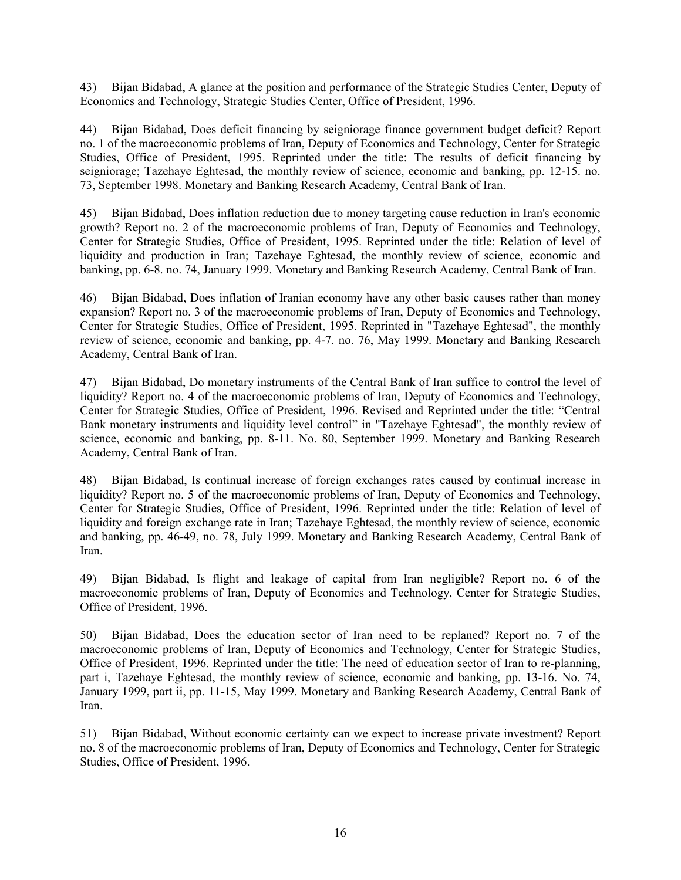43) Bijan Bidabad, A glance at the position and performance of the Strategic Studies Center, Deputy of Economics and Technology, Strategic Studies Center, Office of President, 1996.

44) Bijan Bidabad, Does deficit financing by seigniorage finance government budget deficit? Report no. 1 of the macroeconomic problems of Iran, Deputy of Economics and Technology, Center for Strategic Studies, Office of President, 1995. Reprinted under the title: The results of deficit financing by seigniorage; Tazehaye Eghtesad, the monthly review of science, economic and banking, pp. 12-15. no. 73, September 1998. Monetary and Banking Research Academy, Central Bank of Iran.

45) Bijan Bidabad, Does inflation reduction due to money targeting cause reduction in Iran's economic growth? Report no. 2 of the macroeconomic problems of Iran, Deputy of Economics and Technology, Center for Strategic Studies, Office of President, 1995. Reprinted under the title: Relation of level of liquidity and production in Iran; Tazehaye Eghtesad, the monthly review of science, economic and banking, pp. 6-8. no. 74, January 1999. Monetary and Banking Research Academy, Central Bank of Iran.

46) Bijan Bidabad, Does inflation of Iranian economy have any other basic causes rather than money expansion? Report no. 3 of the macroeconomic problems of Iran, Deputy of Economics and Technology, Center for Strategic Studies, Office of President, 1995. Reprinted in "Tazehaye Eghtesad", the monthly review of science, economic and banking, pp. 4-7. no. 76, May 1999. Monetary and Banking Research Academy, Central Bank of Iran.

47) Bijan Bidabad, Do monetary instruments of the Central Bank of Iran suffice to control the level of liquidity? Report no. 4 of the macroeconomic problems of Iran, Deputy of Economics and Technology, Center for Strategic Studies, Office of President, 1996. Revised and Reprinted under the title: "Central Bank monetary instruments and liquidity level control" in "Tazehaye Eghtesad", the monthly review of science, economic and banking, pp. 8-11. No. 80, September 1999. Monetary and Banking Research Academy, Central Bank of Iran.

48) Bijan Bidabad, Is continual increase of foreign exchanges rates caused by continual increase in liquidity? Report no. 5 of the macroeconomic problems of Iran, Deputy of Economics and Technology, Center for Strategic Studies, Office of President, 1996. Reprinted under the title: Relation of level of liquidity and foreign exchange rate in Iran; Tazehaye Eghtesad, the monthly review of science, economic and banking, pp. 46-49, no. 78, July 1999. Monetary and Banking Research Academy, Central Bank of Iran.

49) Bijan Bidabad, Is flight and leakage of capital from Iran negligible? Report no. 6 of the macroeconomic problems of Iran, Deputy of Economics and Technology, Center for Strategic Studies, Office of President, 1996.

50) Bijan Bidabad, Does the education sector of Iran need to be replaned? Report no. 7 of the macroeconomic problems of Iran, Deputy of Economics and Technology, Center for Strategic Studies, Office of President, 1996. Reprinted under the title: The need of education sector of Iran to re-planning, part i, Tazehaye Eghtesad, the monthly review of science, economic and banking, pp. 13-16. No. 74, January 1999, part ii, pp. 11-15, May 1999. Monetary and Banking Research Academy, Central Bank of Iran.

51) Bijan Bidabad, Without economic certainty can we expect to increase private investment? Report no. 8 of the macroeconomic problems of Iran, Deputy of Economics and Technology, Center for Strategic Studies, Office of President, 1996.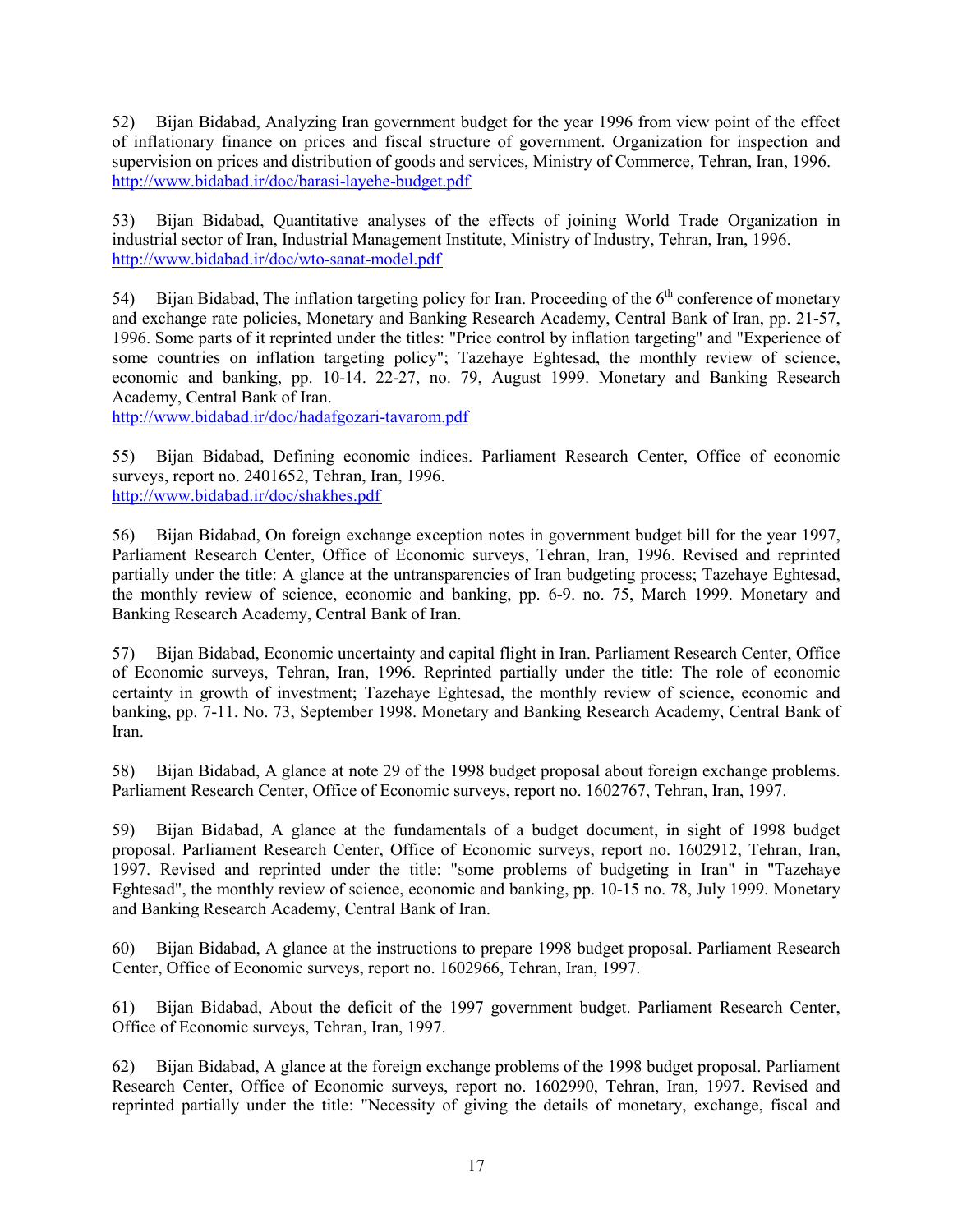52) Bijan Bidabad, Analyzing Iran government budget for the year 1996 from view point of the effect of inflationary finance on prices and fiscal structure of government. Organization for inspection and supervision on prices and distribution of goods and services, Ministry of Commerce, Tehran, Iran, 1996. http://www.bidabad.ir/doc/barasi-layehe-budget.pdf

53) Bijan Bidabad, Quantitative analyses of the effects of joining World Trade Organization in industrial sector of Iran, Industrial Management Institute, Ministry of Industry, Tehran, Iran, 1996. http://www.bidabad.ir/doc/wto-sanat-model.pdf

54) Bijan Bidabad, The inflation targeting policy for Iran. Proceeding of the 6th conference of monetary and exchange rate policies, Monetary and Banking Research Academy, Central Bank of Iran, pp. 21-57, 1996. Some parts of it reprinted under the titles: "Price control by inflation targeting" and "Experience of some countries on inflation targeting policy"; Tazehaye Eghtesad, the monthly review of science, economic and banking, pp. 10-14. 22-27, no. 79, August 1999. Monetary and Banking Research Academy, Central Bank of Iran.
http://www.bidabad.ir/doc/hadafgozari-tavarom.pdf

55) Bijan Bidabad, Defining economic indices. Parliament Research Center, Office of economic surveys, report no. 2401652, Tehran, Iran, 1996.
http://www.bidabad.ir/doc/shakhes.pdf

56) Bijan Bidabad, On foreign exchange exception notes in government budget bill for the year 1997, Parliament Research Center, Office of Economic surveys, Tehran, Iran, 1996. Revised and reprinted partially under the title: A glance at the untransparencies of Iran budgeting process; Tazehaye Eghtesad, the monthly review of science, economic and banking, pp. 6-9. no. 75, March 1999. Monetary and Banking Research Academy, Central Bank of Iran.

57) Bijan Bidabad, Economic uncertainty and capital flight in Iran. Parliament Research Center, Office of Economic surveys, Tehran, Iran, 1996. Reprinted partially under the title: The role of economic certainty in growth of investment; Tazehaye Eghtesad, the monthly review of science, economic and banking, pp. 7-11. No. 73, September 1998. Monetary and Banking Research Academy, Central Bank of Iran.

58) Bijan Bidabad, A glance at note 29 of the 1998 budget proposal about foreign exchange problems. Parliament Research Center, Office of Economic surveys, report no. 1602767, Tehran, Iran, 1997.

59) Bijan Bidabad, A glance at the fundamentals of a budget document, in sight of 1998 budget proposal. Parliament Research Center, Office of Economic surveys, report no. 1602912, Tehran, Iran, 1997. Revised and reprinted under the title: "some problems of budgeting in Iran" in "Tazehaye Eghtesad", the monthly review of science, economic and banking, pp. 10-15 no. 78, July 1999. Monetary and Banking Research Academy, Central Bank of Iran.

60) Bijan Bidabad, A glance at the instructions to prepare 1998 budget proposal. Parliament Research Center, Office of Economic surveys, report no. 1602966, Tehran, Iran, 1997.

61) Bijan Bidabad, About the deficit of the 1997 government budget. Parliament Research Center, Office of Economic surveys, Tehran, Iran, 1997.

62) Bijan Bidabad, A glance at the foreign exchange problems of the 1998 budget proposal. Parliament Research Center, Office of Economic surveys, report no. 1602990, Tehran, Iran, 1997. Revised and reprinted partially under the title: "Necessity of giving the details of monetary, exchange, fiscal and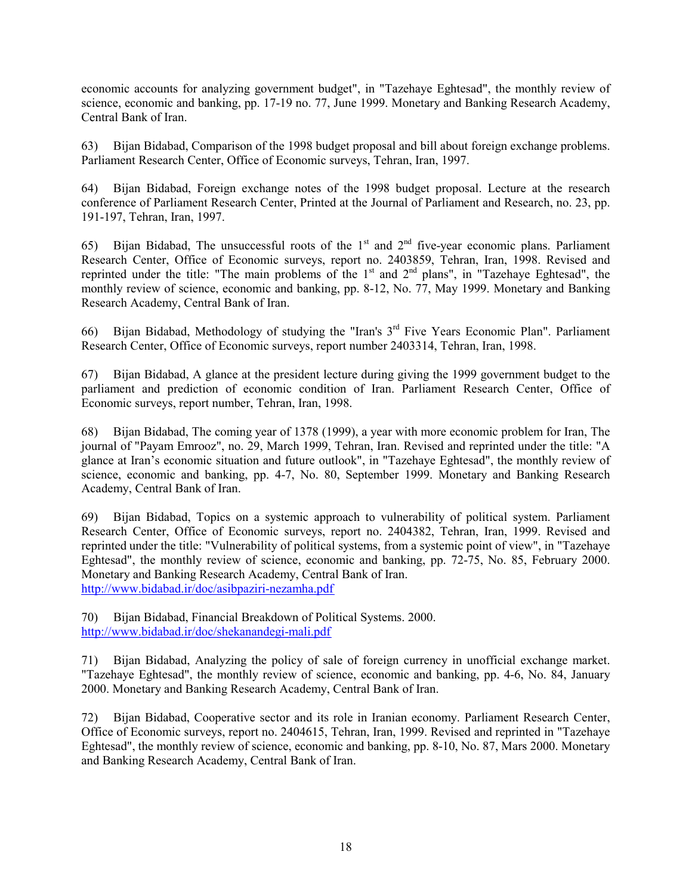economic accounts for analyzing government budget", in "Tazehaye Eghtesad", the monthly review of science, economic and banking, pp. 17-19 no. 77, June 1999. Monetary and Banking Research Academy, Central Bank of Iran.

63) Bijan Bidabad, Comparison of the 1998 budget proposal and bill about foreign exchange problems. Parliament Research Center, Office of Economic surveys, Tehran, Iran, 1997.

64) Bijan Bidabad, Foreign exchange notes of the 1998 budget proposal. Lecture at the research conference of Parliament Research Center, Printed at the Journal of Parliament and Research, no. 23, pp. 191-197, Tehran, Iran, 1997.

65) Bijan Bidabad, The unsuccessful roots of the 1st and 2nd five-year economic plans. Parliament Research Center, Office of Economic surveys, report no. 2403859, Tehran, Iran, 1998. Revised and reprinted under the title: "The main problems of the 1st and 2nd plans", in "Tazehaye Eghtesad", the monthly review of science, economic and banking, pp. 8-12, No. 77, May 1999. Monetary and Banking Research Academy, Central Bank of Iran.

66) Bijan Bidabad, Methodology of studying the "Iran's 3rd Five Years Economic Plan". Parliament Research Center, Office of Economic surveys, report number 2403314, Tehran, Iran, 1998.

67) Bijan Bidabad, A glance at the president lecture during giving the 1999 government budget to the parliament and prediction of economic condition of Iran. Parliament Research Center, Office of Economic surveys, report number, Tehran, Iran, 1998.

68) Bijan Bidabad, The coming year of 1378 (1999), a year with more economic problem for Iran, The journal of "Payam Emrooz", no. 29, March 1999, Tehran, Iran. Revised and reprinted under the title: "A glance at Iran's economic situation and future outlook", in "Tazehaye Eghtesad", the monthly review of science, economic and banking, pp. 4-7, No. 80, September 1999. Monetary and Banking Research Academy, Central Bank of Iran.

69) Bijan Bidabad, Topics on a systemic approach to vulnerability of political system. Parliament Research Center, Office of Economic surveys, report no. 2404382, Tehran, Iran, 1999. Revised and reprinted under the title: "Vulnerability of political systems, from a systemic point of view", in "Tazehaye Eghtesad", the monthly review of science, economic and banking, pp. 72-75, No. 85, February 2000. Monetary and Banking Research Academy, Central Bank of Iran.
http://www.bidabad.ir/doc/asibpaziri-nezamha.pdf

70) Bijan Bidabad, Financial Breakdown of Political Systems. 2000.
http://www.bidabad.ir/doc/shekanandegi-mali.pdf

71) Bijan Bidabad, Analyzing the policy of sale of foreign currency in unofficial exchange market. "Tazehaye Eghtesad", the monthly review of science, economic and banking, pp. 4-6, No. 84, January 2000. Monetary and Banking Research Academy, Central Bank of Iran.

72) Bijan Bidabad, Cooperative sector and its role in Iranian economy. Parliament Research Center, Office of Economic surveys, report no. 2404615, Tehran, Iran, 1999. Revised and reprinted in "Tazehaye Eghtesad", the monthly review of science, economic and banking, pp. 8-10, No. 87, Mars 2000. Monetary and Banking Research Academy, Central Bank of Iran.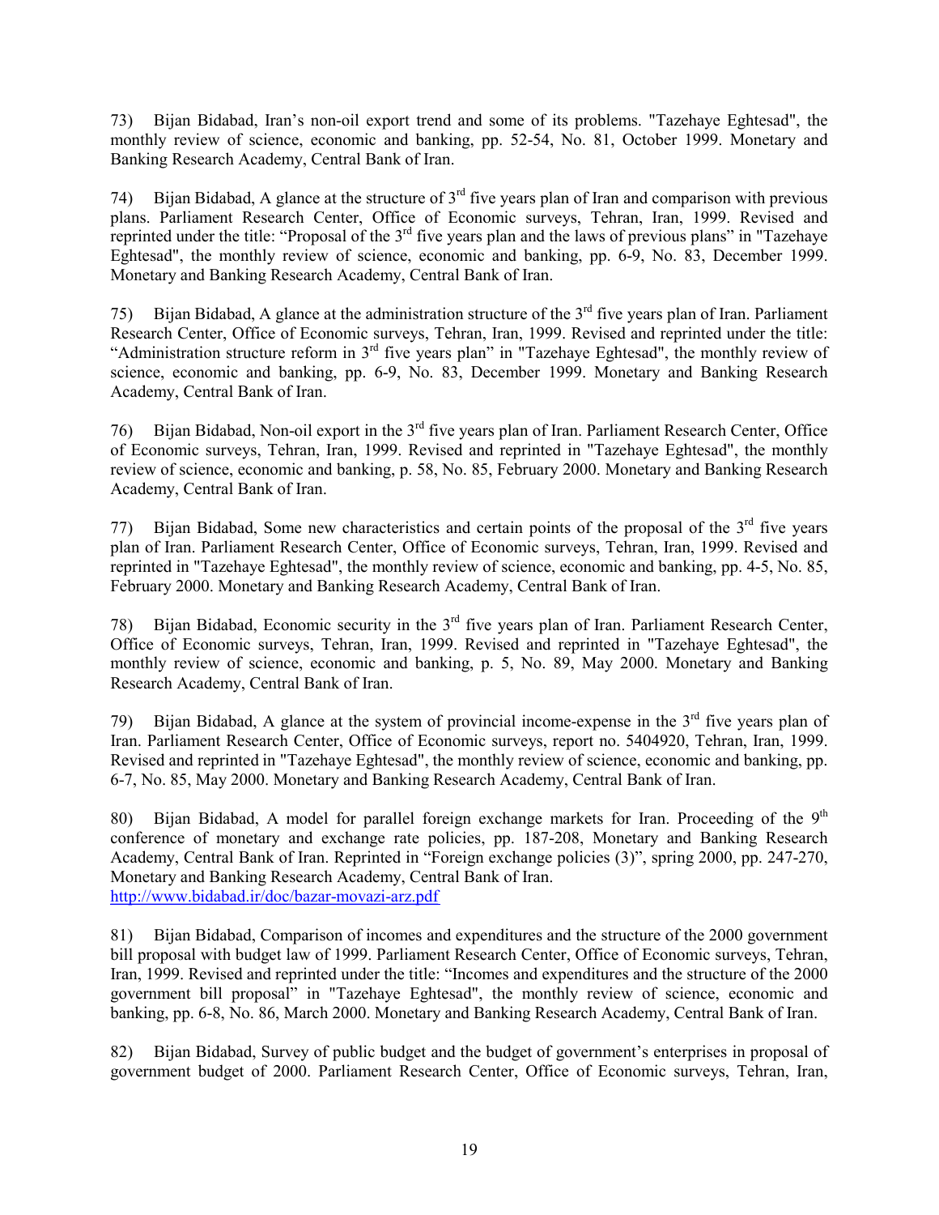73) Bijan Bidabad, Iran's non-oil export trend and some of its problems. "Tazehaye Eghtesad", the monthly review of science, economic and banking, pp. 52-54, No. 81, October 1999. Monetary and Banking Research Academy, Central Bank of Iran.

74) Bijan Bidabad, A glance at the structure of 3rd five years plan of Iran and comparison with previous plans. Parliament Research Center, Office of Economic surveys, Tehran, Iran, 1999. Revised and reprinted under the title: "Proposal of the 3rd five years plan and the laws of previous plans" in "Tazehaye Eghtesad", the monthly review of science, economic and banking, pp. 6-9, No. 83, December 1999. Monetary and Banking Research Academy, Central Bank of Iran.

75) Bijan Bidabad, A glance at the administration structure of the 3rd five years plan of Iran. Parliament Research Center, Office of Economic surveys, Tehran, Iran, 1999. Revised and reprinted under the title: "Administration structure reform in 3rd five years plan" in "Tazehaye Eghtesad", the monthly review of science, economic and banking, pp. 6-9, No. 83, December 1999. Monetary and Banking Research Academy, Central Bank of Iran.

76) Bijan Bidabad, Non-oil export in the 3rd five years plan of Iran. Parliament Research Center, Office of Economic surveys, Tehran, Iran, 1999. Revised and reprinted in "Tazehaye Eghtesad", the monthly review of science, economic and banking, p. 58, No. 85, February 2000. Monetary and Banking Research Academy, Central Bank of Iran.

77) Bijan Bidabad, Some new characteristics and certain points of the proposal of the 3rd five years plan of Iran. Parliament Research Center, Office of Economic surveys, Tehran, Iran, 1999. Revised and reprinted in "Tazehaye Eghtesad", the monthly review of science, economic and banking, pp. 4-5, No. 85, February 2000. Monetary and Banking Research Academy, Central Bank of Iran.

78) Bijan Bidabad, Economic security in the 3rd five years plan of Iran. Parliament Research Center, Office of Economic surveys, Tehran, Iran, 1999. Revised and reprinted in "Tazehaye Eghtesad", the monthly review of science, economic and banking, p. 5, No. 89, May 2000. Monetary and Banking Research Academy, Central Bank of Iran.

79) Bijan Bidabad, A glance at the system of provincial income-expense in the 3rd five years plan of Iran. Parliament Research Center, Office of Economic surveys, report no. 5404920, Tehran, Iran, 1999. Revised and reprinted in "Tazehaye Eghtesad", the monthly review of science, economic and banking, pp. 6-7, No. 85, May 2000. Monetary and Banking Research Academy, Central Bank of Iran.

80) Bijan Bidabad, A model for parallel foreign exchange markets for Iran. Proceeding of the 9th conference of monetary and exchange rate policies, pp. 187-208, Monetary and Banking Research Academy, Central Bank of Iran. Reprinted in "Foreign exchange policies (3)", spring 2000, pp. 247-270, Monetary and Banking Research Academy, Central Bank of Iran. http://www.bidabad.ir/doc/bazar-movazi-arz.pdf

81) Bijan Bidabad, Comparison of incomes and expenditures and the structure of the 2000 government bill proposal with budget law of 1999. Parliament Research Center, Office of Economic surveys, Tehran, Iran, 1999. Revised and reprinted under the title: "Incomes and expenditures and the structure of the 2000 government bill proposal" in "Tazehaye Eghtesad", the monthly review of science, economic and banking, pp. 6-8, No. 86, March 2000. Monetary and Banking Research Academy, Central Bank of Iran.

82) Bijan Bidabad, Survey of public budget and the budget of government's enterprises in proposal of government budget of 2000. Parliament Research Center, Office of Economic surveys, Tehran, Iran,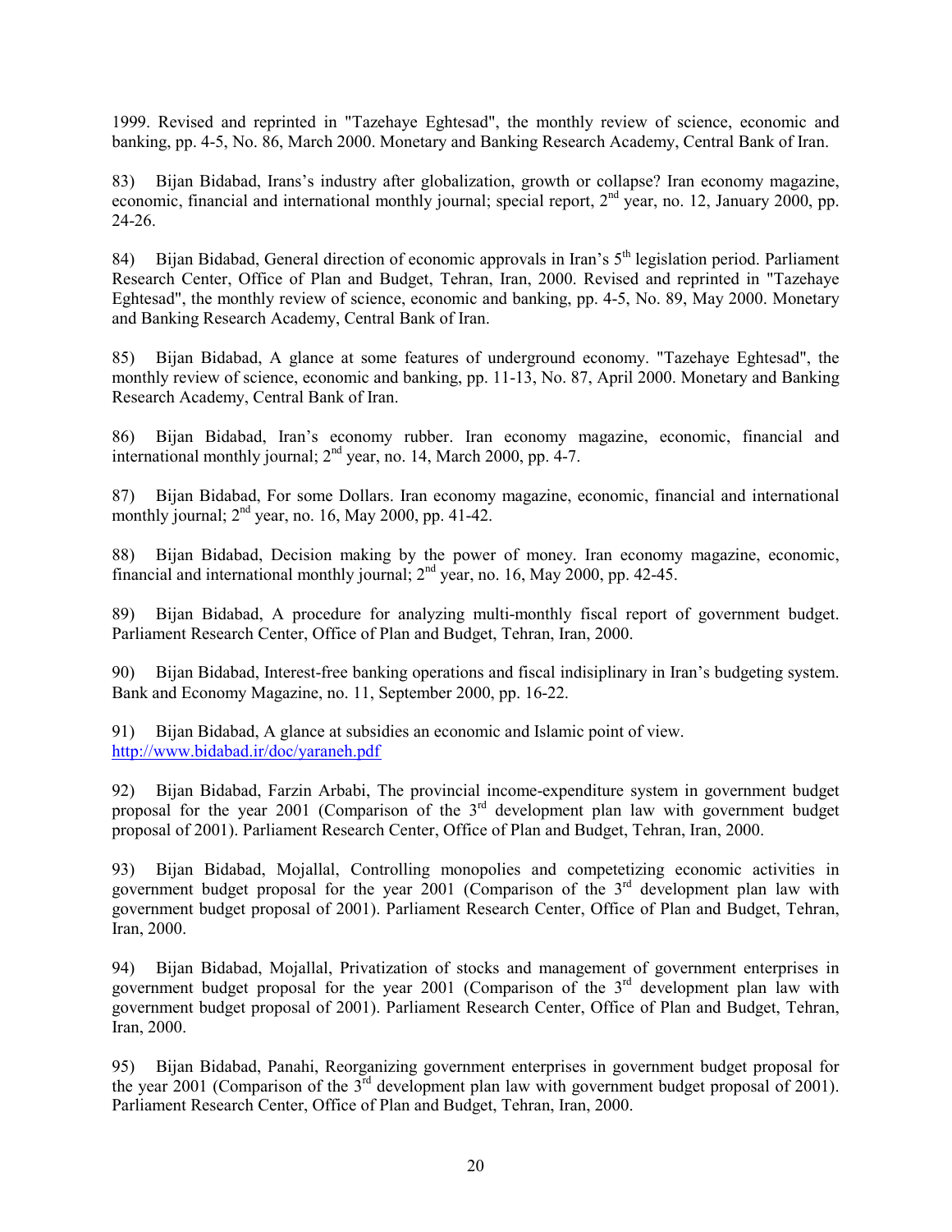1999. Revised and reprinted in "Tazehaye Eghtesad", the monthly review of science, economic and banking, pp. 4-5, No. 86, March 2000. Monetary and Banking Research Academy, Central Bank of Iran.

83) Bijan Bidabad, Irans's industry after globalization, growth or collapse? Iran economy magazine, economic, financial and international monthly journal; special report, 2nd year, no. 12, January 2000, pp. 24-26.

84) Bijan Bidabad, General direction of economic approvals in Iran's 5th legislation period. Parliament Research Center, Office of Plan and Budget, Tehran, Iran, 2000. Revised and reprinted in "Tazehaye Eghtesad", the monthly review of science, economic and banking, pp. 4-5, No. 89, May 2000. Monetary and Banking Research Academy, Central Bank of Iran.

85) Bijan Bidabad, A glance at some features of underground economy. "Tazehaye Eghtesad", the monthly review of science, economic and banking, pp. 11-13, No. 87, April 2000. Monetary and Banking Research Academy, Central Bank of Iran.

86) Bijan Bidabad, Iran's economy rubber. Iran economy magazine, economic, financial and international monthly journal; 2nd year, no. 14, March 2000, pp. 4-7.

87) Bijan Bidabad, For some Dollars. Iran economy magazine, economic, financial and international monthly journal; 2nd year, no. 16, May 2000, pp. 41-42.

88) Bijan Bidabad, Decision making by the power of money. Iran economy magazine, economic, financial and international monthly journal; 2nd year, no. 16, May 2000, pp. 42-45.

89) Bijan Bidabad, A procedure for analyzing multi-monthly fiscal report of government budget. Parliament Research Center, Office of Plan and Budget, Tehran, Iran, 2000.

90) Bijan Bidabad, Interest-free banking operations and fiscal indisiplinary in Iran's budgeting system. Bank and Economy Magazine, no. 11, September 2000, pp. 16-22.

91) Bijan Bidabad, A glance at subsidies an economic and Islamic point of view. http://www.bidabad.ir/doc/yaraneh.pdf

92) Bijan Bidabad, Farzin Arbabi, The provincial income-expenditure system in government budget proposal for the year 2001 (Comparison of the 3rd development plan law with government budget proposal of 2001). Parliament Research Center, Office of Plan and Budget, Tehran, Iran, 2000.

93) Bijan Bidabad, Mojallal, Controlling monopolies and competetizing economic activities in government budget proposal for the year 2001 (Comparison of the 3rd development plan law with government budget proposal of 2001). Parliament Research Center, Office of Plan and Budget, Tehran, Iran, 2000.

94) Bijan Bidabad, Mojallal, Privatization of stocks and management of government enterprises in government budget proposal for the year 2001 (Comparison of the 3rd development plan law with government budget proposal of 2001). Parliament Research Center, Office of Plan and Budget, Tehran, Iran, 2000.

95) Bijan Bidabad, Panahi, Reorganizing government enterprises in government budget proposal for the year 2001 (Comparison of the 3rd development plan law with government budget proposal of 2001). Parliament Research Center, Office of Plan and Budget, Tehran, Iran, 2000.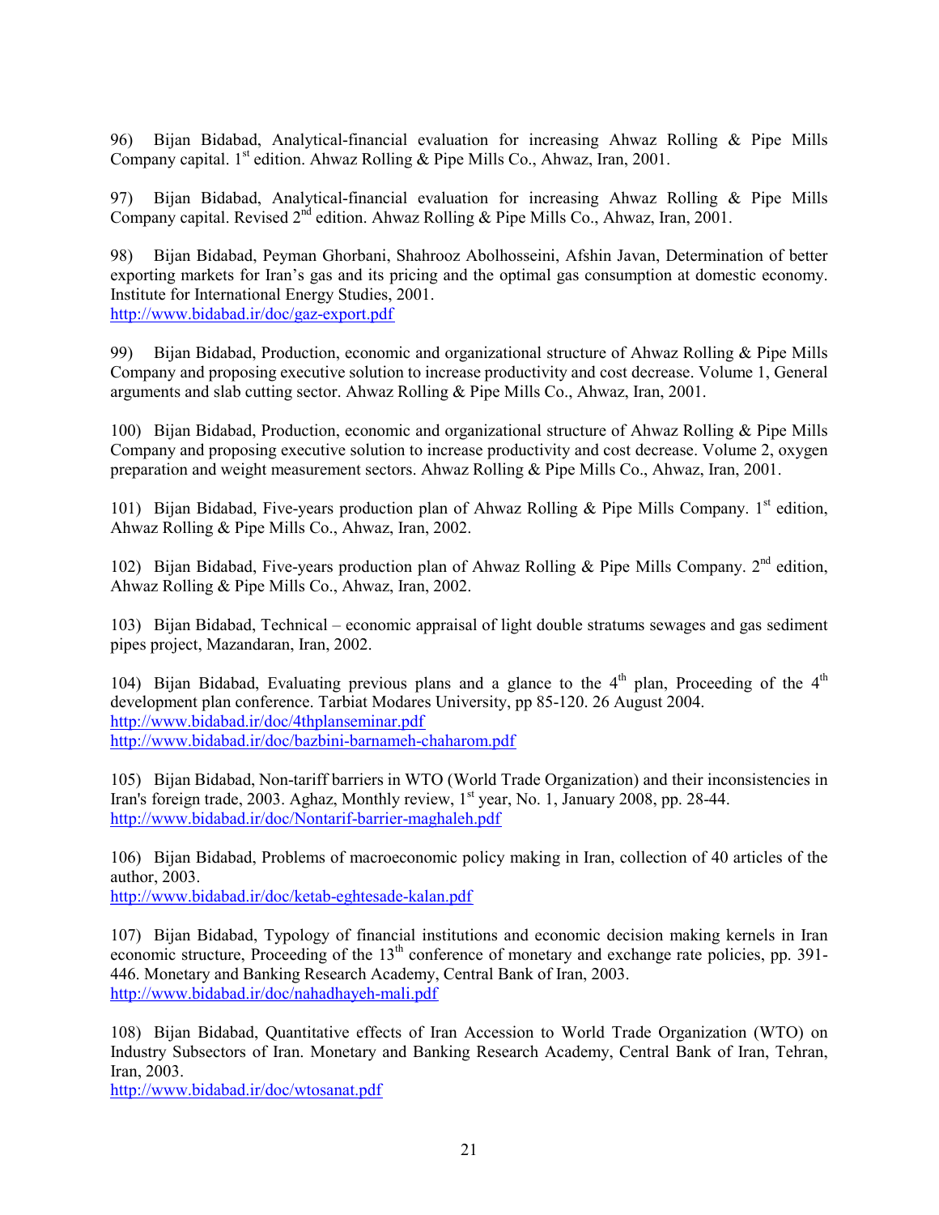96) Bijan Bidabad, Analytical-financial evaluation for increasing Ahwaz Rolling & Pipe Mills Company capital. 1st edition. Ahwaz Rolling & Pipe Mills Co., Ahwaz, Iran, 2001.

97) Bijan Bidabad, Analytical-financial evaluation for increasing Ahwaz Rolling & Pipe Mills Company capital. Revised 2nd edition. Ahwaz Rolling & Pipe Mills Co., Ahwaz, Iran, 2001.

98) Bijan Bidabad, Peyman Ghorbani, Shahrooz Abolhosseini, Afshin Javan, Determination of better exporting markets for Iran's gas and its pricing and the optimal gas consumption at domestic economy. Institute for International Energy Studies, 2001.
http://www.bidabad.ir/doc/gaz-export.pdf

99) Bijan Bidabad, Production, economic and organizational structure of Ahwaz Rolling & Pipe Mills Company and proposing executive solution to increase productivity and cost decrease. Volume 1, General arguments and slab cutting sector. Ahwaz Rolling & Pipe Mills Co., Ahwaz, Iran, 2001.

100) Bijan Bidabad, Production, economic and organizational structure of Ahwaz Rolling & Pipe Mills Company and proposing executive solution to increase productivity and cost decrease. Volume 2, oxygen preparation and weight measurement sectors. Ahwaz Rolling & Pipe Mills Co., Ahwaz, Iran, 2001.

101) Bijan Bidabad, Five-years production plan of Ahwaz Rolling & Pipe Mills Company. 1st edition, Ahwaz Rolling & Pipe Mills Co., Ahwaz, Iran, 2002.

102) Bijan Bidabad, Five-years production plan of Ahwaz Rolling & Pipe Mills Company. 2nd edition, Ahwaz Rolling & Pipe Mills Co., Ahwaz, Iran, 2002.

103) Bijan Bidabad, Technical – economic appraisal of light double stratums sewages and gas sediment pipes project, Mazandaran, Iran, 2002.

104) Bijan Bidabad, Evaluating previous plans and a glance to the 4th plan, Proceeding of the 4th development plan conference. Tarbiat Modares University, pp 85-120. 26 August 2004.
http://www.bidabad.ir/doc/4thplanseminar.pdf
http://www.bidabad.ir/doc/bazbini-barnameh-chaharom.pdf

105) Bijan Bidabad, Non-tariff barriers in WTO (World Trade Organization) and their inconsistencies in Iran's foreign trade, 2003. Aghaz, Monthly review, 1st year, No. 1, January 2008, pp. 28-44.
http://www.bidabad.ir/doc/Nontarif-barrier-maghaleh.pdf

106) Bijan Bidabad, Problems of macroeconomic policy making in Iran, collection of 40 articles of the author, 2003.
http://www.bidabad.ir/doc/ketab-eghtesade-kalan.pdf

107) Bijan Bidabad, Typology of financial institutions and economic decision making kernels in Iran economic structure, Proceeding of the 13th conference of monetary and exchange rate policies, pp. 391-446. Monetary and Banking Research Academy, Central Bank of Iran, 2003.
http://www.bidabad.ir/doc/nahadhayeh-mali.pdf

108) Bijan Bidabad, Quantitative effects of Iran Accession to World Trade Organization (WTO) on Industry Subsectors of Iran. Monetary and Banking Research Academy, Central Bank of Iran, Tehran, Iran, 2003.
http://www.bidabad.ir/doc/wtosanat.pdf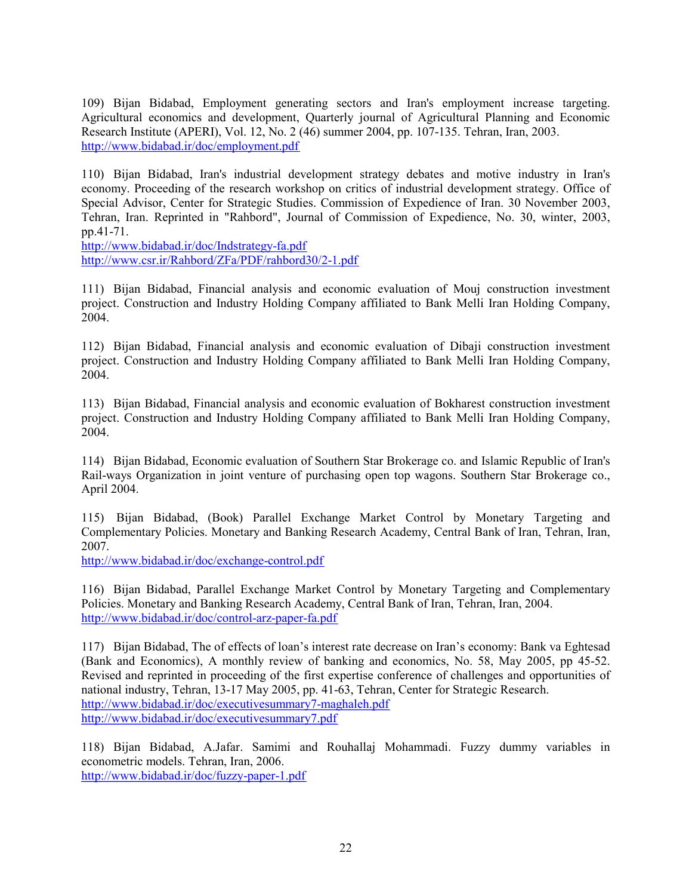109) Bijan Bidabad, Employment generating sectors and Iran's employment increase targeting. Agricultural economics and development, Quarterly journal of Agricultural Planning and Economic Research Institute (APERI), Vol. 12, No. 2 (46) summer 2004, pp. 107-135. Tehran, Iran, 2003.
http://www.bidabad.ir/doc/employment.pdf

110) Bijan Bidabad, Iran's industrial development strategy debates and motive industry in Iran's economy. Proceeding of the research workshop on critics of industrial development strategy. Office of Special Advisor, Center for Strategic Studies. Commission of Expedience of Iran. 30 November 2003, Tehran, Iran. Reprinted in "Rahbord", Journal of Commission of Expedience, No. 30, winter, 2003, pp.41-71.
http://www.bidabad.ir/doc/Indstrategy-fa.pdf
http://www.csr.ir/Rahbord/ZFa/PDF/rahbord30/2-1.pdf

111) Bijan Bidabad, Financial analysis and economic evaluation of Mouj construction investment project. Construction and Industry Holding Company affiliated to Bank Melli Iran Holding Company, 2004.

112) Bijan Bidabad, Financial analysis and economic evaluation of Dibaji construction investment project. Construction and Industry Holding Company affiliated to Bank Melli Iran Holding Company, 2004.

113) Bijan Bidabad, Financial analysis and economic evaluation of Bokharest construction investment project. Construction and Industry Holding Company affiliated to Bank Melli Iran Holding Company, 2004.

114) Bijan Bidabad, Economic evaluation of Southern Star Brokerage co. and Islamic Republic of Iran's Rail-ways Organization in joint venture of purchasing open top wagons. Southern Star Brokerage co., April 2004.

115) Bijan Bidabad, (Book) Parallel Exchange Market Control by Monetary Targeting and Complementary Policies. Monetary and Banking Research Academy, Central Bank of Iran, Tehran, Iran, 2007.
http://www.bidabad.ir/doc/exchange-control.pdf

116) Bijan Bidabad, Parallel Exchange Market Control by Monetary Targeting and Complementary Policies. Monetary and Banking Research Academy, Central Bank of Iran, Tehran, Iran, 2004.
http://www.bidabad.ir/doc/control-arz-paper-fa.pdf

117) Bijan Bidabad, The of effects of loan's interest rate decrease on Iran's economy: Bank va Eghtesad (Bank and Economics), A monthly review of banking and economics, No. 58, May 2005, pp 45-52. Revised and reprinted in proceeding of the first expertise conference of challenges and opportunities of national industry, Tehran, 13-17 May 2005, pp. 41-63, Tehran, Center for Strategic Research.
http://www.bidabad.ir/doc/executivesummary7-maghaleh.pdf
http://www.bidabad.ir/doc/executivesummary7.pdf

118) Bijan Bidabad, A.Jafar. Samimi and Rouhallaj Mohammadi. Fuzzy dummy variables in econometric models. Tehran, Iran, 2006.
http://www.bidabad.ir/doc/fuzzy-paper-1.pdf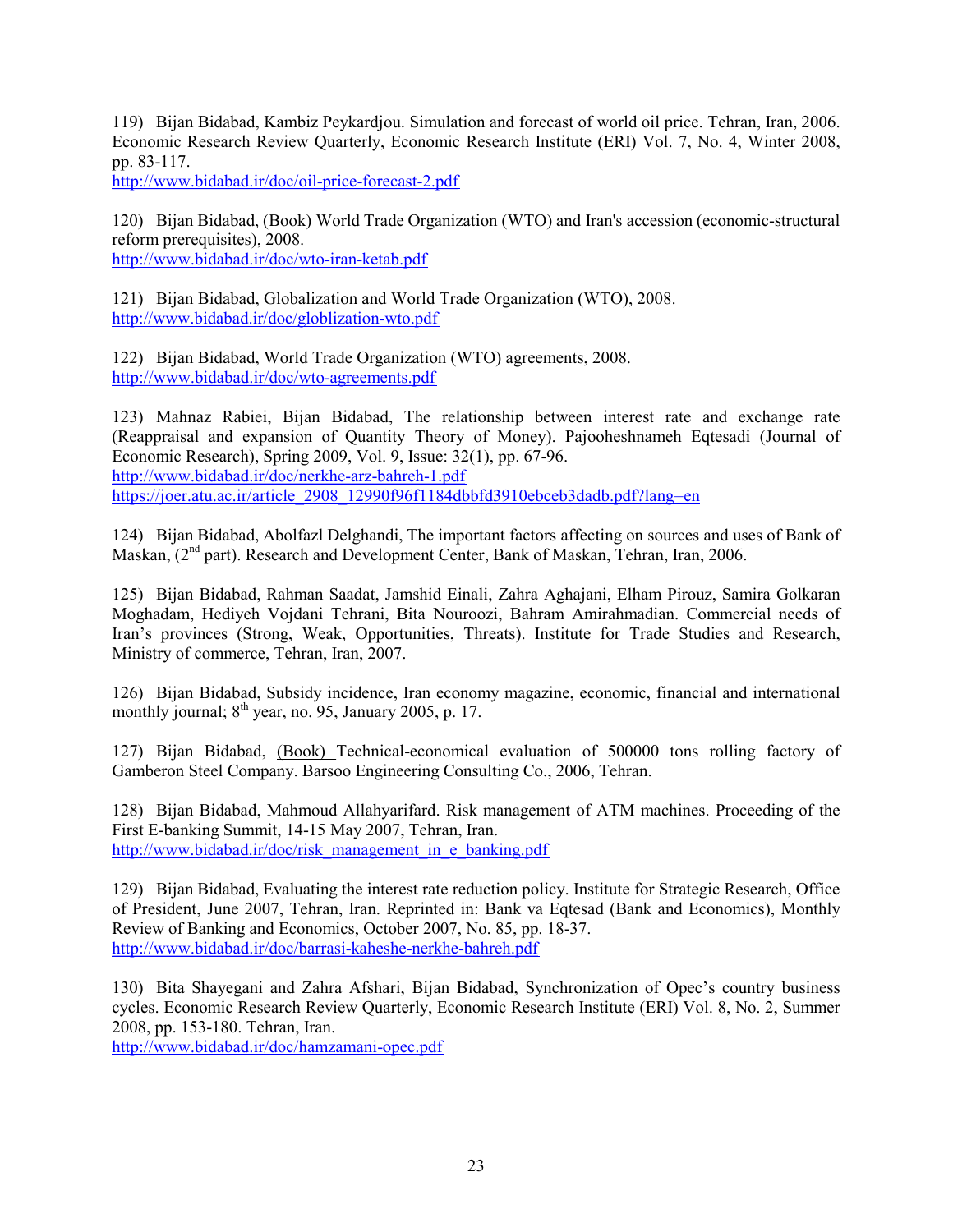119) Bijan Bidabad, Kambiz Peykardjou. Simulation and forecast of world oil price. Tehran, Iran, 2006. Economic Research Review Quarterly, Economic Research Institute (ERI) Vol. 7, No. 4, Winter 2008, pp. 83-117.
http://www.bidabad.ir/doc/oil-price-forecast-2.pdf

120) Bijan Bidabad, (Book) World Trade Organization (WTO) and Iran's accession (economic-structural reform prerequisites), 2008.
http://www.bidabad.ir/doc/wto-iran-ketab.pdf

121) Bijan Bidabad, Globalization and World Trade Organization (WTO), 2008.
http://www.bidabad.ir/doc/globlization-wto.pdf

122) Bijan Bidabad, World Trade Organization (WTO) agreements, 2008.
http://www.bidabad.ir/doc/wto-agreements.pdf

123) Mahnaz Rabiei, Bijan Bidabad, The relationship between interest rate and exchange rate (Reappraisal and expansion of Quantity Theory of Money). Pajooheshnameh Eqtesadi (Journal of Economic Research), Spring 2009, Vol. 9, Issue: 32(1), pp. 67-96.
http://www.bidabad.ir/doc/nerkhe-arz-bahreh-1.pdf
https://joer.atu.ac.ir/article_2908_12990f96f1184dbbfd3910ebceb3dadb.pdf?lang=en

124) Bijan Bidabad, Abolfazl Delghandi, The important factors affecting on sources and uses of Bank of Maskan, (2nd part). Research and Development Center, Bank of Maskan, Tehran, Iran, 2006.

125) Bijan Bidabad, Rahman Saadat, Jamshid Einali, Zahra Aghajani, Elham Pirouz, Samira Golkaran Moghadam, Hediyeh Vojdani Tehrani, Bita Nouroozi, Bahram Amirahmadian. Commercial needs of Iran's provinces (Strong, Weak, Opportunities, Threats). Institute for Trade Studies and Research, Ministry of commerce, Tehran, Iran, 2007.

126) Bijan Bidabad, Subsidy incidence, Iran economy magazine, economic, financial and international monthly journal; 8th year, no. 95, January 2005, p. 17.

127) Bijan Bidabad, (Book) Technical-economical evaluation of 500000 tons rolling factory of Gamberon Steel Company. Barsoo Engineering Consulting Co., 2006, Tehran.

128) Bijan Bidabad, Mahmoud Allahyarifard. Risk management of ATM machines. Proceeding of the First E-banking Summit, 14-15 May 2007, Tehran, Iran.
http://www.bidabad.ir/doc/risk_management_in_e_banking.pdf

129) Bijan Bidabad, Evaluating the interest rate reduction policy. Institute for Strategic Research, Office of President, June 2007, Tehran, Iran. Reprinted in: Bank va Eqtesad (Bank and Economics), Monthly Review of Banking and Economics, October 2007, No. 85, pp. 18-37.
http://www.bidabad.ir/doc/barrasi-kaheshe-nerkhe-bahreh.pdf

130) Bita Shayegani and Zahra Afshari, Bijan Bidabad, Synchronization of Opec's country business cycles. Economic Research Review Quarterly, Economic Research Institute (ERI) Vol. 8, No. 2, Summer 2008, pp. 153-180. Tehran, Iran.
http://www.bidabad.ir/doc/hamzamani-opec.pdf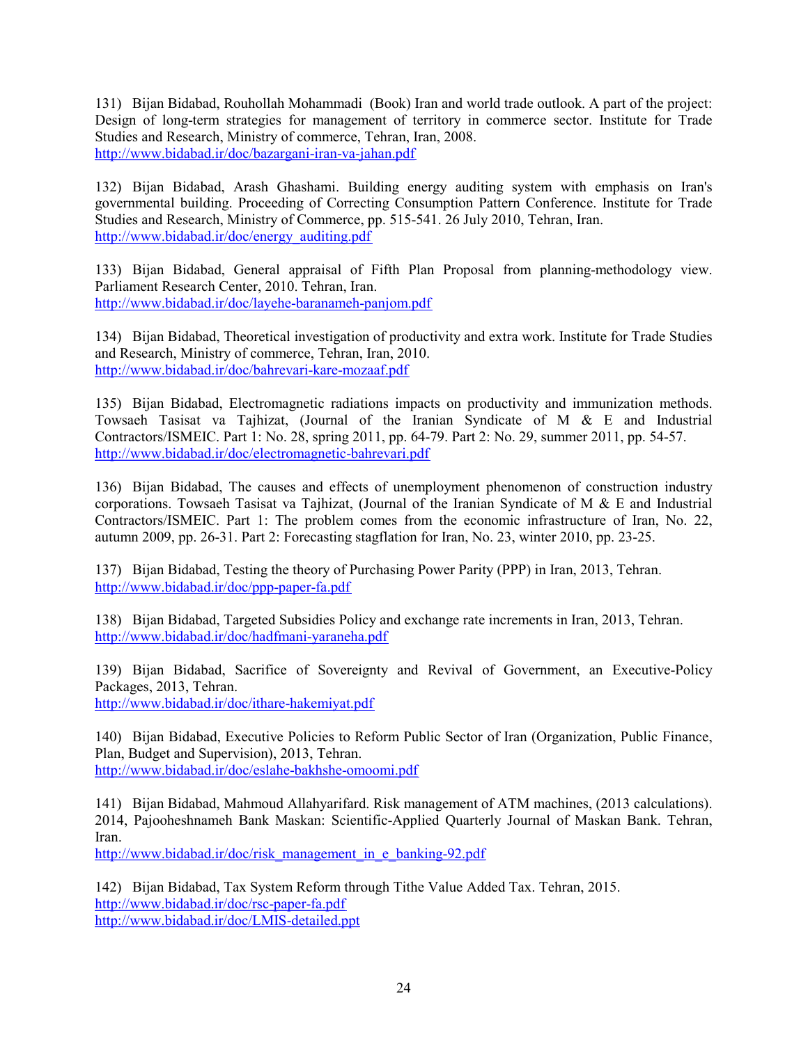131) Bijan Bidabad, Rouhollah Mohammadi (Book) Iran and world trade outlook. A part of the project: Design of long-term strategies for management of territory in commerce sector. Institute for Trade Studies and Research, Ministry of commerce, Tehran, Iran, 2008.
http://www.bidabad.ir/doc/bazargani-iran-va-jahan.pdf

132) Bijan Bidabad, Arash Ghashami. Building energy auditing system with emphasis on Iran's governmental building. Proceeding of Correcting Consumption Pattern Conference. Institute for Trade Studies and Research, Ministry of Commerce, pp. 515-541. 26 July 2010, Tehran, Iran.
http://www.bidabad.ir/doc/energy_auditing.pdf

133) Bijan Bidabad, General appraisal of Fifth Plan Proposal from planning-methodology view. Parliament Research Center, 2010. Tehran, Iran.
http://www.bidabad.ir/doc/layehe-baranameh-panjom.pdf

134) Bijan Bidabad, Theoretical investigation of productivity and extra work. Institute for Trade Studies and Research, Ministry of commerce, Tehran, Iran, 2010.
http://www.bidabad.ir/doc/bahrevari-kare-mozaaf.pdf

135) Bijan Bidabad, Electromagnetic radiations impacts on productivity and immunization methods. Towsaeh Tasisat va Tajhizat, (Journal of the Iranian Syndicate of M & E and Industrial Contractors/ISMEIC. Part 1: No. 28, spring 2011, pp. 64-79. Part 2: No. 29, summer 2011, pp. 54-57.
http://www.bidabad.ir/doc/electromagnetic-bahrevari.pdf

136) Bijan Bidabad, The causes and effects of unemployment phenomenon of construction industry corporations. Towsaeh Tasisat va Tajhizat, (Journal of the Iranian Syndicate of M & E and Industrial Contractors/ISMEIC. Part 1: The problem comes from the economic infrastructure of Iran, No. 22, autumn 2009, pp. 26-31. Part 2: Forecasting stagflation for Iran, No. 23, winter 2010, pp. 23-25.

137) Bijan Bidabad, Testing the theory of Purchasing Power Parity (PPP) in Iran, 2013, Tehran.
http://www.bidabad.ir/doc/ppp-paper-fa.pdf

138) Bijan Bidabad, Targeted Subsidies Policy and exchange rate increments in Iran, 2013, Tehran.
http://www.bidabad.ir/doc/hadfmani-yaraneha.pdf

139) Bijan Bidabad, Sacrifice of Sovereignty and Revival of Government, an Executive-Policy Packages, 2013, Tehran.
http://www.bidabad.ir/doc/ithare-hakemiyat.pdf

140) Bijan Bidabad, Executive Policies to Reform Public Sector of Iran (Organization, Public Finance, Plan, Budget and Supervision), 2013, Tehran.
http://www.bidabad.ir/doc/eslahe-bakhshe-omoomi.pdf

141) Bijan Bidabad, Mahmoud Allahyarifard. Risk management of ATM machines, (2013 calculations). 2014, Pajooheshnameh Bank Maskan: Scientific-Applied Quarterly Journal of Maskan Bank. Tehran, Iran.
http://www.bidabad.ir/doc/risk_management_in_e_banking-92.pdf

142) Bijan Bidabad, Tax System Reform through Tithe Value Added Tax. Tehran, 2015.
http://www.bidabad.ir/doc/rsc-paper-fa.pdf
http://www.bidabad.ir/doc/LMIS-detailed.ppt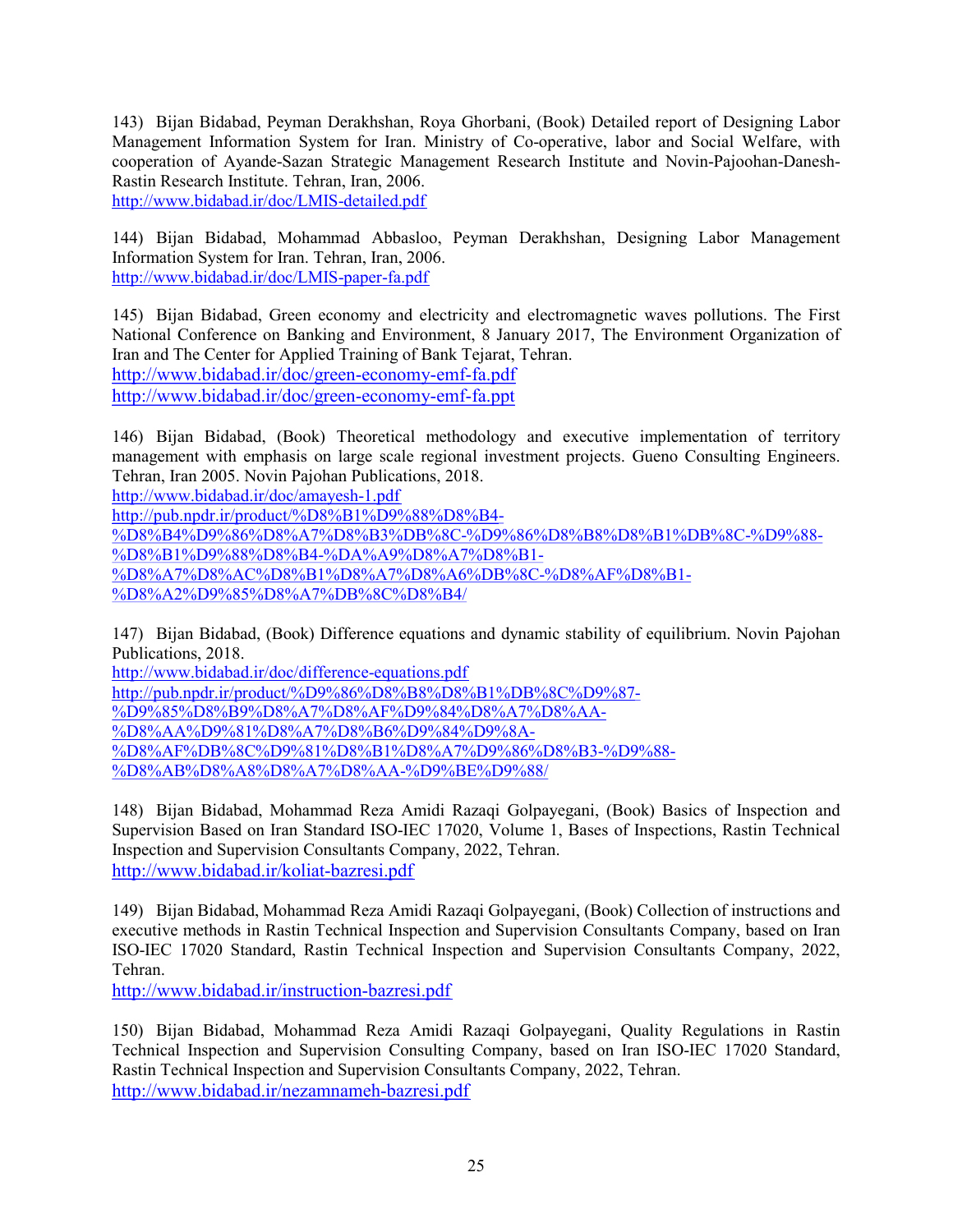143) Bijan Bidabad, Peyman Derakhshan, Roya Ghorbani, (Book) Detailed report of Designing Labor Management Information System for Iran. Ministry of Co-operative, labor and Social Welfare, with cooperation of Ayande-Sazan Strategic Management Research Institute and Novin-Pajoohan-Danesh-Rastin Research Institute. Tehran, Iran, 2006.
http://www.bidabad.ir/doc/LMIS-detailed.pdf

144) Bijan Bidabad, Mohammad Abbasloo, Peyman Derakhshan, Designing Labor Management Information System for Iran. Tehran, Iran, 2006.
http://www.bidabad.ir/doc/LMIS-paper-fa.pdf

145) Bijan Bidabad, Green economy and electricity and electromagnetic waves pollutions. The First National Conference on Banking and Environment, 8 January 2017, The Environment Organization of Iran and The Center for Applied Training of Bank Tejarat, Tehran.
http://www.bidabad.ir/doc/green-economy-emf-fa.pdf
http://www.bidabad.ir/doc/green-economy-emf-fa.ppt

146) Bijan Bidabad, (Book) Theoretical methodology and executive implementation of territory management with emphasis on large scale regional investment projects. Gueno Consulting Engineers. Tehran, Iran 2005. Novin Pajohan Publications, 2018.
http://www.bidabad.ir/doc/amayesh-1.pdf
http://pub.npdr.ir/product/%D8%B1%D9%88%D8%B4-%D8%B4%D9%86%D8%A7%D8%B3%DB%8C-%D9%86%D8%B8%D8%B1%DB%8C-%D9%88-%D8%B1%D9%88%D8%B4-%DA%A9%D8%A7%D8%B1-%D8%A7%D8%AC%D8%B1%D8%A7%D8%A6%DB%8C-%D8%AF%D8%B1-%D8%A2%D9%85%D8%A7%DB%8C%D8%B4/

147) Bijan Bidabad, (Book) Difference equations and dynamic stability of equilibrium. Novin Pajohan Publications, 2018.
http://www.bidabad.ir/doc/difference-equations.pdf
http://pub.npdr.ir/product/%D9%86%D8%B8%D8%B1%DB%8C%D9%87-%D9%85%D8%B9%D8%A7%D8%AF%D9%84%D8%A7%D8%AA-%D8%AA%D9%81%D8%A7%D8%B6%D9%84%D9%8A-%D8%AF%DB%8C%D9%81%D8%B1%D8%A7%D9%86%D8%B3-%D9%88-%D8%AB%D8%A8%D8%A7%D8%AA-%D9%BE%D9%88/

148) Bijan Bidabad, Mohammad Reza Amidi Razaqi Golpayegani, (Book) Basics of Inspection and Supervision Based on Iran Standard ISO-IEC 17020, Volume 1, Bases of Inspections, Rastin Technical Inspection and Supervision Consultants Company, 2022, Tehran.
http://www.bidabad.ir/koliat-bazresi.pdf

149) Bijan Bidabad, Mohammad Reza Amidi Razaqi Golpayegani, (Book) Collection of instructions and executive methods in Rastin Technical Inspection and Supervision Consultants Company, based on Iran ISO-IEC 17020 Standard, Rastin Technical Inspection and Supervision Consultants Company, 2022, Tehran.
http://www.bidabad.ir/instruction-bazresi.pdf

150) Bijan Bidabad, Mohammad Reza Amidi Razaqi Golpayegani, Quality Regulations in Rastin Technical Inspection and Supervision Consulting Company, based on Iran ISO-IEC 17020 Standard, Rastin Technical Inspection and Supervision Consultants Company, 2022, Tehran.
http://www.bidabad.ir/nezamnameh-bazresi.pdf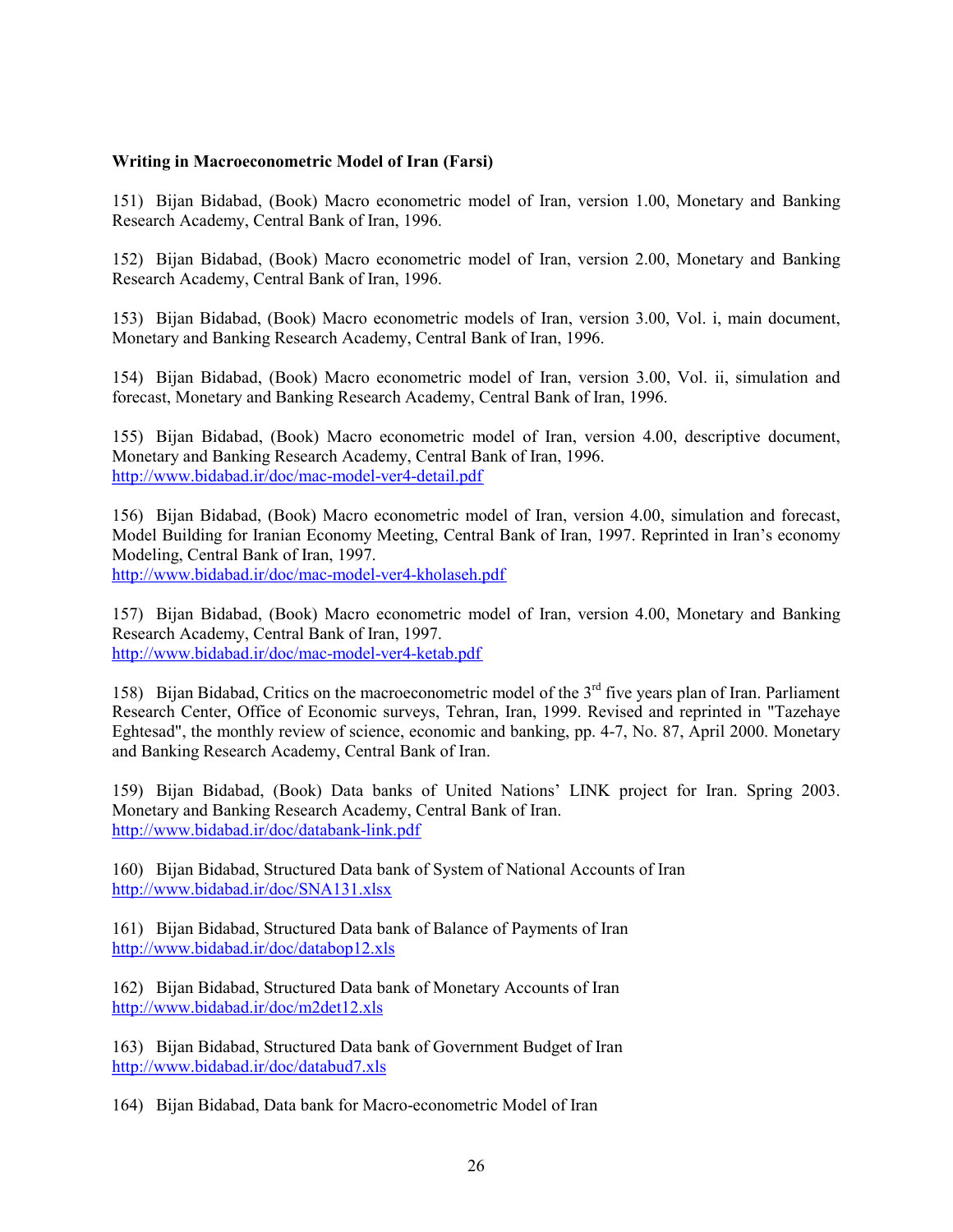**Writing in Macroeconometric Model of Iran (Farsi)**

151) Bijan Bidabad, (Book) Macro econometric model of Iran, version 1.00, Monetary and Banking Research Academy, Central Bank of Iran, 1996.

152) Bijan Bidabad, (Book) Macro econometric model of Iran, version 2.00, Monetary and Banking Research Academy, Central Bank of Iran, 1996.

153) Bijan Bidabad, (Book) Macro econometric models of Iran, version 3.00, Vol. i, main document, Monetary and Banking Research Academy, Central Bank of Iran, 1996.

154) Bijan Bidabad, (Book) Macro econometric model of Iran, version 3.00, Vol. ii, simulation and forecast, Monetary and Banking Research Academy, Central Bank of Iran, 1996.

155) Bijan Bidabad, (Book) Macro econometric model of Iran, version 4.00, descriptive document, Monetary and Banking Research Academy, Central Bank of Iran, 1996.
http://www.bidabad.ir/doc/mac-model-ver4-detail.pdf

156) Bijan Bidabad, (Book) Macro econometric model of Iran, version 4.00, simulation and forecast, Model Building for Iranian Economy Meeting, Central Bank of Iran, 1997. Reprinted in Iran's economy Modeling, Central Bank of Iran, 1997.
http://www.bidabad.ir/doc/mac-model-ver4-kholaseh.pdf

157) Bijan Bidabad, (Book) Macro econometric model of Iran, version 4.00, Monetary and Banking Research Academy, Central Bank of Iran, 1997.
http://www.bidabad.ir/doc/mac-model-ver4-ketab.pdf

158) Bijan Bidabad, Critics on the macroeconometric model of the 3rd five years plan of Iran. Parliament Research Center, Office of Economic surveys, Tehran, Iran, 1999. Revised and reprinted in "Tazehaye Eghtesad", the monthly review of science, economic and banking, pp. 4-7, No. 87, April 2000. Monetary and Banking Research Academy, Central Bank of Iran.

159) Bijan Bidabad, (Book) Data banks of United Nations' LINK project for Iran. Spring 2003. Monetary and Banking Research Academy, Central Bank of Iran.
http://www.bidabad.ir/doc/databank-link.pdf

160) Bijan Bidabad, Structured Data bank of System of National Accounts of Iran
http://www.bidabad.ir/doc/SNA131.xlsx

161) Bijan Bidabad, Structured Data bank of Balance of Payments of Iran
http://www.bidabad.ir/doc/databop12.xls

162) Bijan Bidabad, Structured Data bank of Monetary Accounts of Iran
http://www.bidabad.ir/doc/m2det12.xls

163) Bijan Bidabad, Structured Data bank of Government Budget of Iran
http://www.bidabad.ir/doc/databud7.xls

164) Bijan Bidabad, Data bank for Macro-econometric Model of Iran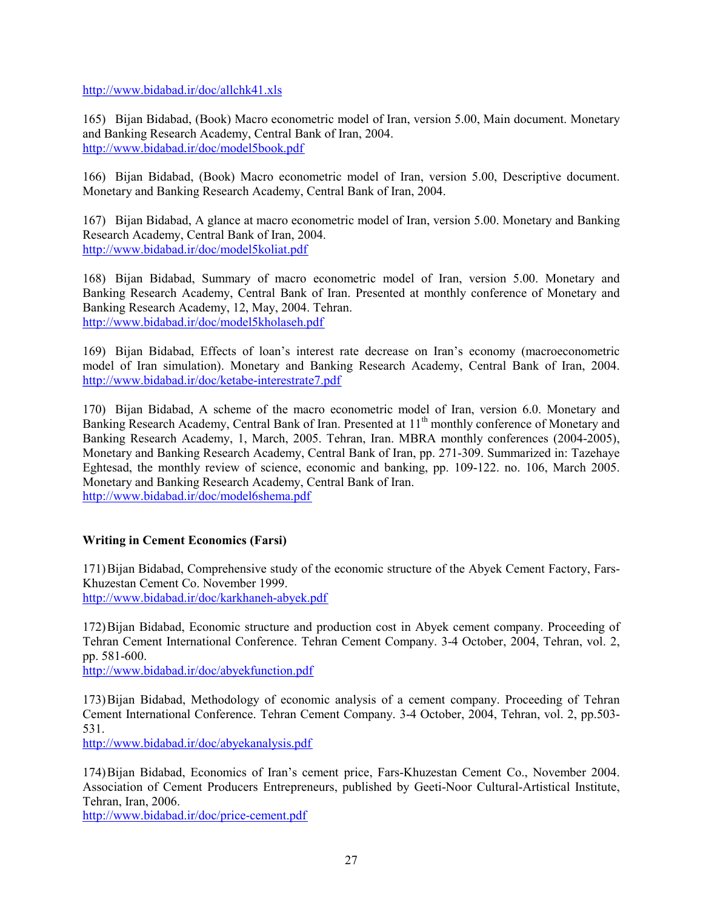http://www.bidabad.ir/doc/allchk41.xls

165) Bijan Bidabad, (Book) Macro econometric model of Iran, version 5.00, Main document. Monetary and Banking Research Academy, Central Bank of Iran, 2004.
http://www.bidabad.ir/doc/model5book.pdf

166) Bijan Bidabad, (Book) Macro econometric model of Iran, version 5.00, Descriptive document. Monetary and Banking Research Academy, Central Bank of Iran, 2004.

167) Bijan Bidabad, A glance at macro econometric model of Iran, version 5.00. Monetary and Banking Research Academy, Central Bank of Iran, 2004.
http://www.bidabad.ir/doc/model5koliat.pdf

168) Bijan Bidabad, Summary of macro econometric model of Iran, version 5.00. Monetary and Banking Research Academy, Central Bank of Iran. Presented at monthly conference of Monetary and Banking Research Academy, 12, May, 2004. Tehran.
http://www.bidabad.ir/doc/model5kholaseh.pdf

169) Bijan Bidabad, Effects of loan's interest rate decrease on Iran's economy (macroeconometric model of Iran simulation). Monetary and Banking Research Academy, Central Bank of Iran, 2004. http://www.bidabad.ir/doc/ketabe-interestrate7.pdf

170) Bijan Bidabad, A scheme of the macro econometric model of Iran, version 6.0. Monetary and Banking Research Academy, Central Bank of Iran. Presented at 11th monthly conference of Monetary and Banking Research Academy, 1, March, 2005. Tehran, Iran. MBRA monthly conferences (2004-2005), Monetary and Banking Research Academy, Central Bank of Iran, pp. 271-309. Summarized in: Tazehaye Eghtesad, the monthly review of science, economic and banking, pp. 109-122. no. 106, March 2005. Monetary and Banking Research Academy, Central Bank of Iran.
http://www.bidabad.ir/doc/model6shema.pdf

**Writing in Cement Economics (Farsi)**

171) Bijan Bidabad, Comprehensive study of the economic structure of the Abyek Cement Factory, Fars-Khuzestan Cement Co. November 1999.
http://www.bidabad.ir/doc/karkhaneh-abyek.pdf

172) Bijan Bidabad, Economic structure and production cost in Abyek cement company. Proceeding of Tehran Cement International Conference. Tehran Cement Company. 3-4 October, 2004, Tehran, vol. 2, pp. 581-600.
http://www.bidabad.ir/doc/abyekfunction.pdf

173) Bijan Bidabad, Methodology of economic analysis of a cement company. Proceeding of Tehran Cement International Conference. Tehran Cement Company. 3-4 October, 2004, Tehran, vol. 2, pp.503-531.
http://www.bidabad.ir/doc/abyekanalysis.pdf

174) Bijan Bidabad, Economics of Iran's cement price, Fars-Khuzestan Cement Co., November 2004. Association of Cement Producers Entrepreneurs, published by Geeti-Noor Cultural-Artistical Institute, Tehran, Iran, 2006.
http://www.bidabad.ir/doc/price-cement.pdf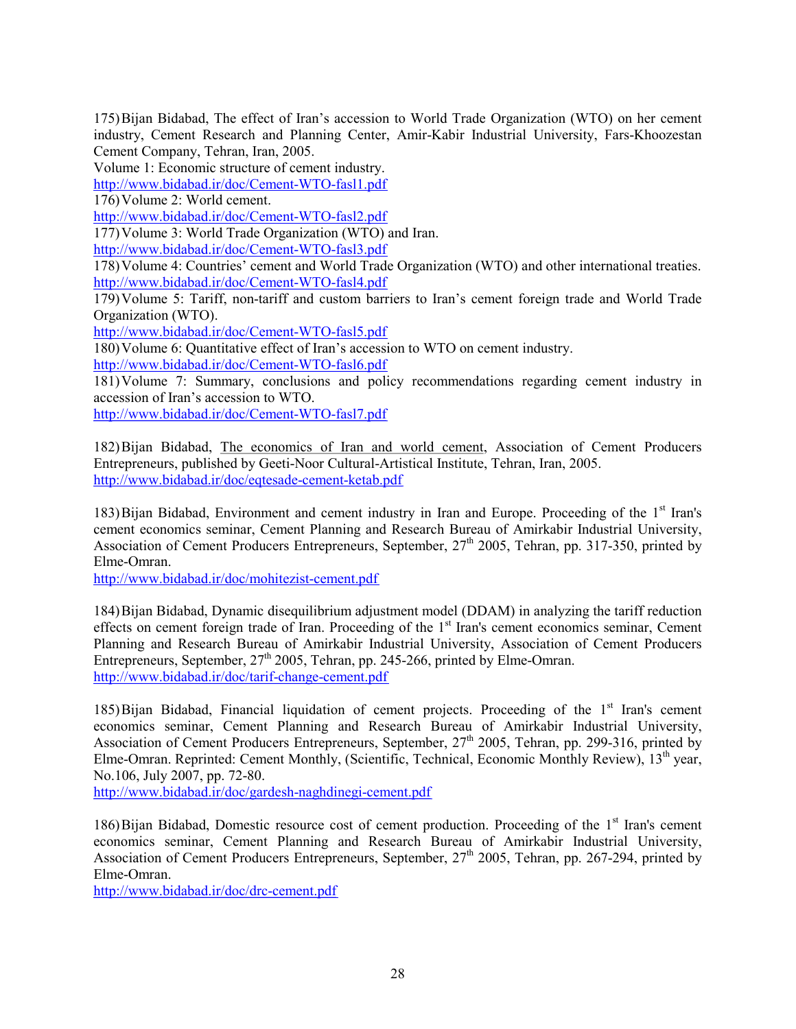175) Bijan Bidabad, The effect of Iran's accession to World Trade Organization (WTO) on her cement industry, Cement Research and Planning Center, Amir-Kabir Industrial University, Fars-Khoozestan Cement Company, Tehran, Iran, 2005.
Volume 1: Economic structure of cement industry.
http://www.bidabad.ir/doc/Cement-WTO-fasl1.pdf
176) Volume 2: World cement.
http://www.bidabad.ir/doc/Cement-WTO-fasl2.pdf
177) Volume 3: World Trade Organization (WTO) and Iran.
http://www.bidabad.ir/doc/Cement-WTO-fasl3.pdf
178) Volume 4: Countries' cement and World Trade Organization (WTO) and other international treaties.
http://www.bidabad.ir/doc/Cement-WTO-fasl4.pdf
179) Volume 5: Tariff, non-tariff and custom barriers to Iran's cement foreign trade and World Trade Organization (WTO).
http://www.bidabad.ir/doc/Cement-WTO-fasl5.pdf
180) Volume 6: Quantitative effect of Iran's accession to WTO on cement industry.
http://www.bidabad.ir/doc/Cement-WTO-fasl6.pdf
181) Volume 7: Summary, conclusions and policy recommendations regarding cement industry in accession of Iran's accession to WTO.
http://www.bidabad.ir/doc/Cement-WTO-fasl7.pdf

182) Bijan Bidabad, The economics of Iran and world cement, Association of Cement Producers Entrepreneurs, published by Geeti-Noor Cultural-Artistical Institute, Tehran, Iran, 2005.
http://www.bidabad.ir/doc/eqtesade-cement-ketab.pdf

183) Bijan Bidabad, Environment and cement industry in Iran and Europe. Proceeding of the 1st Iran's cement economics seminar, Cement Planning and Research Bureau of Amirkabir Industrial University, Association of Cement Producers Entrepreneurs, September, 27th 2005, Tehran, pp. 317-350, printed by Elme-Omran.
http://www.bidabad.ir/doc/mohitezist-cement.pdf

184) Bijan Bidabad, Dynamic disequilibrium adjustment model (DDAM) in analyzing the tariff reduction effects on cement foreign trade of Iran. Proceeding of the 1st Iran's cement economics seminar, Cement Planning and Research Bureau of Amirkabir Industrial University, Association of Cement Producers Entrepreneurs, September, 27th 2005, Tehran, pp. 245-266, printed by Elme-Omran.
http://www.bidabad.ir/doc/tarif-change-cement.pdf

185) Bijan Bidabad, Financial liquidation of cement projects. Proceeding of the 1st Iran's cement economics seminar, Cement Planning and Research Bureau of Amirkabir Industrial University, Association of Cement Producers Entrepreneurs, September, 27th 2005, Tehran, pp. 299-316, printed by Elme-Omran. Reprinted: Cement Monthly, (Scientific, Technical, Economic Monthly Review), 13th year, No.106, July 2007, pp. 72-80.
http://www.bidabad.ir/doc/gardesh-naghdinegi-cement.pdf

186) Bijan Bidabad, Domestic resource cost of cement production. Proceeding of the 1st Iran's cement economics seminar, Cement Planning and Research Bureau of Amirkabir Industrial University, Association of Cement Producers Entrepreneurs, September, 27th 2005, Tehran, pp. 267-294, printed by Elme-Omran.
http://www.bidabad.ir/doc/drc-cement.pdf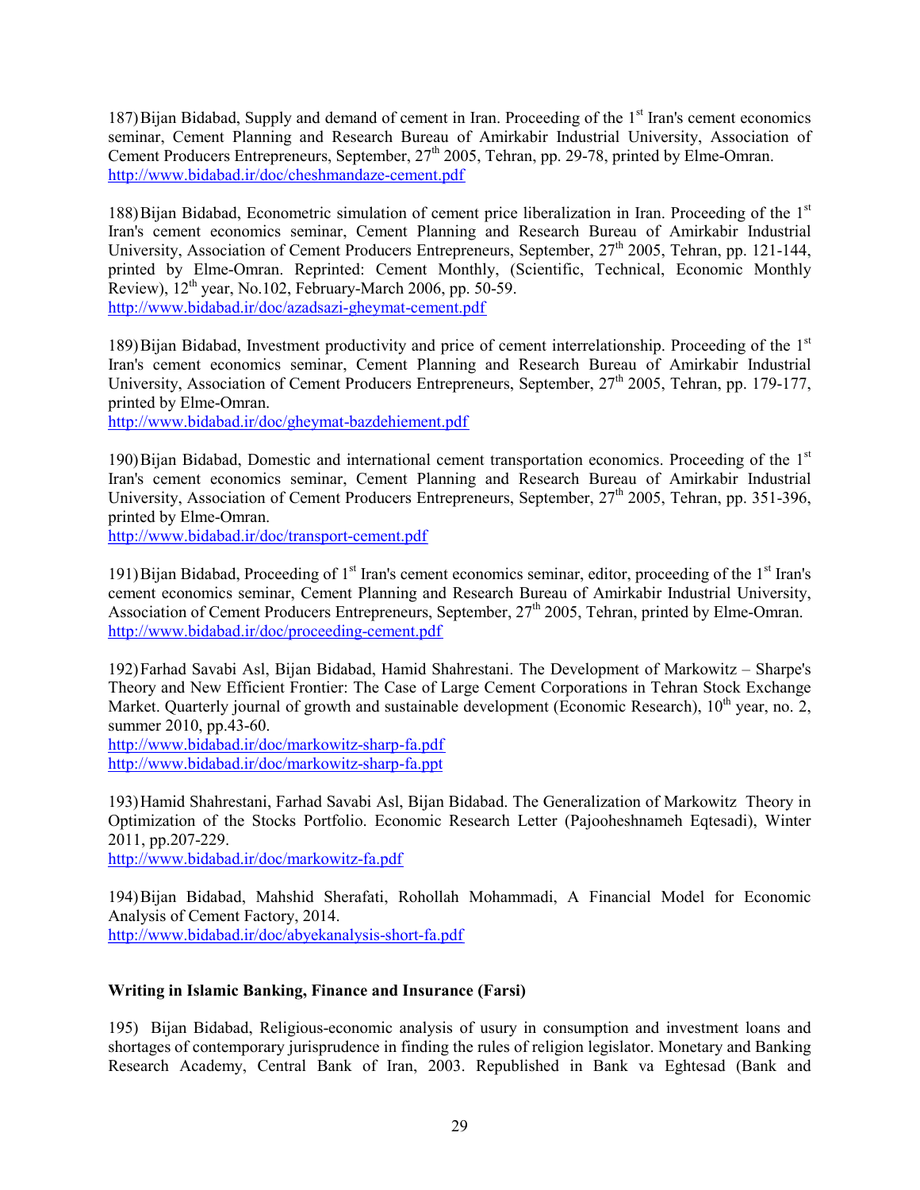187) Bijan Bidabad, Supply and demand of cement in Iran. Proceeding of the 1st Iran's cement economics seminar, Cement Planning and Research Bureau of Amirkabir Industrial University, Association of Cement Producers Entrepreneurs, September, 27th 2005, Tehran, pp. 29-78, printed by Elme-Omran.
http://www.bidabad.ir/doc/cheshmandaze-cement.pdf

188) Bijan Bidabad, Econometric simulation of cement price liberalization in Iran. Proceeding of the 1st Iran's cement economics seminar, Cement Planning and Research Bureau of Amirkabir Industrial University, Association of Cement Producers Entrepreneurs, September, 27th 2005, Tehran, pp. 121-144, printed by Elme-Omran. Reprinted: Cement Monthly, (Scientific, Technical, Economic Monthly Review), 12th year, No.102, February-March 2006, pp. 50-59.
http://www.bidabad.ir/doc/azadsazi-gheymat-cement.pdf

189) Bijan Bidabad, Investment productivity and price of cement interrelationship. Proceeding of the 1st Iran's cement economics seminar, Cement Planning and Research Bureau of Amirkabir Industrial University, Association of Cement Producers Entrepreneurs, September, 27th 2005, Tehran, pp. 179-177, printed by Elme-Omran.
http://www.bidabad.ir/doc/gheymat-bazdehiement.pdf

190) Bijan Bidabad, Domestic and international cement transportation economics. Proceeding of the 1st Iran's cement economics seminar, Cement Planning and Research Bureau of Amirkabir Industrial University, Association of Cement Producers Entrepreneurs, September, 27th 2005, Tehran, pp. 351-396, printed by Elme-Omran.
http://www.bidabad.ir/doc/transport-cement.pdf

191) Bijan Bidabad, Proceeding of 1st Iran's cement economics seminar, editor, proceeding of the 1st Iran's cement economics seminar, Cement Planning and Research Bureau of Amirkabir Industrial University, Association of Cement Producers Entrepreneurs, September, 27th 2005, Tehran, printed by Elme-Omran.
http://www.bidabad.ir/doc/proceeding-cement.pdf

192) Farhad Savabi Asl, Bijan Bidabad, Hamid Shahrestani. The Development of Markowitz – Sharpe's Theory and New Efficient Frontier: The Case of Large Cement Corporations in Tehran Stock Exchange Market. Quarterly journal of growth and sustainable development (Economic Research), 10th year, no. 2, summer 2010, pp.43-60.
http://www.bidabad.ir/doc/markowitz-sharp-fa.pdf
http://www.bidabad.ir/doc/markowitz-sharp-fa.ppt

193) Hamid Shahrestani, Farhad Savabi Asl, Bijan Bidabad. The Generalization of Markowitz Theory in Optimization of the Stocks Portfolio. Economic Research Letter (Pajooheshnameh Eqtesadi), Winter 2011, pp.207-229.
http://www.bidabad.ir/doc/markowitz-fa.pdf

194) Bijan Bidabad, Mahshid Sherafati, Rohollah Mohammadi, A Financial Model for Economic Analysis of Cement Factory, 2014.
http://www.bidabad.ir/doc/abyekanalysis-short-fa.pdf

**Writing in Islamic Banking, Finance and Insurance (Farsi)**

195) Bijan Bidabad, Religious-economic analysis of usury in consumption and investment loans and shortages of contemporary jurisprudence in finding the rules of religion legislator. Monetary and Banking Research Academy, Central Bank of Iran, 2003. Republished in Bank va Eghtesad (Bank and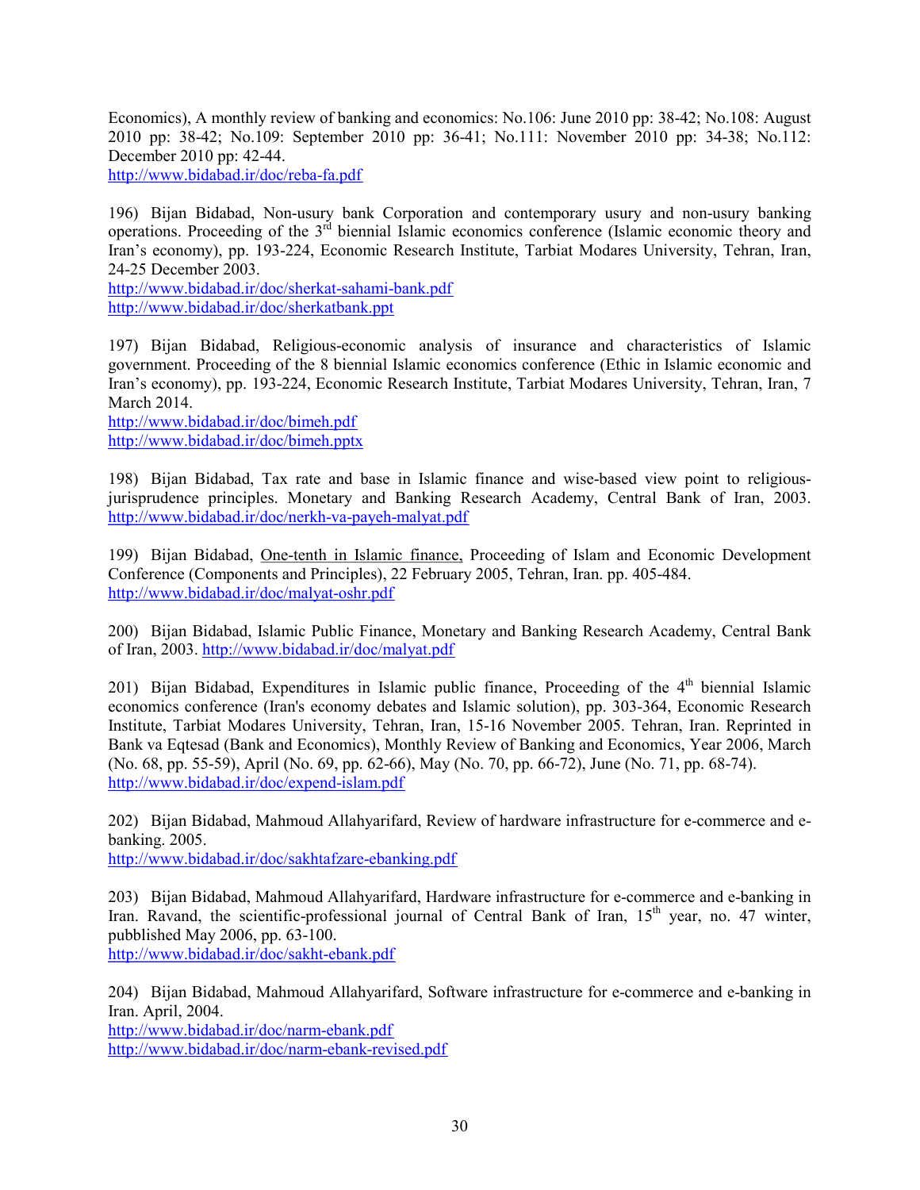Economics), A monthly review of banking and economics: No.106: June 2010 pp: 38-42; No.108: August 2010 pp: 38-42; No.109: September 2010 pp: 36-41; No.111: November 2010 pp: 34-38; No.112: December 2010 pp: 42-44.
http://www.bidabad.ir/doc/reba-fa.pdf

196) Bijan Bidabad, Non-usury bank Corporation and contemporary usury and non-usury banking operations. Proceeding of the 3rd biennial Islamic economics conference (Islamic economic theory and Iran's economy), pp. 193-224, Economic Research Institute, Tarbiat Modares University, Tehran, Iran, 24-25 December 2003.
http://www.bidabad.ir/doc/sherkat-sahami-bank.pdf
http://www.bidabad.ir/doc/sherkatbank.ppt

197) Bijan Bidabad, Religious-economic analysis of insurance and characteristics of Islamic government. Proceeding of the 8 biennial Islamic economics conference (Ethic in Islamic economic and Iran's economy), pp. 193-224, Economic Research Institute, Tarbiat Modares University, Tehran, Iran, 7 March 2014.
http://www.bidabad.ir/doc/bimeh.pdf
http://www.bidabad.ir/doc/bimeh.pptx

198) Bijan Bidabad, Tax rate and base in Islamic finance and wise-based view point to religious-jurisprudence principles. Monetary and Banking Research Academy, Central Bank of Iran, 2003. http://www.bidabad.ir/doc/nerkh-va-payeh-malyat.pdf

199) Bijan Bidabad, One-tenth in Islamic finance, Proceeding of Islam and Economic Development Conference (Components and Principles), 22 February 2005, Tehran, Iran. pp. 405-484.
http://www.bidabad.ir/doc/malyat-oshr.pdf

200) Bijan Bidabad, Islamic Public Finance, Monetary and Banking Research Academy, Central Bank of Iran, 2003. http://www.bidabad.ir/doc/malyat.pdf

201) Bijan Bidabad, Expenditures in Islamic public finance, Proceeding of the 4th biennial Islamic economics conference (Iran's economy debates and Islamic solution), pp. 303-364, Economic Research Institute, Tarbiat Modares University, Tehran, Iran, 15-16 November 2005. Tehran, Iran. Reprinted in Bank va Eqtesad (Bank and Economics), Monthly Review of Banking and Economics, Year 2006, March (No. 68, pp. 55-59), April (No. 69, pp. 62-66), May (No. 70, pp. 66-72), June (No. 71, pp. 68-74).
http://www.bidabad.ir/doc/expend-islam.pdf

202) Bijan Bidabad, Mahmoud Allahyarifard, Review of hardware infrastructure for e-commerce and e-banking. 2005.
http://www.bidabad.ir/doc/sakhtafzare-ebanking.pdf

203) Bijan Bidabad, Mahmoud Allahyarifard, Hardware infrastructure for e-commerce and e-banking in Iran. Ravand, the scientific-professional journal of Central Bank of Iran, 15th year, no. 47 winter, pubblished May 2006, pp. 63-100.
http://www.bidabad.ir/doc/sakht-ebank.pdf

204) Bijan Bidabad, Mahmoud Allahyarifard, Software infrastructure for e-commerce and e-banking in Iran. April, 2004.
http://www.bidabad.ir/doc/narm-ebank.pdf
http://www.bidabad.ir/doc/narm-ebank-revised.pdf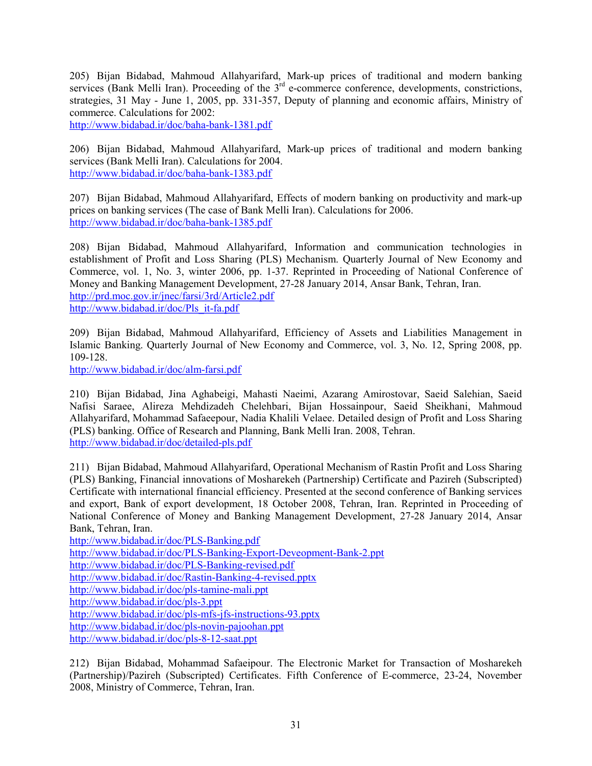205) Bijan Bidabad, Mahmoud Allahyarifard, Mark-up prices of traditional and modern banking services (Bank Melli Iran). Proceeding of the 3rd e-commerce conference, developments, constrictions, strategies, 31 May - June 1, 2005, pp. 331-357, Deputy of planning and economic affairs, Ministry of commerce. Calculations for 2002:
http://www.bidabad.ir/doc/baha-bank-1381.pdf

206) Bijan Bidabad, Mahmoud Allahyarifard, Mark-up prices of traditional and modern banking services (Bank Melli Iran). Calculations for 2004.
http://www.bidabad.ir/doc/baha-bank-1383.pdf

207) Bijan Bidabad, Mahmoud Allahyarifard, Effects of modern banking on productivity and mark-up prices on banking services (The case of Bank Melli Iran). Calculations for 2006.
http://www.bidabad.ir/doc/baha-bank-1385.pdf

208) Bijan Bidabad, Mahmoud Allahyarifard, Information and communication technologies in establishment of Profit and Loss Sharing (PLS) Mechanism. Quarterly Journal of New Economy and Commerce, vol. 1, No. 3, winter 2006, pp. 1-37. Reprinted in Proceeding of National Conference of Money and Banking Management Development, 27-28 January 2014, Ansar Bank, Tehran, Iran.
http://prd.moc.gov.ir/jnec/farsi/3rd/Article2.pdf
http://www.bidabad.ir/doc/Pls_it-fa.pdf

209) Bijan Bidabad, Mahmoud Allahyarifard, Efficiency of Assets and Liabilities Management in Islamic Banking. Quarterly Journal of New Economy and Commerce, vol. 3, No. 12, Spring 2008, pp. 109-128.
http://www.bidabad.ir/doc/alm-farsi.pdf

210) Bijan Bidabad, Jina Aghabeigi, Mahasti Naeimi, Azarang Amirostovar, Saeid Salehian, Saeid Nafisi Saraee, Alireza Mehdizadeh Chelehbari, Bijan Hossainpour, Saeid Sheikhani, Mahmoud Allahyarifard, Mohammad Safaeepour, Nadia Khalili Velaee. Detailed design of Profit and Loss Sharing (PLS) banking. Office of Research and Planning, Bank Melli Iran. 2008, Tehran.
http://www.bidabad.ir/doc/detailed-pls.pdf

211) Bijan Bidabad, Mahmoud Allahyarifard, Operational Mechanism of Rastin Profit and Loss Sharing (PLS) Banking, Financial innovations of Mosharekeh (Partnership) Certificate and Pazireh (Subscripted) Certificate with international financial efficiency. Presented at the second conference of Banking services and export, Bank of export development, 18 October 2008, Tehran, Iran. Reprinted in Proceeding of National Conference of Money and Banking Management Development, 27-28 January 2014, Ansar Bank, Tehran, Iran.
http://www.bidabad.ir/doc/PLS-Banking.pdf
http://www.bidabad.ir/doc/PLS-Banking-Export-Deveopment-Bank-2.ppt
http://www.bidabad.ir/doc/PLS-Banking-revised.pdf
http://www.bidabad.ir/doc/Rastin-Banking-4-revised.pptx
http://www.bidabad.ir/doc/pls-tamine-mali.ppt
http://www.bidabad.ir/doc/pls-3.ppt
http://www.bidabad.ir/doc/pls-mfs-jfs-instructions-93.pptx
http://www.bidabad.ir/doc/pls-novin-pajoohan.ppt
http://www.bidabad.ir/doc/pls-8-12-saat.ppt

212) Bijan Bidabad, Mohammad Safaeipour. The Electronic Market for Transaction of Mosharekeh (Partnership)/Pazireh (Subscripted) Certificates. Fifth Conference of E-commerce, 23-24, November 2008, Ministry of Commerce, Tehran, Iran.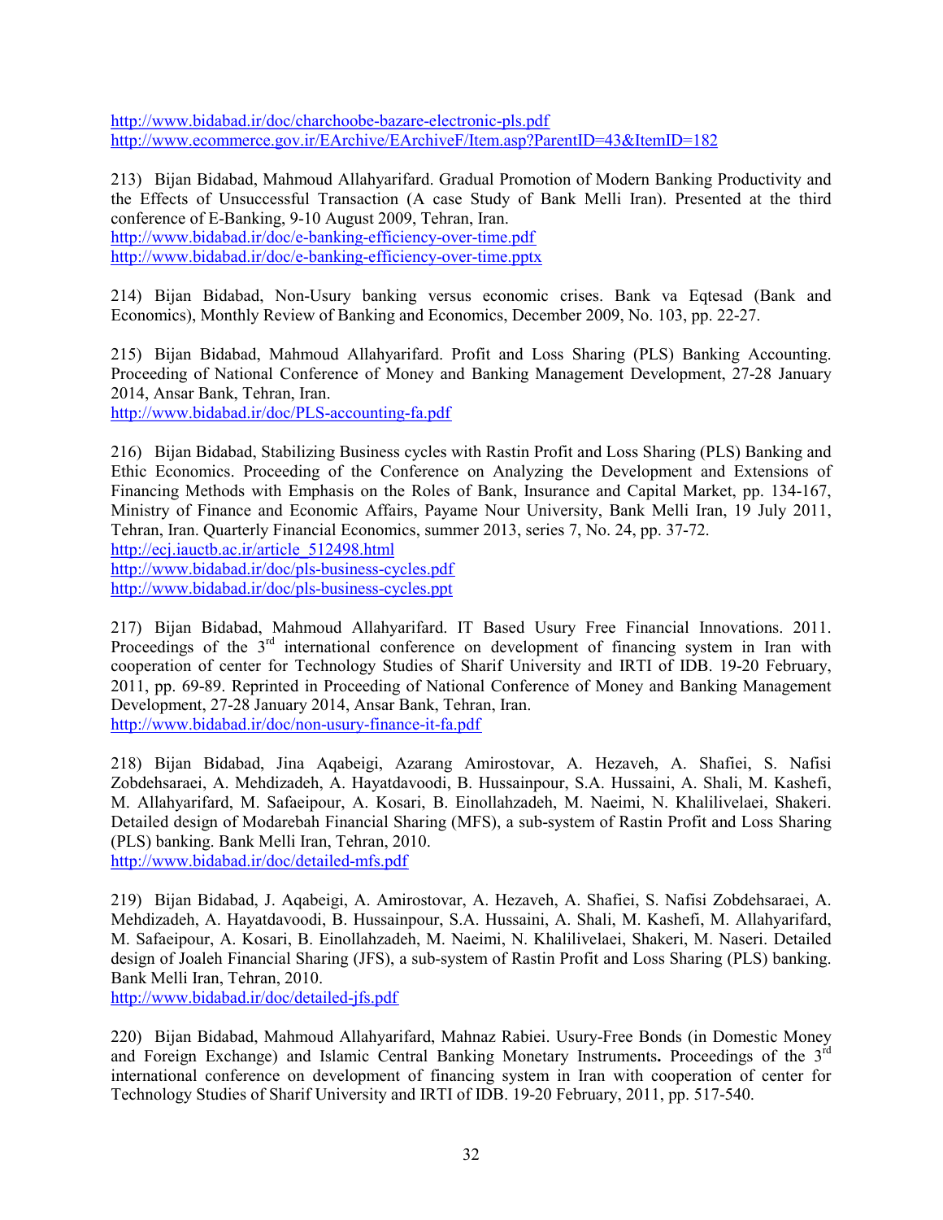http://www.bidabad.ir/doc/charchoobe-bazare-electronic-pls.pdf
http://www.ecommerce.gov.ir/EArchive/EArchiveF/Item.asp?ParentID=43&ItemID=182

213) Bijan Bidabad, Mahmoud Allahyarifard. Gradual Promotion of Modern Banking Productivity and the Effects of Unsuccessful Transaction (A case Study of Bank Melli Iran). Presented at the third conference of E-Banking, 9-10 August 2009, Tehran, Iran.
http://www.bidabad.ir/doc/e-banking-efficiency-over-time.pdf
http://www.bidabad.ir/doc/e-banking-efficiency-over-time.pptx

214) Bijan Bidabad, Non-Usury banking versus economic crises. Bank va Eqtesad (Bank and Economics), Monthly Review of Banking and Economics, December 2009, No. 103, pp. 22-27.

215) Bijan Bidabad, Mahmoud Allahyarifard. Profit and Loss Sharing (PLS) Banking Accounting. Proceeding of National Conference of Money and Banking Management Development, 27-28 January 2014, Ansar Bank, Tehran, Iran.
http://www.bidabad.ir/doc/PLS-accounting-fa.pdf

216) Bijan Bidabad, Stabilizing Business cycles with Rastin Profit and Loss Sharing (PLS) Banking and Ethic Economics. Proceeding of the Conference on Analyzing the Development and Extensions of Financing Methods with Emphasis on the Roles of Bank, Insurance and Capital Market, pp. 134-167, Ministry of Finance and Economic Affairs, Payame Nour University, Bank Melli Iran, 19 July 2011, Tehran, Iran. Quarterly Financial Economics, summer 2013, series 7, No. 24, pp. 37-72.
http://ecj.iauctb.ac.ir/article_512498.html
http://www.bidabad.ir/doc/pls-business-cycles.pdf
http://www.bidabad.ir/doc/pls-business-cycles.ppt

217) Bijan Bidabad, Mahmoud Allahyarifard. IT Based Usury Free Financial Innovations. 2011. Proceedings of the 3rd international conference on development of financing system in Iran with cooperation of center for Technology Studies of Sharif University and IRTI of IDB. 19-20 February, 2011, pp. 69-89. Reprinted in Proceeding of National Conference of Money and Banking Management Development, 27-28 January 2014, Ansar Bank, Tehran, Iran.
http://www.bidabad.ir/doc/non-usury-finance-it-fa.pdf

218) Bijan Bidabad, Jina Aqabeigi, Azarang Amirostovar, A. Hezaveh, A. Shafiei, S. Nafisi Zobdehsaraei, A. Mehdizadeh, A. Hayatdavoodi, B. Hussainpour, S.A. Hussaini, A. Shali, M. Kashefi, M. Allahyarifard, M. Safaeipour, A. Kosari, B. Einollahzadeh, M. Naeimi, N. Khalilivelaei, Shakeri. Detailed design of Modarebah Financial Sharing (MFS), a sub-system of Rastin Profit and Loss Sharing (PLS) banking. Bank Melli Iran, Tehran, 2010.
http://www.bidabad.ir/doc/detailed-mfs.pdf

219) Bijan Bidabad, J. Aqabeigi, A. Amirostovar, A. Hezaveh, A. Shafiei, S. Nafisi Zobdehsaraei, A. Mehdizadeh, A. Hayatdavoodi, B. Hussainpour, S.A. Hussaini, A. Shali, M. Kashefi, M. Allahyarifard, M. Safaeipour, A. Kosari, B. Einollahzadeh, M. Naeimi, N. Khalilivelaei, Shakeri, M. Naseri. Detailed design of Joaleh Financial Sharing (JFS), a sub-system of Rastin Profit and Loss Sharing (PLS) banking. Bank Melli Iran, Tehran, 2010.
http://www.bidabad.ir/doc/detailed-jfs.pdf

220) Bijan Bidabad, Mahmoud Allahyarifard, Mahnaz Rabiei. Usury-Free Bonds (in Domestic Money and Foreign Exchange) and Islamic Central Banking Monetary Instruments**.** Proceedings of the 3rd international conference on development of financing system in Iran with cooperation of center for Technology Studies of Sharif University and IRTI of IDB. 19-20 February, 2011, pp. 517-540.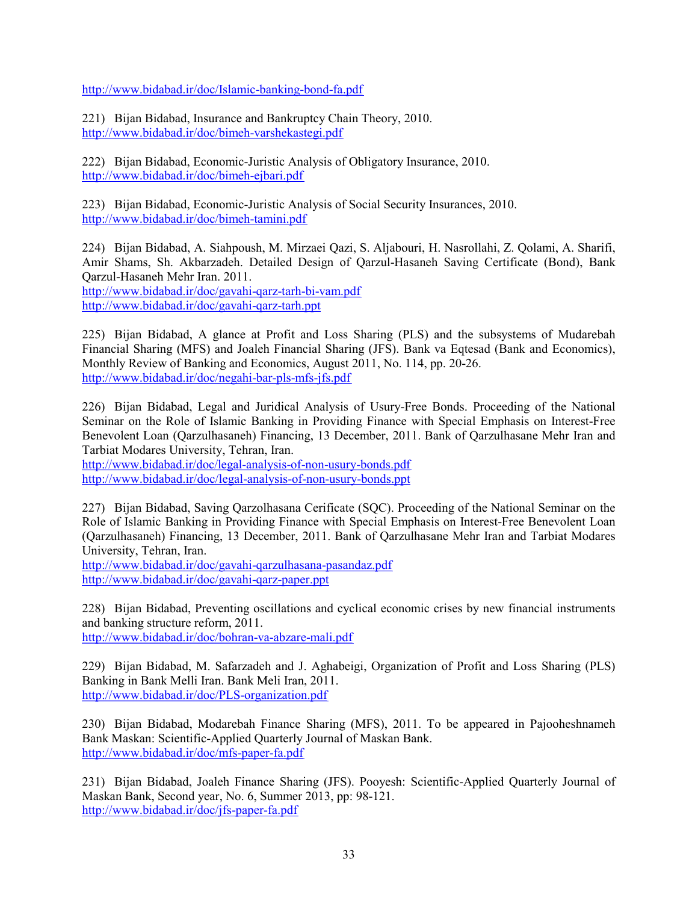http://www.bidabad.ir/doc/Islamic-banking-bond-fa.pdf

221) Bijan Bidabad, Insurance and Bankruptcy Chain Theory, 2010.
http://www.bidabad.ir/doc/bimeh-varshekastegi.pdf

222) Bijan Bidabad, Economic-Juristic Analysis of Obligatory Insurance, 2010.
http://www.bidabad.ir/doc/bimeh-ejbari.pdf

223) Bijan Bidabad, Economic-Juristic Analysis of Social Security Insurances, 2010.
http://www.bidabad.ir/doc/bimeh-tamini.pdf

224) Bijan Bidabad, A. Siahpoush, M. Mirzaei Qazi, S. Aljabouri, H. Nasrollahi, Z. Qolami, A. Sharifi, Amir Shams, Sh. Akbarzadeh. Detailed Design of Qarzul-Hasaneh Saving Certificate (Bond), Bank Qarzul-Hasaneh Mehr Iran. 2011.
http://www.bidabad.ir/doc/gavahi-qarz-tarh-bi-vam.pdf
http://www.bidabad.ir/doc/gavahi-qarz-tarh.ppt

225) Bijan Bidabad, A glance at Profit and Loss Sharing (PLS) and the subsystems of Mudarebah Financial Sharing (MFS) and Joaleh Financial Sharing (JFS). Bank va Eqtesad (Bank and Economics), Monthly Review of Banking and Economics, August 2011, No. 114, pp. 20-26.
http://www.bidabad.ir/doc/negahi-bar-pls-mfs-jfs.pdf

226) Bijan Bidabad, Legal and Juridical Analysis of Usury-Free Bonds. Proceeding of the National Seminar on the Role of Islamic Banking in Providing Finance with Special Emphasis on Interest-Free Benevolent Loan (Qarzulhasaneh) Financing, 13 December, 2011. Bank of Qarzulhasane Mehr Iran and Tarbiat Modares University, Tehran, Iran.
http://www.bidabad.ir/doc/legal-analysis-of-non-usury-bonds.pdf
http://www.bidabad.ir/doc/legal-analysis-of-non-usury-bonds.ppt

227) Bijan Bidabad, Saving Qarzolhasana Cerificate (SQC). Proceeding of the National Seminar on the Role of Islamic Banking in Providing Finance with Special Emphasis on Interest-Free Benevolent Loan (Qarzulhasaneh) Financing, 13 December, 2011. Bank of Qarzulhasane Mehr Iran and Tarbiat Modares University, Tehran, Iran.
http://www.bidabad.ir/doc/gavahi-qarzulhasana-pasandaz.pdf
http://www.bidabad.ir/doc/gavahi-qarz-paper.ppt

228) Bijan Bidabad, Preventing oscillations and cyclical economic crises by new financial instruments and banking structure reform, 2011.
http://www.bidabad.ir/doc/bohran-va-abzare-mali.pdf

229) Bijan Bidabad, M. Safarzadeh and J. Aghabeigi, Organization of Profit and Loss Sharing (PLS) Banking in Bank Melli Iran. Bank Meli Iran, 2011.
http://www.bidabad.ir/doc/PLS-organization.pdf

230) Bijan Bidabad, Modarebah Finance Sharing (MFS), 2011. To be appeared in Pajooheshnameh Bank Maskan: Scientific-Applied Quarterly Journal of Maskan Bank.
http://www.bidabad.ir/doc/mfs-paper-fa.pdf

231) Bijan Bidabad, Joaleh Finance Sharing (JFS). Pooyesh: Scientific-Applied Quarterly Journal of Maskan Bank, Second year, No. 6, Summer 2013, pp: 98-121.
http://www.bidabad.ir/doc/jfs-paper-fa.pdf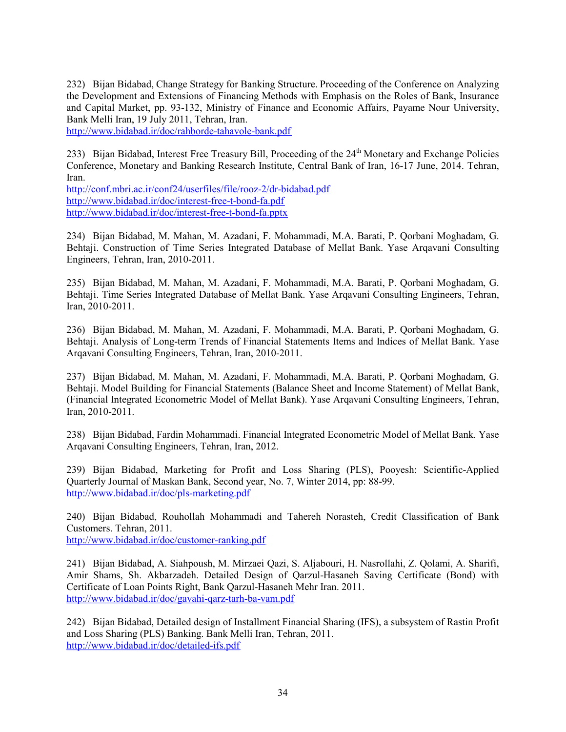232) Bijan Bidabad, Change Strategy for Banking Structure. Proceeding of the Conference on Analyzing the Development and Extensions of Financing Methods with Emphasis on the Roles of Bank, Insurance and Capital Market, pp. 93-132, Ministry of Finance and Economic Affairs, Payame Nour University, Bank Melli Iran, 19 July 2011, Tehran, Iran.
http://www.bidabad.ir/doc/rahborde-tahavole-bank.pdf

233) Bijan Bidabad, Interest Free Treasury Bill, Proceeding of the 24th Monetary and Exchange Policies Conference, Monetary and Banking Research Institute, Central Bank of Iran, 16-17 June, 2014. Tehran, Iran.
http://conf.mbri.ac.ir/conf24/userfiles/file/rooz-2/dr-bidabad.pdf
http://www.bidabad.ir/doc/interest-free-t-bond-fa.pdf
http://www.bidabad.ir/doc/interest-free-t-bond-fa.pptx

234) Bijan Bidabad, M. Mahan, M. Azadani, F. Mohammadi, M.A. Barati, P. Qorbani Moghadam, G. Behtaji. Construction of Time Series Integrated Database of Mellat Bank. Yase Arqavani Consulting Engineers, Tehran, Iran, 2010-2011.

235) Bijan Bidabad, M. Mahan, M. Azadani, F. Mohammadi, M.A. Barati, P. Qorbani Moghadam, G. Behtaji. Time Series Integrated Database of Mellat Bank. Yase Arqavani Consulting Engineers, Tehran, Iran, 2010-2011.

236) Bijan Bidabad, M. Mahan, M. Azadani, F. Mohammadi, M.A. Barati, P. Qorbani Moghadam, G. Behtaji. Analysis of Long-term Trends of Financial Statements Items and Indices of Mellat Bank. Yase Arqavani Consulting Engineers, Tehran, Iran, 2010-2011.

237) Bijan Bidabad, M. Mahan, M. Azadani, F. Mohammadi, M.A. Barati, P. Qorbani Moghadam, G. Behtaji. Model Building for Financial Statements (Balance Sheet and Income Statement) of Mellat Bank, (Financial Integrated Econometric Model of Mellat Bank). Yase Arqavani Consulting Engineers, Tehran, Iran, 2010-2011.

238) Bijan Bidabad, Fardin Mohammadi. Financial Integrated Econometric Model of Mellat Bank. Yase Arqavani Consulting Engineers, Tehran, Iran, 2012.

239) Bijan Bidabad, Marketing for Profit and Loss Sharing (PLS), Pooyesh: Scientific-Applied Quarterly Journal of Maskan Bank, Second year, No. 7, Winter 2014, pp: 88-99.
http://www.bidabad.ir/doc/pls-marketing.pdf

240) Bijan Bidabad, Rouhollah Mohammadi and Tahereh Norasteh, Credit Classification of Bank Customers. Tehran, 2011.
http://www.bidabad.ir/doc/customer-ranking.pdf

241) Bijan Bidabad, A. Siahpoush, M. Mirzaei Qazi, S. Aljabouri, H. Nasrollahi, Z. Qolami, A. Sharifi, Amir Shams, Sh. Akbarzadeh. Detailed Design of Qarzul-Hasaneh Saving Certificate (Bond) with Certificate of Loan Points Right, Bank Qarzul-Hasaneh Mehr Iran. 2011.
http://www.bidabad.ir/doc/gavahi-qarz-tarh-ba-vam.pdf

242) Bijan Bidabad, Detailed design of Installment Financial Sharing (IFS), a subsystem of Rastin Profit and Loss Sharing (PLS) Banking. Bank Melli Iran, Tehran, 2011.
http://www.bidabad.ir/doc/detailed-ifs.pdf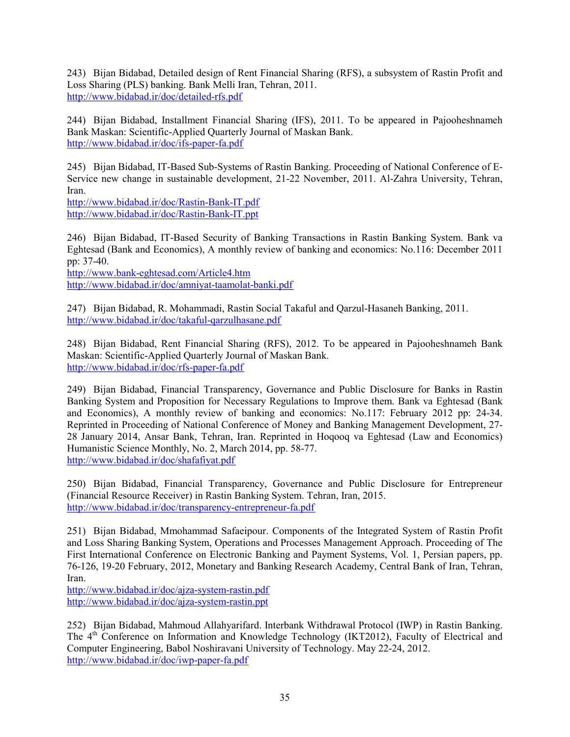243) Bijan Bidabad, Detailed design of Rent Financial Sharing (RFS), a subsystem of Rastin Profit and Loss Sharing (PLS) banking. Bank Melli Iran, Tehran, 2011.
http://www.bidabad.ir/doc/detailed-rfs.pdf

244) Bijan Bidabad, Installment Financial Sharing (IFS), 2011. To be appeared in Pajooheshnameh Bank Maskan: Scientific-Applied Quarterly Journal of Maskan Bank.
http://www.bidabad.ir/doc/ifs-paper-fa.pdf

245) Bijan Bidabad, IT-Based Sub-Systems of Rastin Banking. Proceeding of National Conference of E-Service new change in sustainable development, 21-22 November, 2011. Al-Zahra University, Tehran, Iran.
http://www.bidabad.ir/doc/Rastin-Bank-IT.pdf
http://www.bidabad.ir/doc/Rastin-Bank-IT.ppt

246) Bijan Bidabad, IT-Based Security of Banking Transactions in Rastin Banking System. Bank va Eghtesad (Bank and Economics), A monthly review of banking and economics: No.116: December 2011 pp: 37-40.
http://www.bank-eghtesad.com/Article4.htm
http://www.bidabad.ir/doc/amniyat-taamolat-banki.pdf

247) Bijan Bidabad, R. Mohammadi, Rastin Social Takaful and Qarzul-Hasaneh Banking, 2011.
http://www.bidabad.ir/doc/takaful-qarzulhasane.pdf

248) Bijan Bidabad, Rent Financial Sharing (RFS), 2012. To be appeared in Pajooheshnameh Bank Maskan: Scientific-Applied Quarterly Journal of Maskan Bank.
http://www.bidabad.ir/doc/rfs-paper-fa.pdf

249) Bijan Bidabad, Financial Transparency, Governance and Public Disclosure for Banks in Rastin Banking System and Proposition for Necessary Regulations to Improve them. Bank va Eghtesad (Bank and Economics), A monthly review of banking and economics: No.117: February 2012 pp: 24-34. Reprinted in Proceeding of National Conference of Money and Banking Management Development, 27-28 January 2014, Ansar Bank, Tehran, Iran. Reprinted in Hoqooq va Eghtesad (Law and Economics) Humanistic Science Monthly, No. 2, March 2014, pp. 58-77.
http://www.bidabad.ir/doc/shafafiyat.pdf

250) Bijan Bidabad, Financial Transparency, Governance and Public Disclosure for Entrepreneur (Financial Resource Receiver) in Rastin Banking System. Tehran, Iran, 2015.
http://www.bidabad.ir/doc/transparency-entrepreneur-fa.pdf

251) Bijan Bidabad, Mmohammad Safaeipour. Components of the Integrated System of Rastin Profit and Loss Sharing Banking System, Operations and Processes Management Approach. Proceeding of The First International Conference on Electronic Banking and Payment Systems, Vol. 1, Persian papers, pp. 76-126, 19-20 February, 2012, Monetary and Banking Research Academy, Central Bank of Iran, Tehran, Iran.
http://www.bidabad.ir/doc/ajza-system-rastin.pdf
http://www.bidabad.ir/doc/ajza-system-rastin.ppt

252) Bijan Bidabad, Mahmoud Allahyarifard. Interbank Withdrawal Protocol (IWP) in Rastin Banking. The 4th Conference on Information and Knowledge Technology (IKT2012), Faculty of Electrical and Computer Engineering, Babol Noshiravani University of Technology. May 22-24, 2012.
http://www.bidabad.ir/doc/iwp-paper-fa.pdf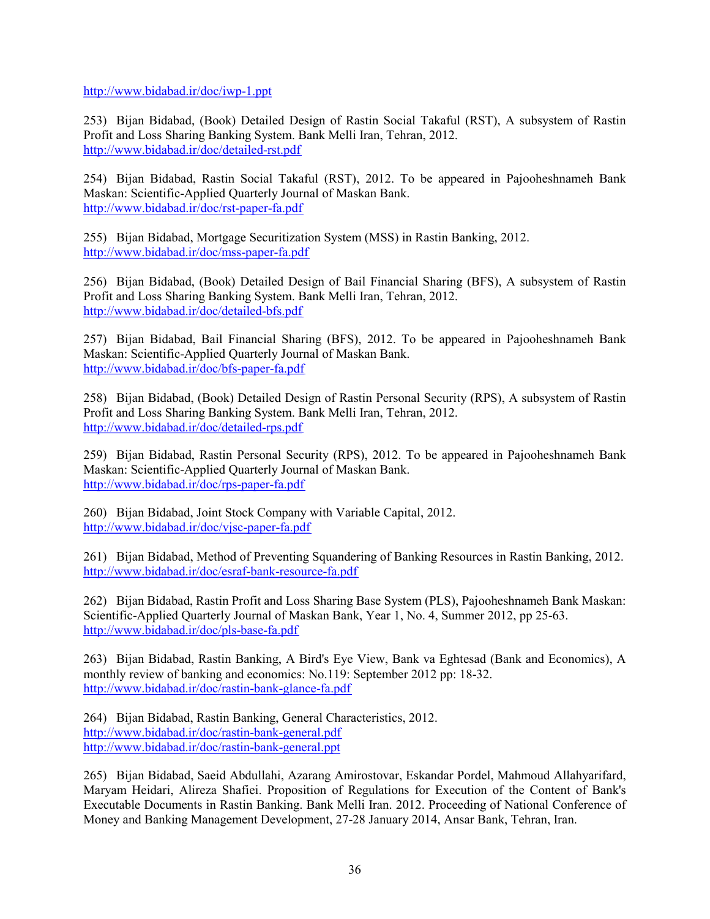http://www.bidabad.ir/doc/iwp-1.ppt

253) Bijan Bidabad, (Book) Detailed Design of Rastin Social Takaful (RST), A subsystem of Rastin Profit and Loss Sharing Banking System. Bank Melli Iran, Tehran, 2012.
http://www.bidabad.ir/doc/detailed-rst.pdf

254) Bijan Bidabad, Rastin Social Takaful (RST), 2012. To be appeared in Pajooheshnameh Bank Maskan: Scientific-Applied Quarterly Journal of Maskan Bank.
http://www.bidabad.ir/doc/rst-paper-fa.pdf

255) Bijan Bidabad, Mortgage Securitization System (MSS) in Rastin Banking, 2012.
http://www.bidabad.ir/doc/mss-paper-fa.pdf

256) Bijan Bidabad, (Book) Detailed Design of Bail Financial Sharing (BFS), A subsystem of Rastin Profit and Loss Sharing Banking System. Bank Melli Iran, Tehran, 2012.
http://www.bidabad.ir/doc/detailed-bfs.pdf

257) Bijan Bidabad, Bail Financial Sharing (BFS), 2012. To be appeared in Pajooheshnameh Bank Maskan: Scientific-Applied Quarterly Journal of Maskan Bank.
http://www.bidabad.ir/doc/bfs-paper-fa.pdf

258) Bijan Bidabad, (Book) Detailed Design of Rastin Personal Security (RPS), A subsystem of Rastin Profit and Loss Sharing Banking System. Bank Melli Iran, Tehran, 2012.
http://www.bidabad.ir/doc/detailed-rps.pdf

259) Bijan Bidabad, Rastin Personal Security (RPS), 2012. To be appeared in Pajooheshnameh Bank Maskan: Scientific-Applied Quarterly Journal of Maskan Bank.
http://www.bidabad.ir/doc/rps-paper-fa.pdf

260) Bijan Bidabad, Joint Stock Company with Variable Capital, 2012.
http://www.bidabad.ir/doc/vjsc-paper-fa.pdf

261) Bijan Bidabad, Method of Preventing Squandering of Banking Resources in Rastin Banking, 2012.
http://www.bidabad.ir/doc/esraf-bank-resource-fa.pdf

262) Bijan Bidabad, Rastin Profit and Loss Sharing Base System (PLS), Pajooheshnameh Bank Maskan: Scientific-Applied Quarterly Journal of Maskan Bank, Year 1, No. 4, Summer 2012, pp 25-63.
http://www.bidabad.ir/doc/pls-base-fa.pdf

263) Bijan Bidabad, Rastin Banking, A Bird's Eye View, Bank va Eghtesad (Bank and Economics), A monthly review of banking and economics: No.119: September 2012 pp: 18-32.
http://www.bidabad.ir/doc/rastin-bank-glance-fa.pdf

264) Bijan Bidabad, Rastin Banking, General Characteristics, 2012.
http://www.bidabad.ir/doc/rastin-bank-general.pdf
http://www.bidabad.ir/doc/rastin-bank-general.ppt

265) Bijan Bidabad, Saeid Abdullahi, Azarang Amirostovar, Eskandar Pordel, Mahmoud Allahyarifard, Maryam Heidari, Alireza Shafiei. Proposition of Regulations for Execution of the Content of Bank's Executable Documents in Rastin Banking. Bank Melli Iran. 2012. Proceeding of National Conference of Money and Banking Management Development, 27-28 January 2014, Ansar Bank, Tehran, Iran.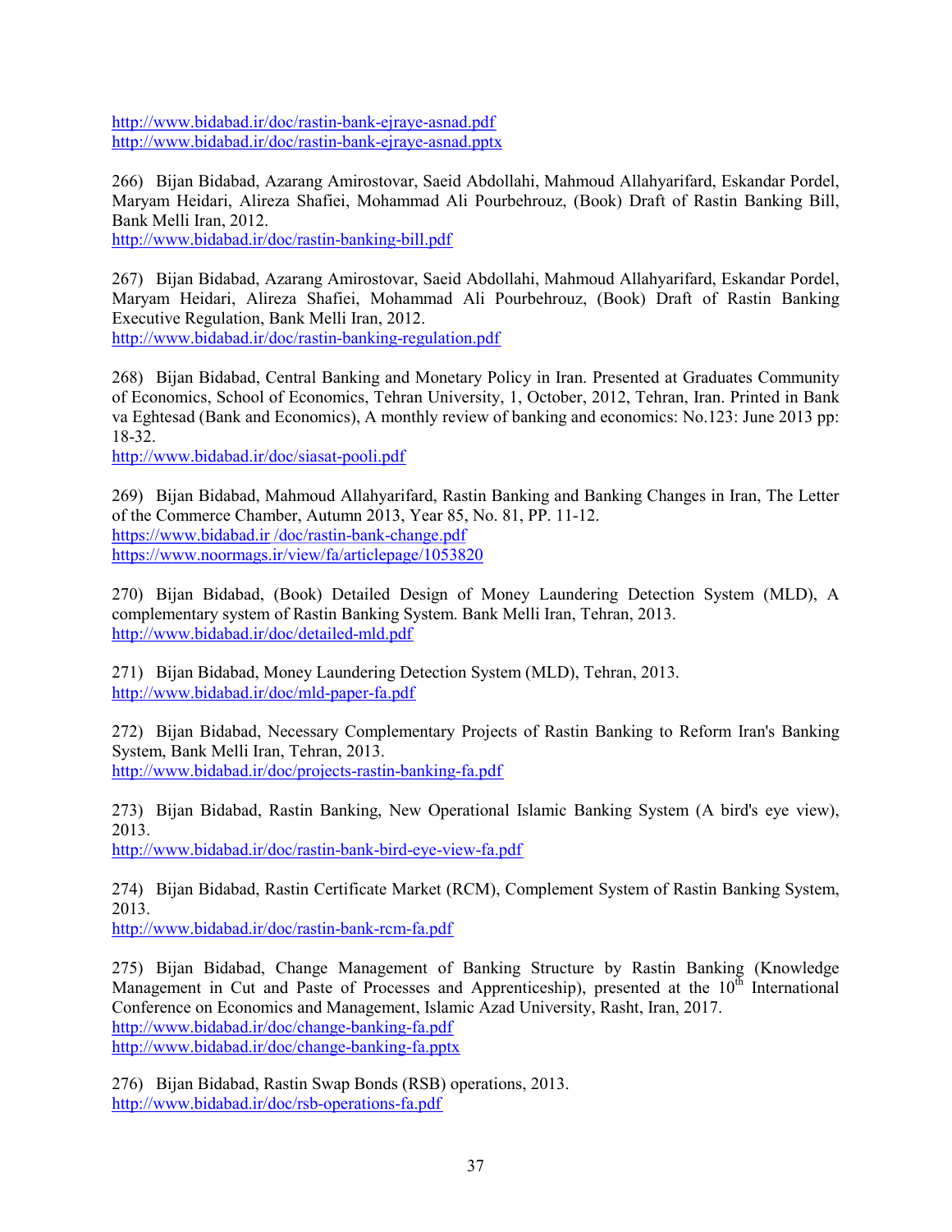http://www.bidabad.ir/doc/rastin-bank-ejraye-asnad.pdf
http://www.bidabad.ir/doc/rastin-bank-ejraye-asnad.pptx

266) Bijan Bidabad, Azarang Amirostovar, Saeid Abdollahi, Mahmoud Allahyarifard, Eskandar Pordel, Maryam Heidari, Alireza Shafiei, Mohammad Ali Pourbehrouz, (Book) Draft of Rastin Banking Bill, Bank Melli Iran, 2012.
http://www.bidabad.ir/doc/rastin-banking-bill.pdf

267) Bijan Bidabad, Azarang Amirostovar, Saeid Abdollahi, Mahmoud Allahyarifard, Eskandar Pordel, Maryam Heidari, Alireza Shafiei, Mohammad Ali Pourbehrouz, (Book) Draft of Rastin Banking Executive Regulation, Bank Melli Iran, 2012.
http://www.bidabad.ir/doc/rastin-banking-regulation.pdf

268) Bijan Bidabad, Central Banking and Monetary Policy in Iran. Presented at Graduates Community of Economics, School of Economics, Tehran University, 1, October, 2012, Tehran, Iran. Printed in Bank va Eghtesad (Bank and Economics), A monthly review of banking and economics: No.123: June 2013 pp: 18-32.
http://www.bidabad.ir/doc/siasat-pooli.pdf

269) Bijan Bidabad, Mahmoud Allahyarifard, Rastin Banking and Banking Changes in Iran, The Letter of the Commerce Chamber, Autumn 2013, Year 85, No. 81, PP. 11-12.
https://www.bidabad.ir /doc/rastin-bank-change.pdf
https://www.noormags.ir/view/fa/articlepage/1053820

270) Bijan Bidabad, (Book) Detailed Design of Money Laundering Detection System (MLD), A complementary system of Rastin Banking System. Bank Melli Iran, Tehran, 2013.
http://www.bidabad.ir/doc/detailed-mld.pdf

271) Bijan Bidabad, Money Laundering Detection System (MLD), Tehran, 2013.
http://www.bidabad.ir/doc/mld-paper-fa.pdf

272) Bijan Bidabad, Necessary Complementary Projects of Rastin Banking to Reform Iran's Banking System, Bank Melli Iran, Tehran, 2013.
http://www.bidabad.ir/doc/projects-rastin-banking-fa.pdf

273) Bijan Bidabad, Rastin Banking, New Operational Islamic Banking System (A bird's eye view), 2013.
http://www.bidabad.ir/doc/rastin-bank-bird-eye-view-fa.pdf

274) Bijan Bidabad, Rastin Certificate Market (RCM), Complement System of Rastin Banking System, 2013.
http://www.bidabad.ir/doc/rastin-bank-rcm-fa.pdf

275) Bijan Bidabad, Change Management of Banking Structure by Rastin Banking (Knowledge Management in Cut and Paste of Processes and Apprenticeship), presented at the 10th International Conference on Economics and Management, Islamic Azad University, Rasht, Iran, 2017.
http://www.bidabad.ir/doc/change-banking-fa.pdf
http://www.bidabad.ir/doc/change-banking-fa.pptx

276) Bijan Bidabad, Rastin Swap Bonds (RSB) operations, 2013.
http://www.bidabad.ir/doc/rsb-operations-fa.pdf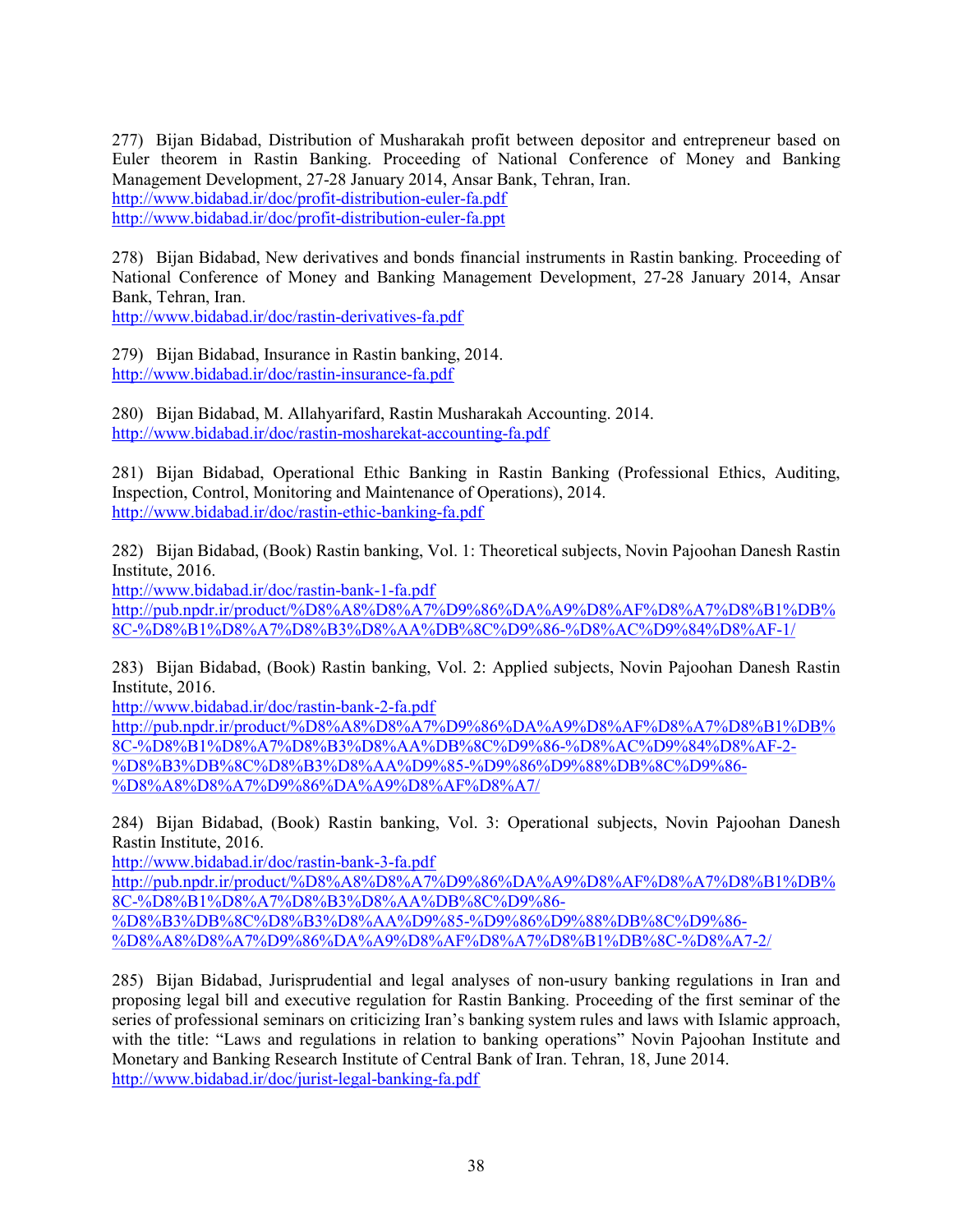277) Bijan Bidabad, Distribution of Musharakah profit between depositor and entrepreneur based on Euler theorem in Rastin Banking. Proceeding of National Conference of Money and Banking Management Development, 27-28 January 2014, Ansar Bank, Tehran, Iran.
http://www.bidabad.ir/doc/profit-distribution-euler-fa.pdf
http://www.bidabad.ir/doc/profit-distribution-euler-fa.ppt

278) Bijan Bidabad, New derivatives and bonds financial instruments in Rastin banking. Proceeding of National Conference of Money and Banking Management Development, 27-28 January 2014, Ansar Bank, Tehran, Iran.
http://www.bidabad.ir/doc/rastin-derivatives-fa.pdf

279) Bijan Bidabad, Insurance in Rastin banking, 2014.
http://www.bidabad.ir/doc/rastin-insurance-fa.pdf

280) Bijan Bidabad, M. Allahyarifard, Rastin Musharakah Accounting. 2014.
http://www.bidabad.ir/doc/rastin-mosharekat-accounting-fa.pdf

281) Bijan Bidabad, Operational Ethic Banking in Rastin Banking (Professional Ethics, Auditing, Inspection, Control, Monitoring and Maintenance of Operations), 2014.
http://www.bidabad.ir/doc/rastin-ethic-banking-fa.pdf

282) Bijan Bidabad, (Book) Rastin banking, Vol. 1: Theoretical subjects, Novin Pajoohan Danesh Rastin Institute, 2016.
http://www.bidabad.ir/doc/rastin-bank-1-fa.pdf
http://pub.npdr.ir/product/%D8%A8%D8%A7%D9%86%DA%A9%D8%AF%D8%A7%D8%B1%DB%8C-%D8%B1%D8%A7%D8%B3%D8%AA%DB%8C%D9%86-%D8%AC%D9%84%D8%AF-1/

283) Bijan Bidabad, (Book) Rastin banking, Vol. 2: Applied subjects, Novin Pajoohan Danesh Rastin Institute, 2016.
http://www.bidabad.ir/doc/rastin-bank-2-fa.pdf
http://pub.npdr.ir/product/%D8%A8%D8%A7%D9%86%DA%A9%D8%AF%D8%A7%D8%B1%DB%8C-%D8%B1%D8%A7%D8%B3%D8%AA%DB%8C%D9%86-%D8%AC%D9%84%D8%AF-2-%D8%B3%DB%8C%D8%B3%D8%AA%D9%85-%D9%86%D9%88%DB%8C%D9%86-%D8%A8%D8%A7%D9%86%DA%A9%D8%AF%D8%A7/

284) Bijan Bidabad, (Book) Rastin banking, Vol. 3: Operational subjects, Novin Pajoohan Danesh Rastin Institute, 2016.
http://www.bidabad.ir/doc/rastin-bank-3-fa.pdf
http://pub.npdr.ir/product/%D8%A8%D8%A7%D9%86%DA%A9%D8%AF%D8%A7%D8%B1%DB%8C-%D8%B1%D8%A7%D8%B3%D8%AA%DB%8C%D9%86-%D8%B3%DB%8C%D8%B3%D8%AA%D9%85-%D9%86%D9%88%DB%8C%D9%86-%D8%A8%D8%A7%D9%86%DA%A9%D8%AF%D8%A7%D8%B1%DB%8C-%D8%A7-2/

285) Bijan Bidabad, Jurisprudential and legal analyses of non-usury banking regulations in Iran and proposing legal bill and executive regulation for Rastin Banking. Proceeding of the first seminar of the series of professional seminars on criticizing Iran's banking system rules and laws with Islamic approach, with the title: "Laws and regulations in relation to banking operations" Novin Pajoohan Institute and Monetary and Banking Research Institute of Central Bank of Iran. Tehran, 18, June 2014.
http://www.bidabad.ir/doc/jurist-legal-banking-fa.pdf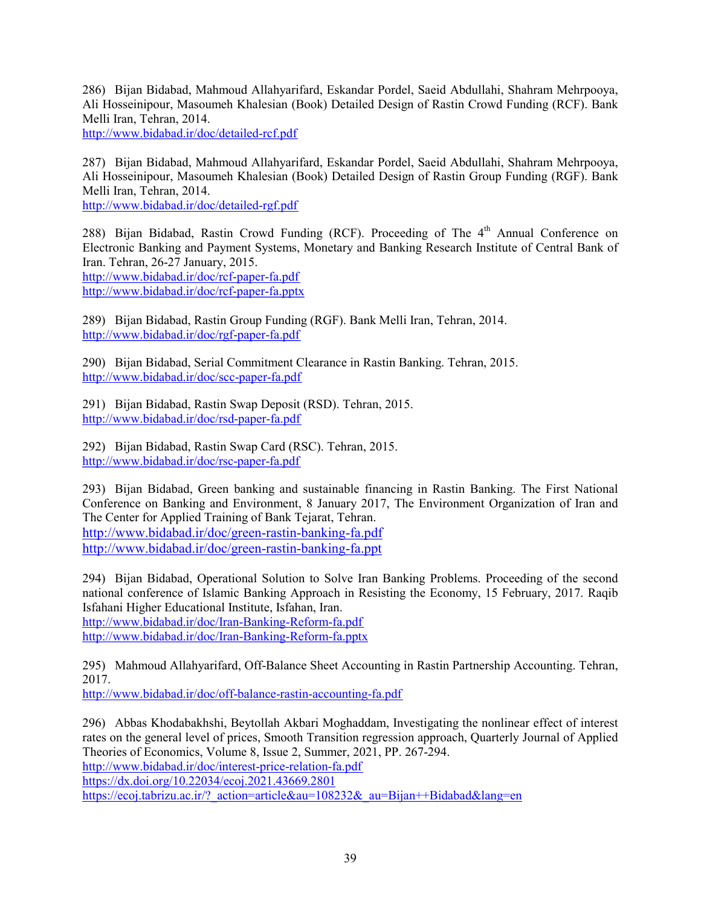286) Bijan Bidabad, Mahmoud Allahyarifard, Eskandar Pordel, Saeid Abdullahi, Shahram Mehrpooya, Ali Hosseinipour, Masoumeh Khalesian (Book) Detailed Design of Rastin Crowd Funding (RCF). Bank Melli Iran, Tehran, 2014.
http://www.bidabad.ir/doc/detailed-rcf.pdf

287) Bijan Bidabad, Mahmoud Allahyarifard, Eskandar Pordel, Saeid Abdullahi, Shahram Mehrpooya, Ali Hosseinipour, Masoumeh Khalesian (Book) Detailed Design of Rastin Group Funding (RGF). Bank Melli Iran, Tehran, 2014.
http://www.bidabad.ir/doc/detailed-rgf.pdf

288) Bijan Bidabad, Rastin Crowd Funding (RCF). Proceeding of The 4th Annual Conference on Electronic Banking and Payment Systems, Monetary and Banking Research Institute of Central Bank of Iran. Tehran, 26-27 January, 2015.
http://www.bidabad.ir/doc/rcf-paper-fa.pdf
http://www.bidabad.ir/doc/rcf-paper-fa.pptx

289) Bijan Bidabad, Rastin Group Funding (RGF). Bank Melli Iran, Tehran, 2014.
http://www.bidabad.ir/doc/rgf-paper-fa.pdf

290) Bijan Bidabad, Serial Commitment Clearance in Rastin Banking. Tehran, 2015.
http://www.bidabad.ir/doc/scc-paper-fa.pdf

291) Bijan Bidabad, Rastin Swap Deposit (RSD). Tehran, 2015.
http://www.bidabad.ir/doc/rsd-paper-fa.pdf

292) Bijan Bidabad, Rastin Swap Card (RSC). Tehran, 2015.
http://www.bidabad.ir/doc/rsc-paper-fa.pdf

293) Bijan Bidabad, Green banking and sustainable financing in Rastin Banking. The First National Conference on Banking and Environment, 8 January 2017, The Environment Organization of Iran and The Center for Applied Training of Bank Tejarat, Tehran.
http://www.bidabad.ir/doc/green-rastin-banking-fa.pdf
http://www.bidabad.ir/doc/green-rastin-banking-fa.ppt

294) Bijan Bidabad, Operational Solution to Solve Iran Banking Problems. Proceeding of the second national conference of Islamic Banking Approach in Resisting the Economy, 15 February, 2017. Raqib Isfahani Higher Educational Institute, Isfahan, Iran.
http://www.bidabad.ir/doc/Iran-Banking-Reform-fa.pdf
http://www.bidabad.ir/doc/Iran-Banking-Reform-fa.pptx

295) Mahmoud Allahyarifard, Off-Balance Sheet Accounting in Rastin Partnership Accounting. Tehran, 2017.
http://www.bidabad.ir/doc/off-balance-rastin-accounting-fa.pdf

296) Abbas Khodabakhshi, Beytollah Akbari Moghaddam, Investigating the nonlinear effect of interest rates on the general level of prices, Smooth Transition regression approach, Quarterly Journal of Applied Theories of Economics, Volume 8, Issue 2, Summer, 2021, PP. 267-294.
http://www.bidabad.ir/doc/interest-price-relation-fa.pdf
https://dx.doi.org/10.22034/ecoj.2021.43669.2801
https://ecoj.tabrizu.ac.ir/?_action=article&au=108232&_au=Bijan++Bidabad&lang=en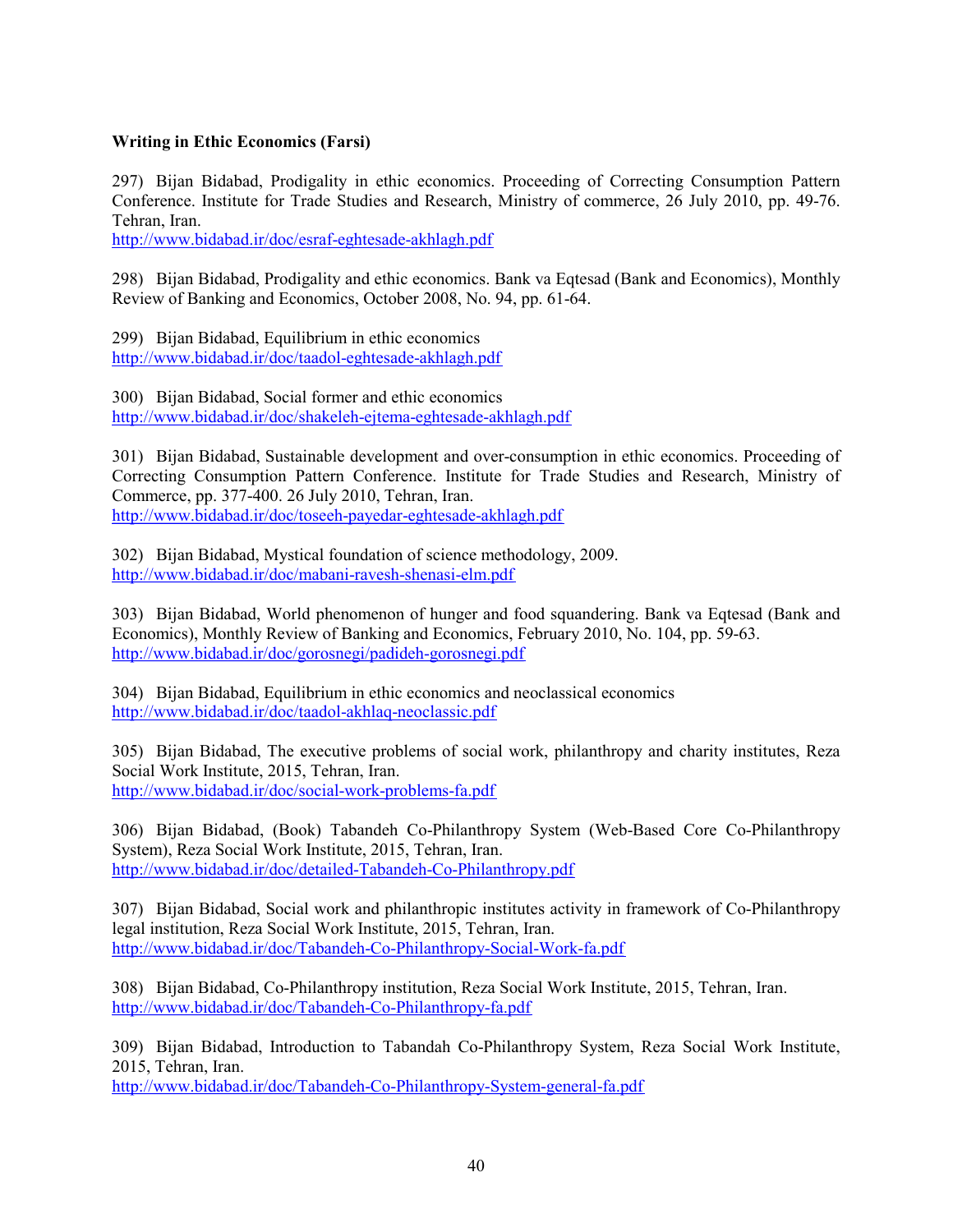**Writing in Ethic Economics (Farsi)**

297) Bijan Bidabad, Prodigality in ethic economics. Proceeding of Correcting Consumption Pattern Conference. Institute for Trade Studies and Research, Ministry of commerce, 26 July 2010, pp. 49-76. Tehran, Iran.
http://www.bidabad.ir/doc/esraf-eghtesade-akhlagh.pdf

298) Bijan Bidabad, Prodigality and ethic economics. Bank va Eqtesad (Bank and Economics), Monthly Review of Banking and Economics, October 2008, No. 94, pp. 61-64.

299) Bijan Bidabad, Equilibrium in ethic economics
http://www.bidabad.ir/doc/taadol-eghtesade-akhlagh.pdf

300) Bijan Bidabad, Social former and ethic economics
http://www.bidabad.ir/doc/shakeleh-ejtema-eghtesade-akhlagh.pdf

301) Bijan Bidabad, Sustainable development and over-consumption in ethic economics. Proceeding of Correcting Consumption Pattern Conference. Institute for Trade Studies and Research, Ministry of Commerce, pp. 377-400. 26 July 2010, Tehran, Iran.
http://www.bidabad.ir/doc/toseeh-payedar-eghtesade-akhlagh.pdf

302) Bijan Bidabad, Mystical foundation of science methodology, 2009.
http://www.bidabad.ir/doc/mabani-ravesh-shenasi-elm.pdf

303) Bijan Bidabad, World phenomenon of hunger and food squandering. Bank va Eqtesad (Bank and Economics), Monthly Review of Banking and Economics, February 2010, No. 104, pp. 59-63.
http://www.bidabad.ir/doc/gorosnegi/padideh-gorosnegi.pdf

304) Bijan Bidabad, Equilibrium in ethic economics and neoclassical economics
http://www.bidabad.ir/doc/taadol-akhlaq-neoclassic.pdf

305) Bijan Bidabad, The executive problems of social work, philanthropy and charity institutes, Reza Social Work Institute, 2015, Tehran, Iran.
http://www.bidabad.ir/doc/social-work-problems-fa.pdf

306) Bijan Bidabad, (Book) Tabandeh Co-Philanthropy System (Web-Based Core Co-Philanthropy System), Reza Social Work Institute, 2015, Tehran, Iran.
http://www.bidabad.ir/doc/detailed-Tabandeh-Co-Philanthropy.pdf

307) Bijan Bidabad, Social work and philanthropic institutes activity in framework of Co-Philanthropy legal institution, Reza Social Work Institute, 2015, Tehran, Iran.
http://www.bidabad.ir/doc/Tabandeh-Co-Philanthropy-Social-Work-fa.pdf

308) Bijan Bidabad, Co-Philanthropy institution, Reza Social Work Institute, 2015, Tehran, Iran.
http://www.bidabad.ir/doc/Tabandeh-Co-Philanthropy-fa.pdf

309) Bijan Bidabad, Introduction to Tabandah Co-Philanthropy System, Reza Social Work Institute, 2015, Tehran, Iran.
http://www.bidabad.ir/doc/Tabandeh-Co-Philanthropy-System-general-fa.pdf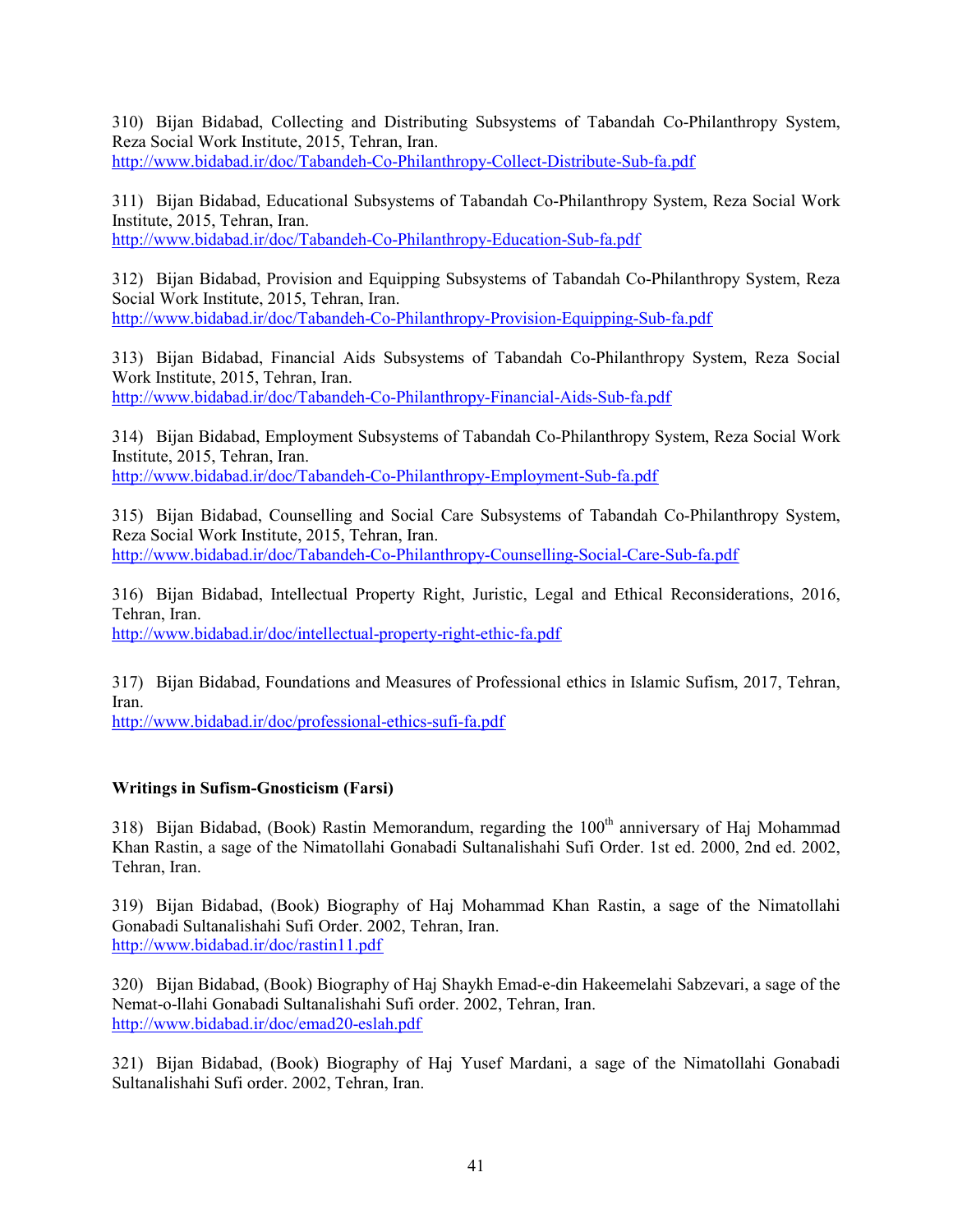310) Bijan Bidabad, Collecting and Distributing Subsystems of Tabandah Co-Philanthropy System, Reza Social Work Institute, 2015, Tehran, Iran.
http://www.bidabad.ir/doc/Tabandeh-Co-Philanthropy-Collect-Distribute-Sub-fa.pdf

311) Bijan Bidabad, Educational Subsystems of Tabandah Co-Philanthropy System, Reza Social Work Institute, 2015, Tehran, Iran.
http://www.bidabad.ir/doc/Tabandeh-Co-Philanthropy-Education-Sub-fa.pdf

312) Bijan Bidabad, Provision and Equipping Subsystems of Tabandah Co-Philanthropy System, Reza Social Work Institute, 2015, Tehran, Iran.
http://www.bidabad.ir/doc/Tabandeh-Co-Philanthropy-Provision-Equipping-Sub-fa.pdf

313) Bijan Bidabad, Financial Aids Subsystems of Tabandah Co-Philanthropy System, Reza Social Work Institute, 2015, Tehran, Iran.
http://www.bidabad.ir/doc/Tabandeh-Co-Philanthropy-Financial-Aids-Sub-fa.pdf

314) Bijan Bidabad, Employment Subsystems of Tabandah Co-Philanthropy System, Reza Social Work Institute, 2015, Tehran, Iran.
http://www.bidabad.ir/doc/Tabandeh-Co-Philanthropy-Employment-Sub-fa.pdf

315) Bijan Bidabad, Counselling and Social Care Subsystems of Tabandah Co-Philanthropy System, Reza Social Work Institute, 2015, Tehran, Iran.
http://www.bidabad.ir/doc/Tabandeh-Co-Philanthropy-Counselling-Social-Care-Sub-fa.pdf

316) Bijan Bidabad, Intellectual Property Right, Juristic, Legal and Ethical Reconsiderations, 2016, Tehran, Iran.
http://www.bidabad.ir/doc/intellectual-property-right-ethic-fa.pdf

317) Bijan Bidabad, Foundations and Measures of Professional ethics in Islamic Sufism, 2017, Tehran, Iran.
http://www.bidabad.ir/doc/professional-ethics-sufi-fa.pdf

**Writings in Sufism-Gnosticism (Farsi)**

318) Bijan Bidabad, (Book) Rastin Memorandum, regarding the 100th anniversary of Haj Mohammad Khan Rastin, a sage of the Nimatollahi Gonabadi Sultanalishahi Sufi Order. 1st ed. 2000, 2nd ed. 2002, Tehran, Iran.

319) Bijan Bidabad, (Book) Biography of Haj Mohammad Khan Rastin, a sage of the Nimatollahi Gonabadi Sultanalishahi Sufi Order. 2002, Tehran, Iran.
http://www.bidabad.ir/doc/rastin11.pdf

320) Bijan Bidabad, (Book) Biography of Haj Shaykh Emad-e-din Hakeemelahi Sabzevari, a sage of the Nemat-o-llahi Gonabadi Sultanalishahi Sufi order. 2002, Tehran, Iran.
http://www.bidabad.ir/doc/emad20-eslah.pdf

321) Bijan Bidabad, (Book) Biography of Haj Yusef Mardani, a sage of the Nimatollahi Gonabadi Sultanalishahi Sufi order. 2002, Tehran, Iran.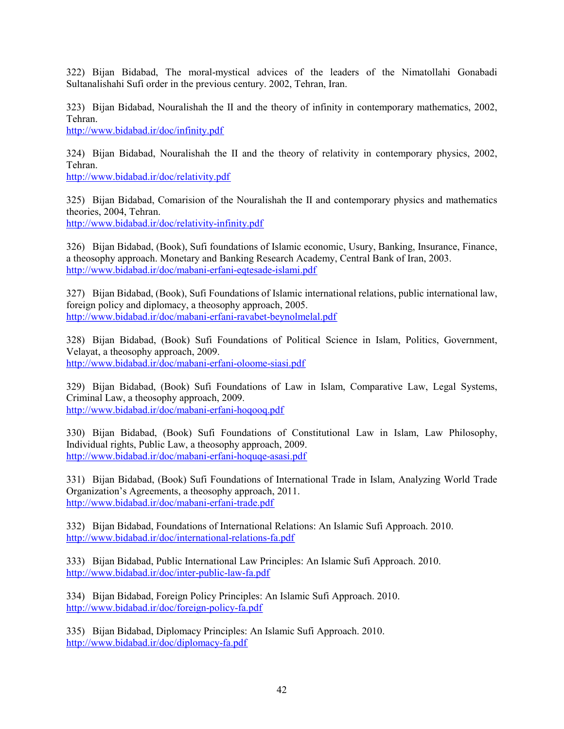322) Bijan Bidabad, The moral-mystical advices of the leaders of the Nimatollahi Gonabadi Sultanalishahi Sufi order in the previous century. 2002, Tehran, Iran.

323) Bijan Bidabad, Nouralishah the II and the theory of infinity in contemporary mathematics, 2002, Tehran.
http://www.bidabad.ir/doc/infinity.pdf

324) Bijan Bidabad, Nouralishah the II and the theory of relativity in contemporary physics, 2002, Tehran.
http://www.bidabad.ir/doc/relativity.pdf

325) Bijan Bidabad, Comarision of the Nouralishah the II and contemporary physics and mathematics theories, 2004, Tehran.
http://www.bidabad.ir/doc/relativity-infinity.pdf

326) Bijan Bidabad, (Book), Sufi foundations of Islamic economic, Usury, Banking, Insurance, Finance, a theosophy approach. Monetary and Banking Research Academy, Central Bank of Iran, 2003.
http://www.bidabad.ir/doc/mabani-erfani-eqtesade-islami.pdf

327) Bijan Bidabad, (Book), Sufi Foundations of Islamic international relations, public international law, foreign policy and diplomacy, a theosophy approach, 2005.
http://www.bidabad.ir/doc/mabani-erfani-ravabet-beynolmelal.pdf

328) Bijan Bidabad, (Book) Sufi Foundations of Political Science in Islam, Politics, Government, Velayat, a theosophy approach, 2009.
http://www.bidabad.ir/doc/mabani-erfani-oloome-siasi.pdf

329) Bijan Bidabad, (Book) Sufi Foundations of Law in Islam, Comparative Law, Legal Systems, Criminal Law, a theosophy approach, 2009.
http://www.bidabad.ir/doc/mabani-erfani-hoqooq.pdf

330) Bijan Bidabad, (Book) Sufi Foundations of Constitutional Law in Islam, Law Philosophy, Individual rights, Public Law, a theosophy approach, 2009.
http://www.bidabad.ir/doc/mabani-erfani-hoquqe-asasi.pdf

331) Bijan Bidabad, (Book) Sufi Foundations of International Trade in Islam, Analyzing World Trade Organization's Agreements, a theosophy approach, 2011.
http://www.bidabad.ir/doc/mabani-erfani-trade.pdf

332) Bijan Bidabad, Foundations of International Relations: An Islamic Sufi Approach. 2010.
http://www.bidabad.ir/doc/international-relations-fa.pdf

333) Bijan Bidabad, Public International Law Principles: An Islamic Sufi Approach. 2010.
http://www.bidabad.ir/doc/inter-public-law-fa.pdf

334) Bijan Bidabad, Foreign Policy Principles: An Islamic Sufi Approach. 2010.
http://www.bidabad.ir/doc/foreign-policy-fa.pdf

335) Bijan Bidabad, Diplomacy Principles: An Islamic Sufi Approach. 2010.
http://www.bidabad.ir/doc/diplomacy-fa.pdf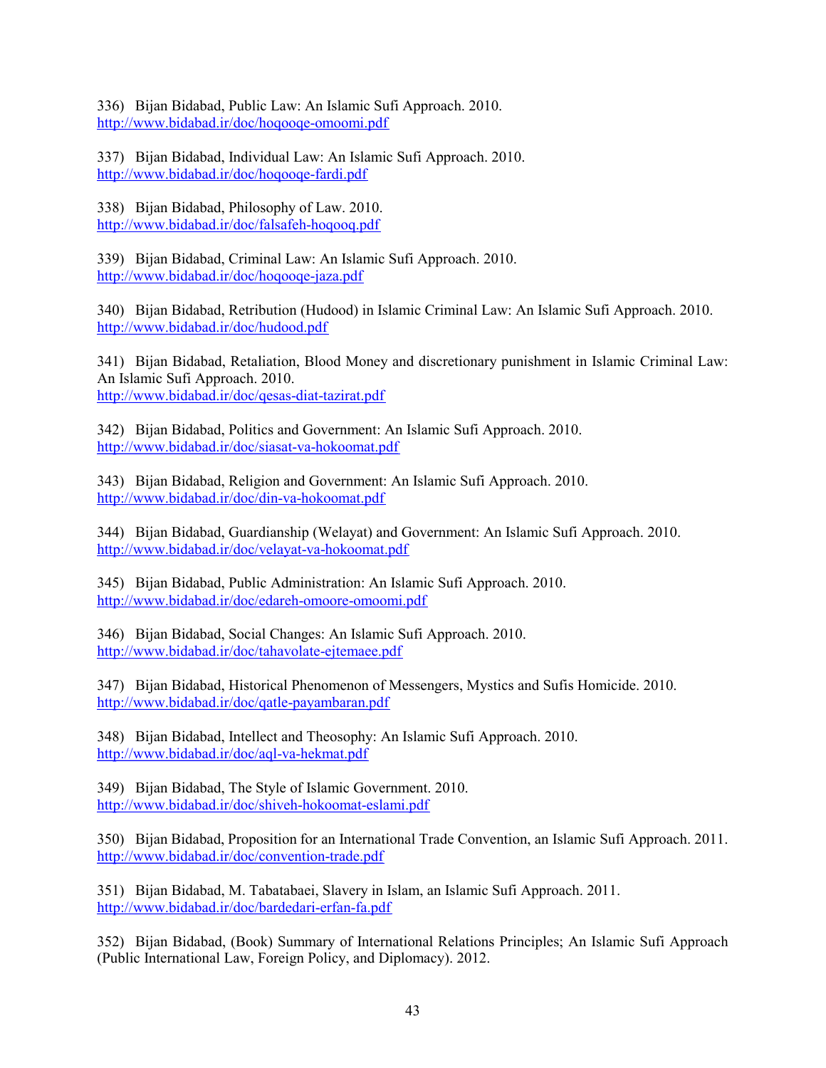336) Bijan Bidabad, Public Law: An Islamic Sufi Approach. 2010.
http://www.bidabad.ir/doc/hoqooqe-omoomi.pdf

337) Bijan Bidabad, Individual Law: An Islamic Sufi Approach. 2010.
http://www.bidabad.ir/doc/hoqooqe-fardi.pdf

338) Bijan Bidabad, Philosophy of Law. 2010.
http://www.bidabad.ir/doc/falsafeh-hoqooq.pdf

339) Bijan Bidabad, Criminal Law: An Islamic Sufi Approach. 2010.
http://www.bidabad.ir/doc/hoqooqe-jaza.pdf

340) Bijan Bidabad, Retribution (Hudood) in Islamic Criminal Law: An Islamic Sufi Approach. 2010.
http://www.bidabad.ir/doc/hudood.pdf

341) Bijan Bidabad, Retaliation, Blood Money and discretionary punishment in Islamic Criminal Law: An Islamic Sufi Approach. 2010.
http://www.bidabad.ir/doc/qesas-diat-tazirat.pdf

342) Bijan Bidabad, Politics and Government: An Islamic Sufi Approach. 2010.
http://www.bidabad.ir/doc/siasat-va-hokoomat.pdf

343) Bijan Bidabad, Religion and Government: An Islamic Sufi Approach. 2010.
http://www.bidabad.ir/doc/din-va-hokoomat.pdf

344) Bijan Bidabad, Guardianship (Welayat) and Government: An Islamic Sufi Approach. 2010.
http://www.bidabad.ir/doc/velayat-va-hokoomat.pdf

345) Bijan Bidabad, Public Administration: An Islamic Sufi Approach. 2010.
http://www.bidabad.ir/doc/edareh-omoore-omoomi.pdf

346) Bijan Bidabad, Social Changes: An Islamic Sufi Approach. 2010.
http://www.bidabad.ir/doc/tahavolate-ejtemaee.pdf

347) Bijan Bidabad, Historical Phenomenon of Messengers, Mystics and Sufis Homicide. 2010.
http://www.bidabad.ir/doc/qatle-payambaran.pdf

348) Bijan Bidabad, Intellect and Theosophy: An Islamic Sufi Approach. 2010.
http://www.bidabad.ir/doc/aql-va-hekmat.pdf

349) Bijan Bidabad, The Style of Islamic Government. 2010.
http://www.bidabad.ir/doc/shiveh-hokoomat-eslami.pdf

350) Bijan Bidabad, Proposition for an International Trade Convention, an Islamic Sufi Approach. 2011.
http://www.bidabad.ir/doc/convention-trade.pdf

351) Bijan Bidabad, M. Tabatabaei, Slavery in Islam, an Islamic Sufi Approach. 2011.
http://www.bidabad.ir/doc/bardedari-erfan-fa.pdf

352) Bijan Bidabad, (Book) Summary of International Relations Principles; An Islamic Sufi Approach (Public International Law, Foreign Policy, and Diplomacy). 2012.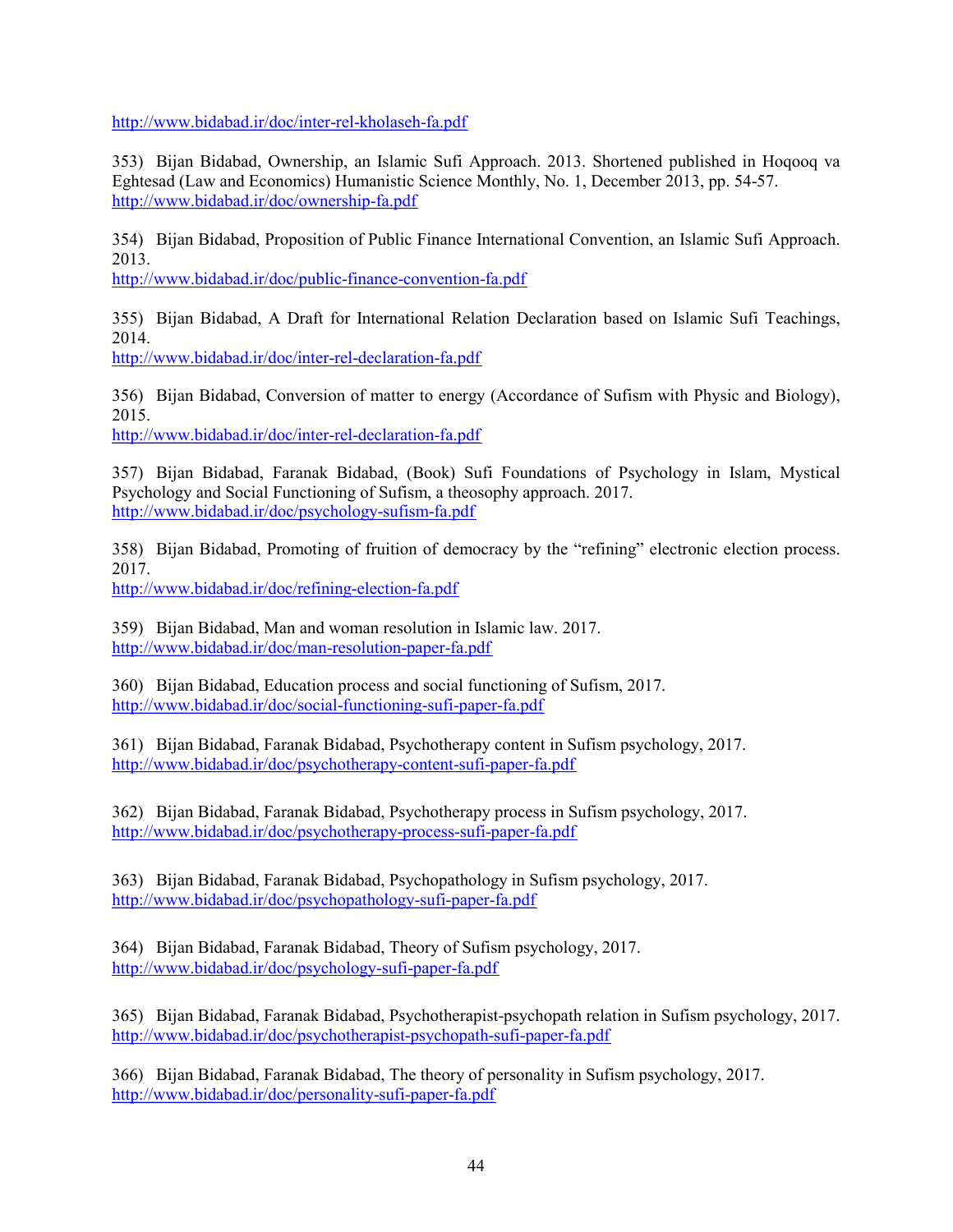http://www.bidabad.ir/doc/inter-rel-kholaseh-fa.pdf

353) Bijan Bidabad, Ownership, an Islamic Sufi Approach. 2013. Shortened published in Hoqooq va Eghtesad (Law and Economics) Humanistic Science Monthly, No. 1, December 2013, pp. 54-57.
http://www.bidabad.ir/doc/ownership-fa.pdf

354) Bijan Bidabad, Proposition of Public Finance International Convention, an Islamic Sufi Approach. 2013.
http://www.bidabad.ir/doc/public-finance-convention-fa.pdf

355) Bijan Bidabad, A Draft for International Relation Declaration based on Islamic Sufi Teachings, 2014.
http://www.bidabad.ir/doc/inter-rel-declaration-fa.pdf

356) Bijan Bidabad, Conversion of matter to energy (Accordance of Sufism with Physic and Biology), 2015.
http://www.bidabad.ir/doc/inter-rel-declaration-fa.pdf

357) Bijan Bidabad, Faranak Bidabad, (Book) Sufi Foundations of Psychology in Islam, Mystical Psychology and Social Functioning of Sufism, a theosophy approach. 2017.
http://www.bidabad.ir/doc/psychology-sufism-fa.pdf

358) Bijan Bidabad, Promoting of fruition of democracy by the "refining" electronic election process. 2017.
http://www.bidabad.ir/doc/refining-election-fa.pdf

359) Bijan Bidabad, Man and woman resolution in Islamic law. 2017.
http://www.bidabad.ir/doc/man-resolution-paper-fa.pdf

360) Bijan Bidabad, Education process and social functioning of Sufism, 2017.
http://www.bidabad.ir/doc/social-functioning-sufi-paper-fa.pdf

361) Bijan Bidabad, Faranak Bidabad, Psychotherapy content in Sufism psychology, 2017.
http://www.bidabad.ir/doc/psychotherapy-content-sufi-paper-fa.pdf

362) Bijan Bidabad, Faranak Bidabad, Psychotherapy process in Sufism psychology, 2017.
http://www.bidabad.ir/doc/psychotherapy-process-sufi-paper-fa.pdf

363) Bijan Bidabad, Faranak Bidabad, Psychopathology in Sufism psychology, 2017.
http://www.bidabad.ir/doc/psychopathology-sufi-paper-fa.pdf

364) Bijan Bidabad, Faranak Bidabad, Theory of Sufism psychology, 2017.
http://www.bidabad.ir/doc/psychology-sufi-paper-fa.pdf

365) Bijan Bidabad, Faranak Bidabad, Psychotherapist-psychopath relation in Sufism psychology, 2017.
http://www.bidabad.ir/doc/psychotherapist-psychopath-sufi-paper-fa.pdf

366) Bijan Bidabad, Faranak Bidabad, The theory of personality in Sufism psychology, 2017.
http://www.bidabad.ir/doc/personality-sufi-paper-fa.pdf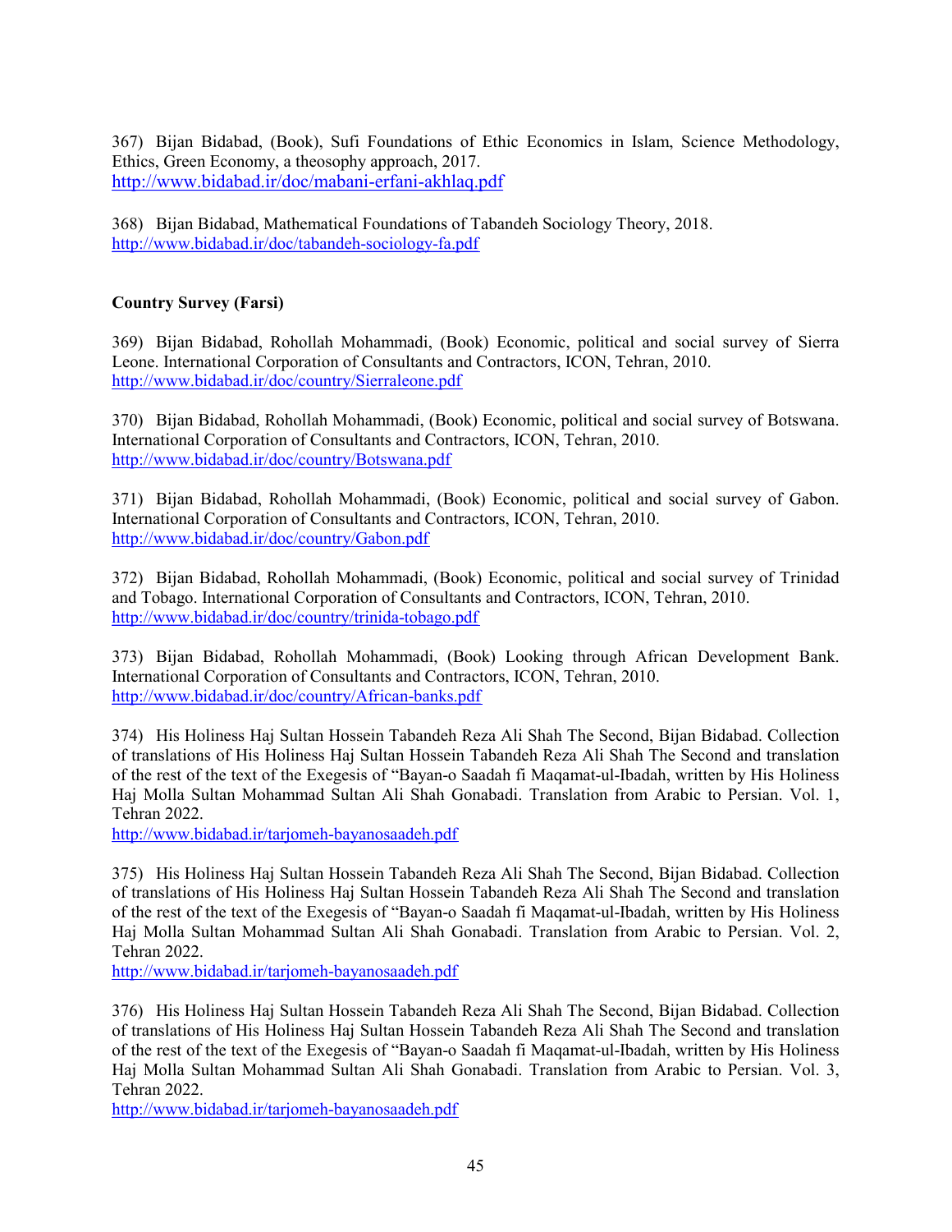367) Bijan Bidabad, (Book), Sufi Foundations of Ethic Economics in Islam, Science Methodology, Ethics, Green Economy, a theosophy approach, 2017.
http://www.bidabad.ir/doc/mabani-erfani-akhlaq.pdf

368) Bijan Bidabad, Mathematical Foundations of Tabandeh Sociology Theory, 2018.
http://www.bidabad.ir/doc/tabandeh-sociology-fa.pdf

**Country Survey (Farsi)**

369) Bijan Bidabad, Rohollah Mohammadi, (Book) Economic, political and social survey of Sierra Leone. International Corporation of Consultants and Contractors, ICON, Tehran, 2010.
http://www.bidabad.ir/doc/country/Sierraleone.pdf

370) Bijan Bidabad, Rohollah Mohammadi, (Book) Economic, political and social survey of Botswana. International Corporation of Consultants and Contractors, ICON, Tehran, 2010.
http://www.bidabad.ir/doc/country/Botswana.pdf

371) Bijan Bidabad, Rohollah Mohammadi, (Book) Economic, political and social survey of Gabon. International Corporation of Consultants and Contractors, ICON, Tehran, 2010.
http://www.bidabad.ir/doc/country/Gabon.pdf

372) Bijan Bidabad, Rohollah Mohammadi, (Book) Economic, political and social survey of Trinidad and Tobago. International Corporation of Consultants and Contractors, ICON, Tehran, 2010.
http://www.bidabad.ir/doc/country/trinida-tobago.pdf

373) Bijan Bidabad, Rohollah Mohammadi, (Book) Looking through African Development Bank. International Corporation of Consultants and Contractors, ICON, Tehran, 2010.
http://www.bidabad.ir/doc/country/African-banks.pdf

374) His Holiness Haj Sultan Hossein Tabandeh Reza Ali Shah The Second, Bijan Bidabad. Collection of translations of His Holiness Haj Sultan Hossein Tabandeh Reza Ali Shah The Second and translation of the rest of the text of the Exegesis of "Bayan-o Saadah fi Maqamat-ul-Ibadah, written by His Holiness Haj Molla Sultan Mohammad Sultan Ali Shah Gonabadi. Translation from Arabic to Persian. Vol. 1, Tehran 2022.
http://www.bidabad.ir/tarjomeh-bayanosaadeh.pdf

375) His Holiness Haj Sultan Hossein Tabandeh Reza Ali Shah The Second, Bijan Bidabad. Collection of translations of His Holiness Haj Sultan Hossein Tabandeh Reza Ali Shah The Second and translation of the rest of the text of the Exegesis of "Bayan-o Saadah fi Maqamat-ul-Ibadah, written by His Holiness Haj Molla Sultan Mohammad Sultan Ali Shah Gonabadi. Translation from Arabic to Persian. Vol. 2, Tehran 2022.
http://www.bidabad.ir/tarjomeh-bayanosaadeh.pdf

376) His Holiness Haj Sultan Hossein Tabandeh Reza Ali Shah The Second, Bijan Bidabad. Collection of translations of His Holiness Haj Sultan Hossein Tabandeh Reza Ali Shah The Second and translation of the rest of the text of the Exegesis of "Bayan-o Saadah fi Maqamat-ul-Ibadah, written by His Holiness Haj Molla Sultan Mohammad Sultan Ali Shah Gonabadi. Translation from Arabic to Persian. Vol. 3, Tehran 2022.
http://www.bidabad.ir/tarjomeh-bayanosaadeh.pdf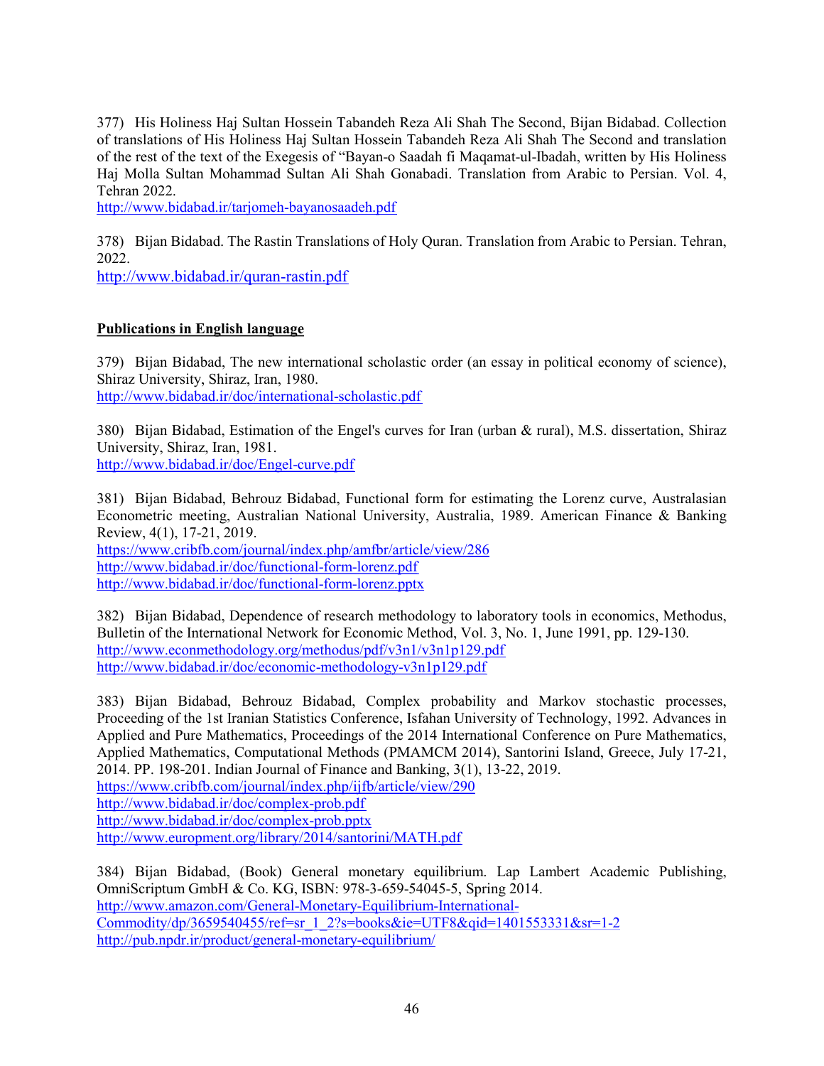377) His Holiness Haj Sultan Hossein Tabandeh Reza Ali Shah The Second, Bijan Bidabad. Collection of translations of His Holiness Haj Sultan Hossein Tabandeh Reza Ali Shah The Second and translation of the rest of the text of the Exegesis of "Bayan-o Saadah fi Maqamat-ul-Ibadah, written by His Holiness Haj Molla Sultan Mohammad Sultan Ali Shah Gonabadi. Translation from Arabic to Persian. Vol. 4, Tehran 2022.
http://www.bidabad.ir/tarjomeh-bayanosaadeh.pdf

378) Bijan Bidabad. The Rastin Translations of Holy Quran. Translation from Arabic to Persian. Tehran, 2022.
http://www.bidabad.ir/quran-rastin.pdf

**Publications in English language**

379) Bijan Bidabad, The new international scholastic order (an essay in political economy of science), Shiraz University, Shiraz, Iran, 1980.
http://www.bidabad.ir/doc/international-scholastic.pdf

380) Bijan Bidabad, Estimation of the Engel's curves for Iran (urban & rural), M.S. dissertation, Shiraz University, Shiraz, Iran, 1981.
http://www.bidabad.ir/doc/Engel-curve.pdf

381) Bijan Bidabad, Behrouz Bidabad, Functional form for estimating the Lorenz curve, Australasian Econometric meeting, Australian National University, Australia, 1989. American Finance & Banking Review, 4(1), 17-21, 2019.
https://www.cribfb.com/journal/index.php/amfbr/article/view/286
http://www.bidabad.ir/doc/functional-form-lorenz.pdf
http://www.bidabad.ir/doc/functional-form-lorenz.pptx

382) Bijan Bidabad, Dependence of research methodology to laboratory tools in economics, Methodus, Bulletin of the International Network for Economic Method, Vol. 3, No. 1, June 1991, pp. 129-130.
http://www.econmethodology.org/methodus/pdf/v3n1/v3n1p129.pdf
http://www.bidabad.ir/doc/economic-methodology-v3n1p129.pdf

383) Bijan Bidabad, Behrouz Bidabad, Complex probability and Markov stochastic processes, Proceeding of the 1st Iranian Statistics Conference, Isfahan University of Technology, 1992. Advances in Applied and Pure Mathematics, Proceedings of the 2014 International Conference on Pure Mathematics, Applied Mathematics, Computational Methods (PMAMCM 2014), Santorini Island, Greece, July 17-21, 2014. PP. 198-201. Indian Journal of Finance and Banking, 3(1), 13-22, 2019.
https://www.cribfb.com/journal/index.php/ijfb/article/view/290
http://www.bidabad.ir/doc/complex-prob.pdf
http://www.bidabad.ir/doc/complex-prob.pptx
http://www.europment.org/library/2014/santorini/MATH.pdf

384) Bijan Bidabad, (Book) General monetary equilibrium. Lap Lambert Academic Publishing, OmniScriptum GmbH & Co. KG, ISBN: 978-3-659-54045-5, Spring 2014.
http://www.amazon.com/General-Monetary-Equilibrium-International-Commodity/dp/3659540455/ref=sr_1_2?s=books&ie=UTF8&qid=1401553331&sr=1-2
http://pub.npdr.ir/product/general-monetary-equilibrium/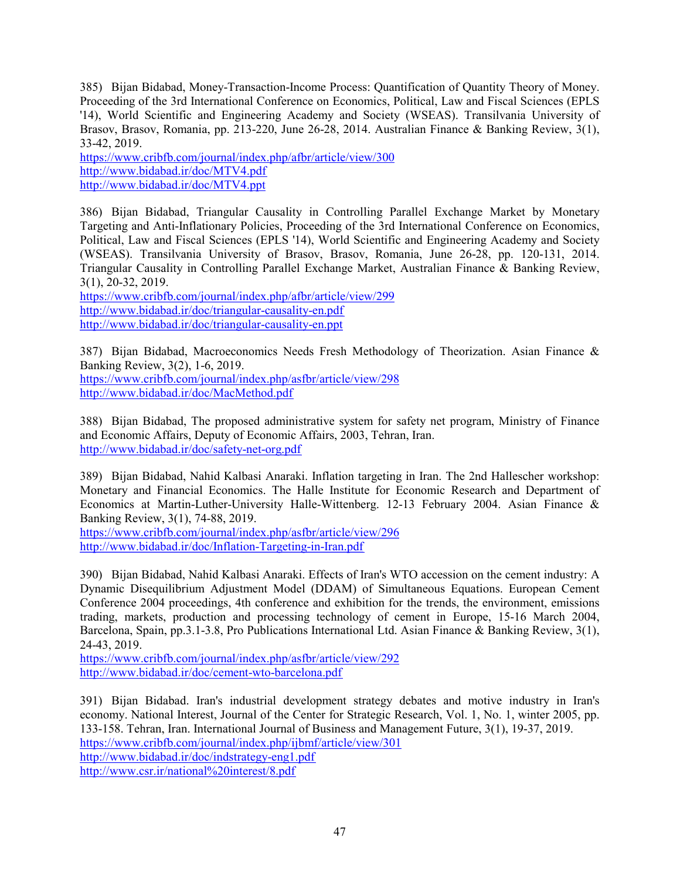385) Bijan Bidabad, Money-Transaction-Income Process: Quantification of Quantity Theory of Money. Proceeding of the 3rd International Conference on Economics, Political, Law and Fiscal Sciences (EPLS '14), World Scientific and Engineering Academy and Society (WSEAS). Transilvania University of Brasov, Brasov, Romania, pp. 213-220, June 26-28, 2014. Australian Finance & Banking Review, 3(1), 33-42, 2019.
https://www.cribfb.com/journal/index.php/afbr/article/view/300
http://www.bidabad.ir/doc/MTV4.pdf
http://www.bidabad.ir/doc/MTV4.ppt

386) Bijan Bidabad, Triangular Causality in Controlling Parallel Exchange Market by Monetary Targeting and Anti-Inflationary Policies, Proceeding of the 3rd International Conference on Economics, Political, Law and Fiscal Sciences (EPLS '14), World Scientific and Engineering Academy and Society (WSEAS). Transilvania University of Brasov, Brasov, Romania, June 26-28, pp. 120-131, 2014. Triangular Causality in Controlling Parallel Exchange Market, Australian Finance & Banking Review, 3(1), 20-32, 2019.
https://www.cribfb.com/journal/index.php/afbr/article/view/299
http://www.bidabad.ir/doc/triangular-causality-en.pdf
http://www.bidabad.ir/doc/triangular-causality-en.ppt

387) Bijan Bidabad, Macroeconomics Needs Fresh Methodology of Theorization. Asian Finance & Banking Review, 3(2), 1-6, 2019.
https://www.cribfb.com/journal/index.php/asfbr/article/view/298
http://www.bidabad.ir/doc/MacMethod.pdf

388) Bijan Bidabad, The proposed administrative system for safety net program, Ministry of Finance and Economic Affairs, Deputy of Economic Affairs, 2003, Tehran, Iran.
http://www.bidabad.ir/doc/safety-net-org.pdf

389) Bijan Bidabad, Nahid Kalbasi Anaraki. Inflation targeting in Iran. The 2nd Hallescher workshop: Monetary and Financial Economics. The Halle Institute for Economic Research and Department of Economics at Martin-Luther-University Halle-Wittenberg. 12-13 February 2004. Asian Finance & Banking Review, 3(1), 74-88, 2019.
https://www.cribfb.com/journal/index.php/asfbr/article/view/296
http://www.bidabad.ir/doc/Inflation-Targeting-in-Iran.pdf

390) Bijan Bidabad, Nahid Kalbasi Anaraki. Effects of Iran's WTO accession on the cement industry: A Dynamic Disequilibrium Adjustment Model (DDAM) of Simultaneous Equations. European Cement Conference 2004 proceedings, 4th conference and exhibition for the trends, the environment, emissions trading, markets, production and processing technology of cement in Europe, 15-16 March 2004, Barcelona, Spain, pp.3.1-3.8, Pro Publications International Ltd. Asian Finance & Banking Review, 3(1), 24-43, 2019.
https://www.cribfb.com/journal/index.php/asfbr/article/view/292
http://www.bidabad.ir/doc/cement-wto-barcelona.pdf

391) Bijan Bidabad. Iran's industrial development strategy debates and motive industry in Iran's economy. National Interest, Journal of the Center for Strategic Research, Vol. 1, No. 1, winter 2005, pp. 133-158. Tehran, Iran. International Journal of Business and Management Future, 3(1), 19-37, 2019.
https://www.cribfb.com/journal/index.php/ijbmf/article/view/301
http://www.bidabad.ir/doc/indstrategy-eng1.pdf
http://www.csr.ir/national%20interest/8.pdf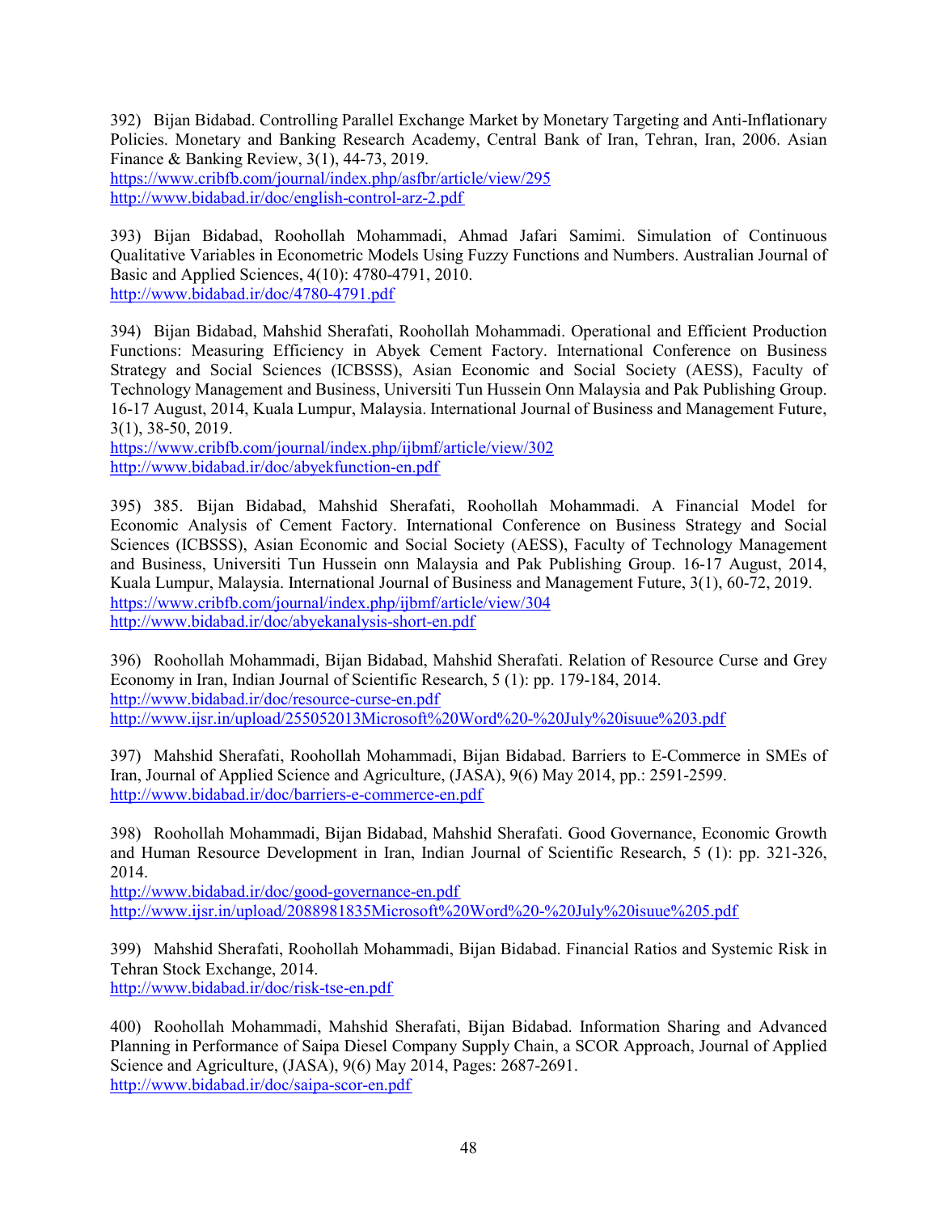392) Bijan Bidabad. Controlling Parallel Exchange Market by Monetary Targeting and Anti-Inflationary Policies. Monetary and Banking Research Academy, Central Bank of Iran, Tehran, Iran, 2006. Asian Finance & Banking Review, 3(1), 44-73, 2019.
https://www.cribfb.com/journal/index.php/asfbr/article/view/295
http://www.bidabad.ir/doc/english-control-arz-2.pdf

393) Bijan Bidabad, Roohollah Mohammadi, Ahmad Jafari Samimi. Simulation of Continuous Qualitative Variables in Econometric Models Using Fuzzy Functions and Numbers. Australian Journal of Basic and Applied Sciences, 4(10): 4780-4791, 2010.
http://www.bidabad.ir/doc/4780-4791.pdf

394) Bijan Bidabad, Mahshid Sherafati, Roohollah Mohammadi. Operational and Efficient Production Functions: Measuring Efficiency in Abyek Cement Factory. International Conference on Business Strategy and Social Sciences (ICBSSS), Asian Economic and Social Society (AESS), Faculty of Technology Management and Business, Universiti Tun Hussein Onn Malaysia and Pak Publishing Group. 16-17 August, 2014, Kuala Lumpur, Malaysia. International Journal of Business and Management Future, 3(1), 38-50, 2019.
https://www.cribfb.com/journal/index.php/ijbmf/article/view/302
http://www.bidabad.ir/doc/abyekfunction-en.pdf

395) 385. Bijan Bidabad, Mahshid Sherafati, Roohollah Mohammadi. A Financial Model for Economic Analysis of Cement Factory. International Conference on Business Strategy and Social Sciences (ICBSSS), Asian Economic and Social Society (AESS), Faculty of Technology Management and Business, Universiti Tun Hussein onn Malaysia and Pak Publishing Group. 16-17 August, 2014, Kuala Lumpur, Malaysia. International Journal of Business and Management Future, 3(1), 60-72, 2019.
https://www.cribfb.com/journal/index.php/ijbmf/article/view/304
http://www.bidabad.ir/doc/abyekanalysis-short-en.pdf

396) Roohollah Mohammadi, Bijan Bidabad, Mahshid Sherafati. Relation of Resource Curse and Grey Economy in Iran, Indian Journal of Scientific Research, 5 (1): pp. 179-184, 2014.
http://www.bidabad.ir/doc/resource-curse-en.pdf
http://www.ijsr.in/upload/255052013Microsoft%20Word%20-%20July%20isuue%203.pdf

397) Mahshid Sherafati, Roohollah Mohammadi, Bijan Bidabad. Barriers to E-Commerce in SMEs of Iran, Journal of Applied Science and Agriculture, (JASA), 9(6) May 2014, pp.: 2591-2599.
http://www.bidabad.ir/doc/barriers-e-commerce-en.pdf

398) Roohollah Mohammadi, Bijan Bidabad, Mahshid Sherafati. Good Governance, Economic Growth and Human Resource Development in Iran, Indian Journal of Scientific Research, 5 (1): pp. 321-326, 2014.
http://www.bidabad.ir/doc/good-governance-en.pdf
http://www.ijsr.in/upload/2088981835Microsoft%20Word%20-%20July%20isuue%205.pdf

399) Mahshid Sherafati, Roohollah Mohammadi, Bijan Bidabad. Financial Ratios and Systemic Risk in Tehran Stock Exchange, 2014.
http://www.bidabad.ir/doc/risk-tse-en.pdf

400) Roohollah Mohammadi, Mahshid Sherafati, Bijan Bidabad. Information Sharing and Advanced Planning in Performance of Saipa Diesel Company Supply Chain, a SCOR Approach, Journal of Applied Science and Agriculture, (JASA), 9(6) May 2014, Pages: 2687-2691.
http://www.bidabad.ir/doc/saipa-scor-en.pdf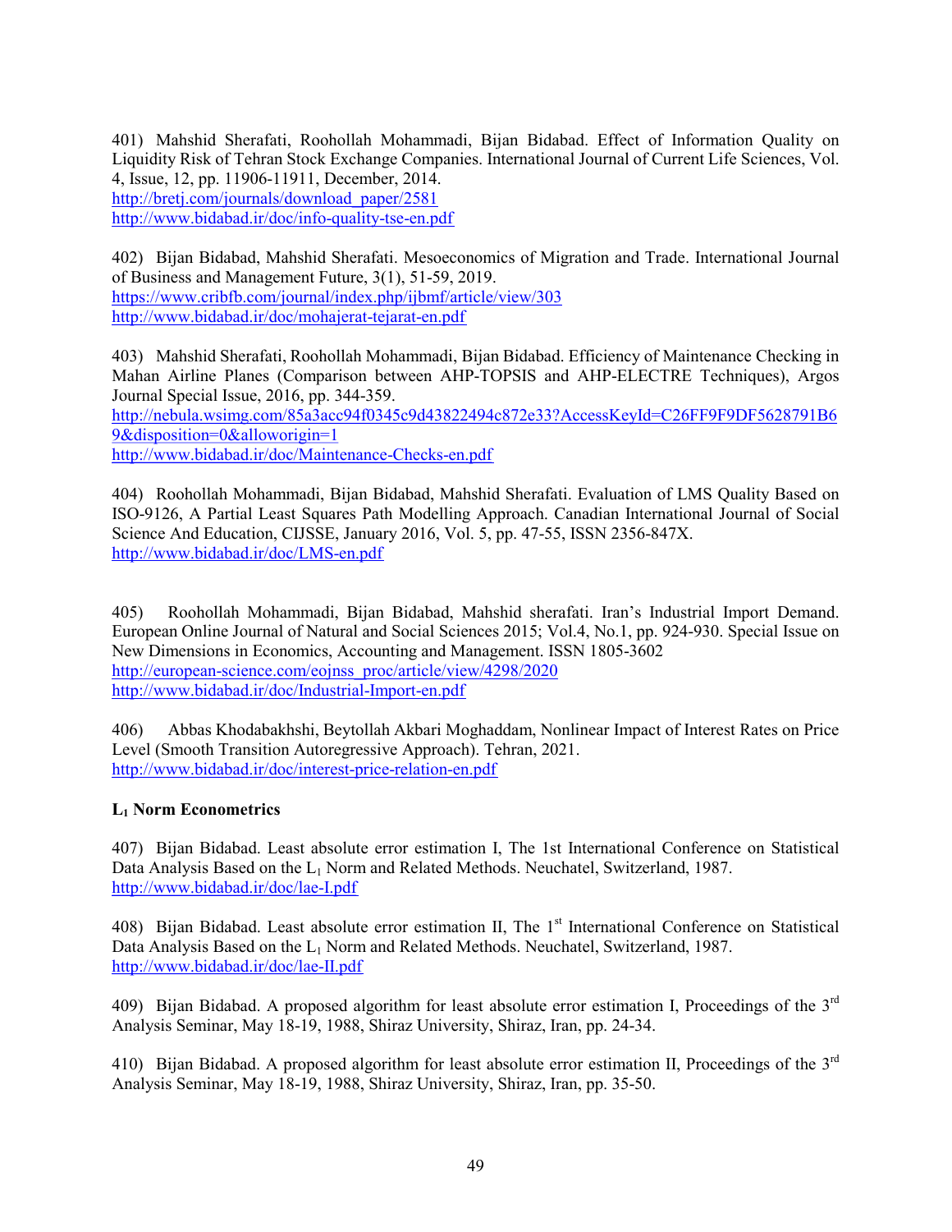401) Mahshid Sherafati, Roohollah Mohammadi, Bijan Bidabad. Effect of Information Quality on Liquidity Risk of Tehran Stock Exchange Companies. International Journal of Current Life Sciences, Vol. 4, Issue, 12, pp. 11906-11911, December, 2014.
http://bretj.com/journals/download_paper/2581
http://www.bidabad.ir/doc/info-quality-tse-en.pdf

402) Bijan Bidabad, Mahshid Sherafati. Mesoeconomics of Migration and Trade. International Journal of Business and Management Future, 3(1), 51-59, 2019.
https://www.cribfb.com/journal/index.php/ijbmf/article/view/303
http://www.bidabad.ir/doc/mohajerat-tejarat-en.pdf

403) Mahshid Sherafati, Roohollah Mohammadi, Bijan Bidabad. Efficiency of Maintenance Checking in Mahan Airline Planes (Comparison between AHP-TOPSIS and AHP-ELECTRE Techniques), Argos Journal Special Issue, 2016, pp. 344-359.
http://nebula.wsimg.com/85a3acc94f0345c9d43822494c872e33?AccessKeyId=C26FF9F9DF5628791B69&disposition=0&alloworigin=1
http://www.bidabad.ir/doc/Maintenance-Checks-en.pdf

404) Roohollah Mohammadi, Bijan Bidabad, Mahshid Sherafati. Evaluation of LMS Quality Based on ISO-9126, A Partial Least Squares Path Modelling Approach. Canadian International Journal of Social Science And Education, CIJSSE, January 2016, Vol. 5, pp. 47-55, ISSN 2356-847X.
http://www.bidabad.ir/doc/LMS-en.pdf

405) Roohollah Mohammadi, Bijan Bidabad, Mahshid sherafati. Iran's Industrial Import Demand. European Online Journal of Natural and Social Sciences 2015; Vol.4, No.1, pp. 924-930. Special Issue on New Dimensions in Economics, Accounting and Management. ISSN 1805-3602
http://european-science.com/eojnss_proc/article/view/4298/2020
http://www.bidabad.ir/doc/Industrial-Import-en.pdf

406) Abbas Khodabakhshi, Beytollah Akbari Moghaddam, Nonlinear Impact of Interest Rates on Price Level (Smooth Transition Autoregressive Approach). Tehran, 2021.
http://www.bidabad.ir/doc/interest-price-relation-en.pdf

**$L_1$ Norm Econometrics**

407) Bijan Bidabad. Least absolute error estimation I, The 1st International Conference on Statistical Data Analysis Based on the $L_1$ Norm and Related Methods. Neuchatel, Switzerland, 1987.
http://www.bidabad.ir/doc/lae-I.pdf

408) Bijan Bidabad. Least absolute error estimation II, The 1st International Conference on Statistical Data Analysis Based on the $L_1$ Norm and Related Methods. Neuchatel, Switzerland, 1987.
http://www.bidabad.ir/doc/lae-II.pdf

409) Bijan Bidabad. A proposed algorithm for least absolute error estimation I, Proceedings of the 3rd Analysis Seminar, May 18-19, 1988, Shiraz University, Shiraz, Iran, pp. 24-34.

410) Bijan Bidabad. A proposed algorithm for least absolute error estimation II, Proceedings of the 3rd Analysis Seminar, May 18-19, 1988, Shiraz University, Shiraz, Iran, pp. 35-50.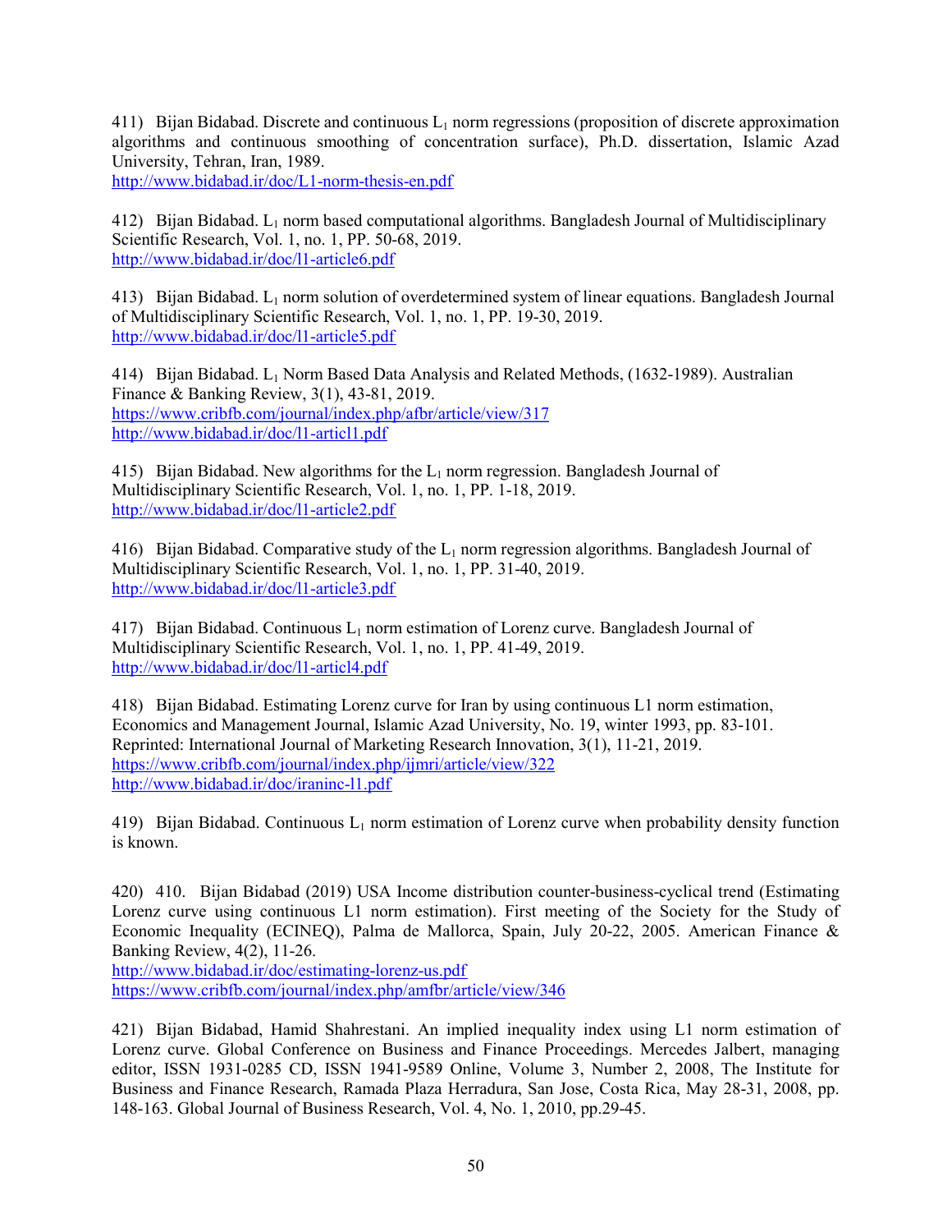411) Bijan Bidabad. Discrete and continuous $L_1$ norm regressions (proposition of discrete approximation algorithms and continuous smoothing of concentration surface), Ph.D. dissertation, Islamic Azad University, Tehran, Iran, 1989.
http://www.bidabad.ir/doc/L1-norm-thesis-en.pdf

412) Bijan Bidabad. $L_1$ norm based computational algorithms. Bangladesh Journal of Multidisciplinary Scientific Research, Vol. 1, no. 1, PP. 50-68, 2019.
http://www.bidabad.ir/doc/l1-article6.pdf

413) Bijan Bidabad. $L_1$ norm solution of overdetermined system of linear equations. Bangladesh Journal of Multidisciplinary Scientific Research, Vol. 1, no. 1, PP. 19-30, 2019.
http://www.bidabad.ir/doc/l1-article5.pdf

414) Bijan Bidabad. $L_1$ Norm Based Data Analysis and Related Methods, (1632-1989). Australian Finance & Banking Review, 3(1), 43-81, 2019.
https://www.cribfb.com/journal/index.php/afbr/article/view/317
http://www.bidabad.ir/doc/l1-articl1.pdf

415) Bijan Bidabad. New algorithms for the $L_1$ norm regression. Bangladesh Journal of Multidisciplinary Scientific Research, Vol. 1, no. 1, PP. 1-18, 2019.
http://www.bidabad.ir/doc/l1-article2.pdf

416) Bijan Bidabad. Comparative study of the $L_1$ norm regression algorithms. Bangladesh Journal of Multidisciplinary Scientific Research, Vol. 1, no. 1, PP. 31-40, 2019.
http://www.bidabad.ir/doc/l1-article3.pdf

417) Bijan Bidabad. Continuous $L_1$ norm estimation of Lorenz curve. Bangladesh Journal of Multidisciplinary Scientific Research, Vol. 1, no. 1, PP. 41-49, 2019.
http://www.bidabad.ir/doc/l1-articl4.pdf

418) Bijan Bidabad. Estimating Lorenz curve for Iran by using continuous L1 norm estimation, Economics and Management Journal, Islamic Azad University, No. 19, winter 1993, pp. 83-101. Reprinted: International Journal of Marketing Research Innovation, 3(1), 11-21, 2019.
https://www.cribfb.com/journal/index.php/ijmri/article/view/322
http://www.bidabad.ir/doc/iraninc-l1.pdf

419) Bijan Bidabad. Continuous $L_1$ norm estimation of Lorenz curve when probability density function is known.

420) 410. Bijan Bidabad (2019) USA Income distribution counter-business-cyclical trend (Estimating Lorenz curve using continuous L1 norm estimation). First meeting of the Society for the Study of Economic Inequality (ECINEQ), Palma de Mallorca, Spain, July 20-22, 2005. American Finance & Banking Review, 4(2), 11-26.
http://www.bidabad.ir/doc/estimating-lorenz-us.pdf
https://www.cribfb.com/journal/index.php/amfbr/article/view/346

421) Bijan Bidabad, Hamid Shahrestani. An implied inequality index using L1 norm estimation of Lorenz curve. Global Conference on Business and Finance Proceedings. Mercedes Jalbert, managing editor, ISSN 1931-0285 CD, ISSN 1941-9589 Online, Volume 3, Number 2, 2008, The Institute for Business and Finance Research, Ramada Plaza Herradura, San Jose, Costa Rica, May 28-31, 2008, pp. 148-163. Global Journal of Business Research, Vol. 4, No. 1, 2010, pp.29-45.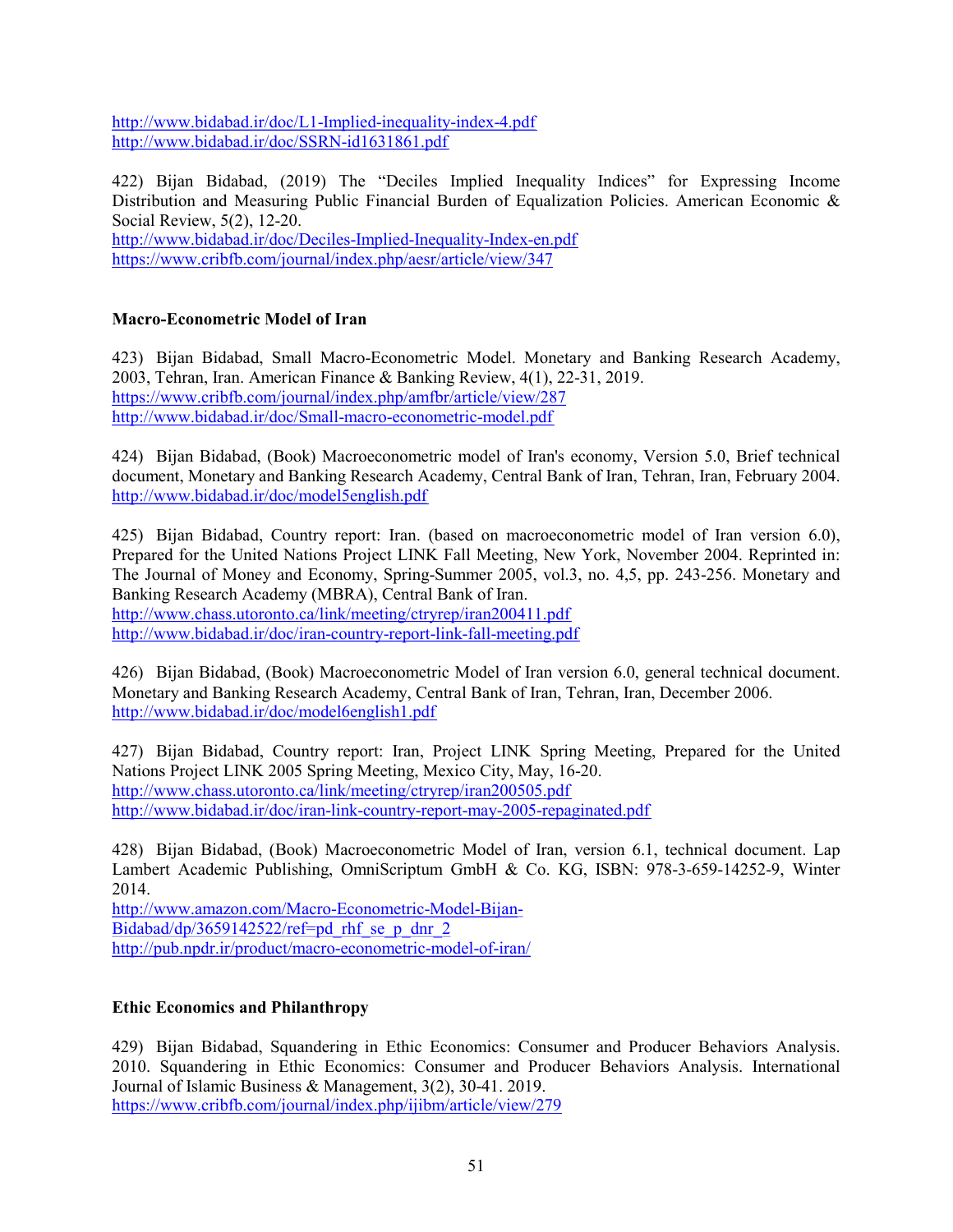http://www.bidabad.ir/doc/L1-Implied-inequality-index-4.pdf
http://www.bidabad.ir/doc/SSRN-id1631861.pdf

422) Bijan Bidabad, (2019) The "Deciles Implied Inequality Indices" for Expressing Income Distribution and Measuring Public Financial Burden of Equalization Policies. American Economic & Social Review, 5(2), 12-20.
http://www.bidabad.ir/doc/Deciles-Implied-Inequality-Index-en.pdf
https://www.cribfb.com/journal/index.php/aesr/article/view/347

### Macro-Econometric Model of Iran

423) Bijan Bidabad, Small Macro-Econometric Model. Monetary and Banking Research Academy, 2003, Tehran, Iran. American Finance & Banking Review, 4(1), 22-31, 2019.
https://www.cribfb.com/journal/index.php/amfbr/article/view/287
http://www.bidabad.ir/doc/Small-macro-econometric-model.pdf

424) Bijan Bidabad, (Book) Macroeconometric model of Iran's economy, Version 5.0, Brief technical document, Monetary and Banking Research Academy, Central Bank of Iran, Tehran, Iran, February 2004.
http://www.bidabad.ir/doc/model5english.pdf

425) Bijan Bidabad, Country report: Iran. (based on macroeconometric model of Iran version 6.0), Prepared for the United Nations Project LINK Fall Meeting, New York, November 2004. Reprinted in: The Journal of Money and Economy, Spring-Summer 2005, vol.3, no. 4,5, pp. 243-256. Monetary and Banking Research Academy (MBRA), Central Bank of Iran.
http://www.chass.utoronto.ca/link/meeting/ctryrep/iran200411.pdf
http://www.bidabad.ir/doc/iran-country-report-link-fall-meeting.pdf

426) Bijan Bidabad, (Book) Macroeconometric Model of Iran version 6.0, general technical document. Monetary and Banking Research Academy, Central Bank of Iran, Tehran, Iran, December 2006.
http://www.bidabad.ir/doc/model6english1.pdf

427) Bijan Bidabad, Country report: Iran, Project LINK Spring Meeting, Prepared for the United Nations Project LINK 2005 Spring Meeting, Mexico City, May, 16-20.
http://www.chass.utoronto.ca/link/meeting/ctryrep/iran200505.pdf
http://www.bidabad.ir/doc/iran-link-country-report-may-2005-repaginated.pdf

428) Bijan Bidabad, (Book) Macroeconometric Model of Iran, version 6.1, technical document. Lap Lambert Academic Publishing, OmniScriptum GmbH & Co. KG, ISBN: 978-3-659-14252-9, Winter 2014.
http://www.amazon.com/Macro-Econometric-Model-Bijan-Bidabad/dp/3659142522/ref=pd_rhf_se_p_dnr_2
http://pub.npdr.ir/product/macro-econometric-model-of-iran/

### Ethic Economics and Philanthropy

429) Bijan Bidabad, Squandering in Ethic Economics: Consumer and Producer Behaviors Analysis. 2010. Squandering in Ethic Economics: Consumer and Producer Behaviors Analysis. International Journal of Islamic Business & Management, 3(2), 30-41. 2019.
https://www.cribfb.com/journal/index.php/ijibm/article/view/279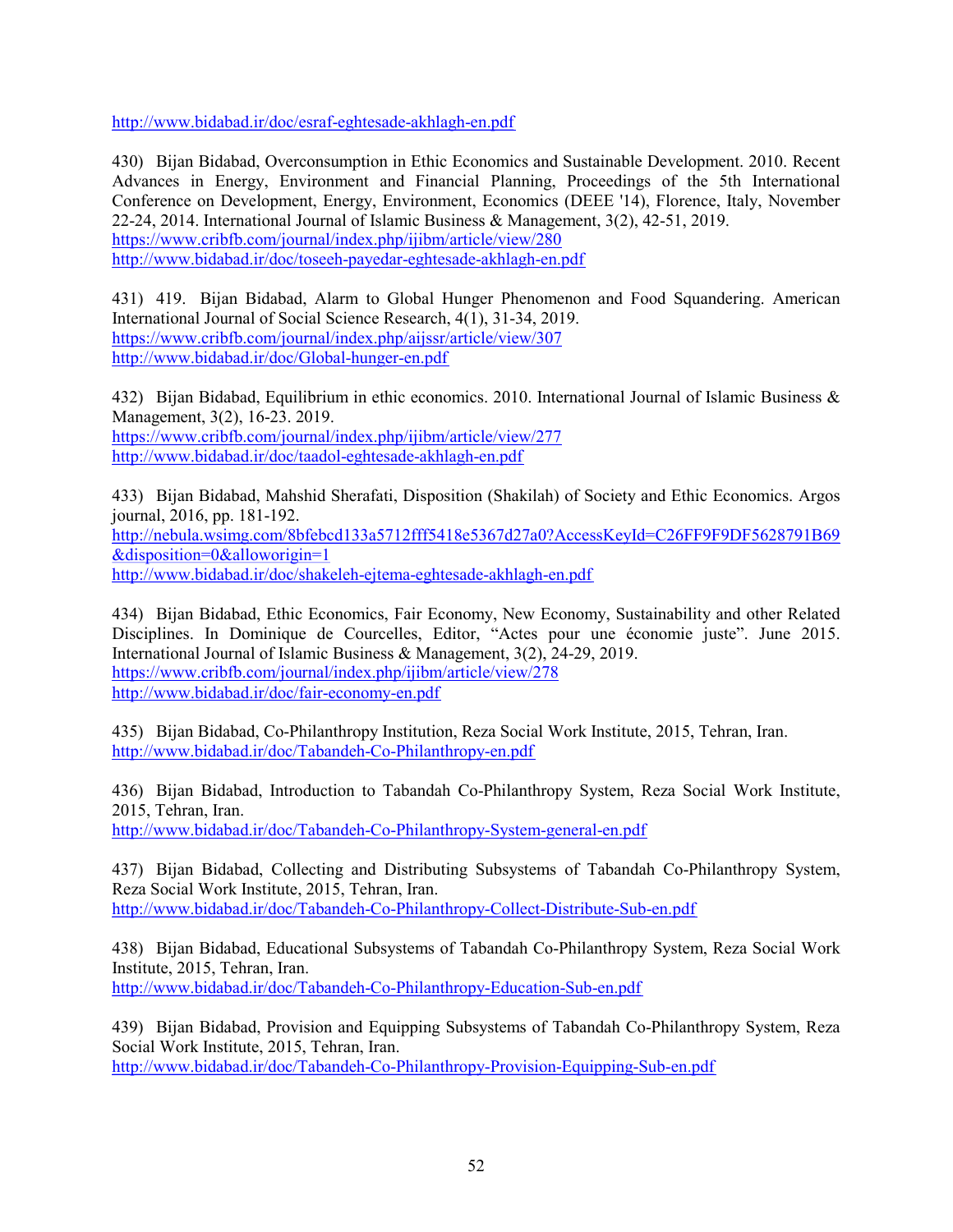http://www.bidabad.ir/doc/esraf-eghtesade-akhlagh-en.pdf

430) Bijan Bidabad, Overconsumption in Ethic Economics and Sustainable Development. 2010. Recent Advances in Energy, Environment and Financial Planning, Proceedings of the 5th International Conference on Development, Energy, Environment, Economics (DEEE '14), Florence, Italy, November 22-24, 2014. International Journal of Islamic Business & Management, 3(2), 42-51, 2019.
https://www.cribfb.com/journal/index.php/ijibm/article/view/280
http://www.bidabad.ir/doc/toseeh-payedar-eghtesade-akhlagh-en.pdf

431) 419. Bijan Bidabad, Alarm to Global Hunger Phenomenon and Food Squandering. American International Journal of Social Science Research, 4(1), 31-34, 2019.
https://www.cribfb.com/journal/index.php/aijssr/article/view/307
http://www.bidabad.ir/doc/Global-hunger-en.pdf

432) Bijan Bidabad, Equilibrium in ethic economics. 2010. International Journal of Islamic Business & Management, 3(2), 16-23. 2019.
https://www.cribfb.com/journal/index.php/ijibm/article/view/277
http://www.bidabad.ir/doc/taadol-eghtesade-akhlagh-en.pdf

433) Bijan Bidabad, Mahshid Sherafati, Disposition (Shakilah) of Society and Ethic Economics. Argos journal, 2016, pp. 181-192.
http://nebula.wsimg.com/8bfebcd133a5712fff5418e5367d27a0?AccessKeyId=C26FF9F9DF5628791B69&disposition=0&alloworigin=1
http://www.bidabad.ir/doc/shakeleh-ejtema-eghtesade-akhlagh-en.pdf

434) Bijan Bidabad, Ethic Economics, Fair Economy, New Economy, Sustainability and other Related Disciplines. In Dominique de Courcelles, Editor, "Actes pour une économie juste". June 2015. International Journal of Islamic Business & Management, 3(2), 24-29, 2019.
https://www.cribfb.com/journal/index.php/ijibm/article/view/278
http://www.bidabad.ir/doc/fair-economy-en.pdf

435) Bijan Bidabad, Co-Philanthropy Institution, Reza Social Work Institute, 2015, Tehran, Iran.
http://www.bidabad.ir/doc/Tabandeh-Co-Philanthropy-en.pdf

436) Bijan Bidabad, Introduction to Tabandah Co-Philanthropy System, Reza Social Work Institute, 2015, Tehran, Iran.
http://www.bidabad.ir/doc/Tabandeh-Co-Philanthropy-System-general-en.pdf

437) Bijan Bidabad, Collecting and Distributing Subsystems of Tabandah Co-Philanthropy System, Reza Social Work Institute, 2015, Tehran, Iran.
http://www.bidabad.ir/doc/Tabandeh-Co-Philanthropy-Collect-Distribute-Sub-en.pdf

438) Bijan Bidabad, Educational Subsystems of Tabandah Co-Philanthropy System, Reza Social Work Institute, 2015, Tehran, Iran.
http://www.bidabad.ir/doc/Tabandeh-Co-Philanthropy-Education-Sub-en.pdf

439) Bijan Bidabad, Provision and Equipping Subsystems of Tabandah Co-Philanthropy System, Reza Social Work Institute, 2015, Tehran, Iran.
http://www.bidabad.ir/doc/Tabandeh-Co-Philanthropy-Provision-Equipping-Sub-en.pdf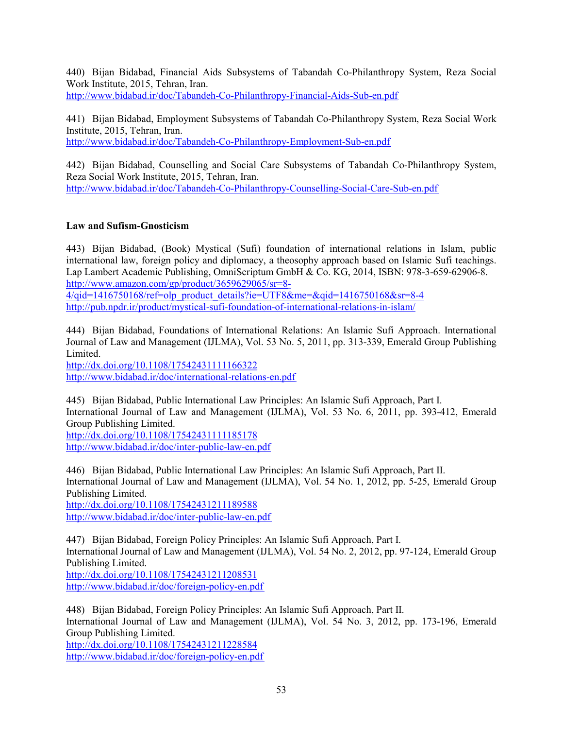440) Bijan Bidabad, Financial Aids Subsystems of Tabandah Co-Philanthropy System, Reza Social Work Institute, 2015, Tehran, Iran.
http://www.bidabad.ir/doc/Tabandeh-Co-Philanthropy-Financial-Aids-Sub-en.pdf

441) Bijan Bidabad, Employment Subsystems of Tabandah Co-Philanthropy System, Reza Social Work Institute, 2015, Tehran, Iran.
http://www.bidabad.ir/doc/Tabandeh-Co-Philanthropy-Employment-Sub-en.pdf

442) Bijan Bidabad, Counselling and Social Care Subsystems of Tabandah Co-Philanthropy System, Reza Social Work Institute, 2015, Tehran, Iran.
http://www.bidabad.ir/doc/Tabandeh-Co-Philanthropy-Counselling-Social-Care-Sub-en.pdf

**Law and Sufism-Gnosticism**

443) Bijan Bidabad, (Book) Mystical (Sufi) foundation of international relations in Islam, public international law, foreign policy and diplomacy, a theosophy approach based on Islamic Sufi teachings. Lap Lambert Academic Publishing, OmniScriptum GmbH & Co. KG, 2014, ISBN: 978-3-659-62906-8.
http://www.amazon.com/gp/product/3659629065/sr=8-4/qid=1416750168/ref=olp_product_details?ie=UTF8&me=&qid=1416750168&sr=8-4
http://pub.npdr.ir/product/mystical-sufi-foundation-of-international-relations-in-islam/

444) Bijan Bidabad, Foundations of International Relations: An Islamic Sufi Approach. International Journal of Law and Management (IJLMA), Vol. 53 No. 5, 2011, pp. 313-339, Emerald Group Publishing Limited.
http://dx.doi.org/10.1108/17542431111166322
http://www.bidabad.ir/doc/international-relations-en.pdf

445) Bijan Bidabad, Public International Law Principles: An Islamic Sufi Approach, Part I.
International Journal of Law and Management (IJLMA), Vol. 53 No. 6, 2011, pp. 393-412, Emerald Group Publishing Limited.
http://dx.doi.org/10.1108/17542431111185178
http://www.bidabad.ir/doc/inter-public-law-en.pdf

446) Bijan Bidabad, Public International Law Principles: An Islamic Sufi Approach, Part II.
International Journal of Law and Management (IJLMA), Vol. 54 No. 1, 2012, pp. 5-25, Emerald Group Publishing Limited.
http://dx.doi.org/10.1108/17542431211189588
http://www.bidabad.ir/doc/inter-public-law-en.pdf

447) Bijan Bidabad, Foreign Policy Principles: An Islamic Sufi Approach, Part I.
International Journal of Law and Management (IJLMA), Vol. 54 No. 2, 2012, pp. 97-124, Emerald Group Publishing Limited.
http://dx.doi.org/10.1108/17542431211208531
http://www.bidabad.ir/doc/foreign-policy-en.pdf

448) Bijan Bidabad, Foreign Policy Principles: An Islamic Sufi Approach, Part II.
International Journal of Law and Management (IJLMA), Vol. 54 No. 3, 2012, pp. 173-196, Emerald Group Publishing Limited.
http://dx.doi.org/10.1108/17542431211228584
http://www.bidabad.ir/doc/foreign-policy-en.pdf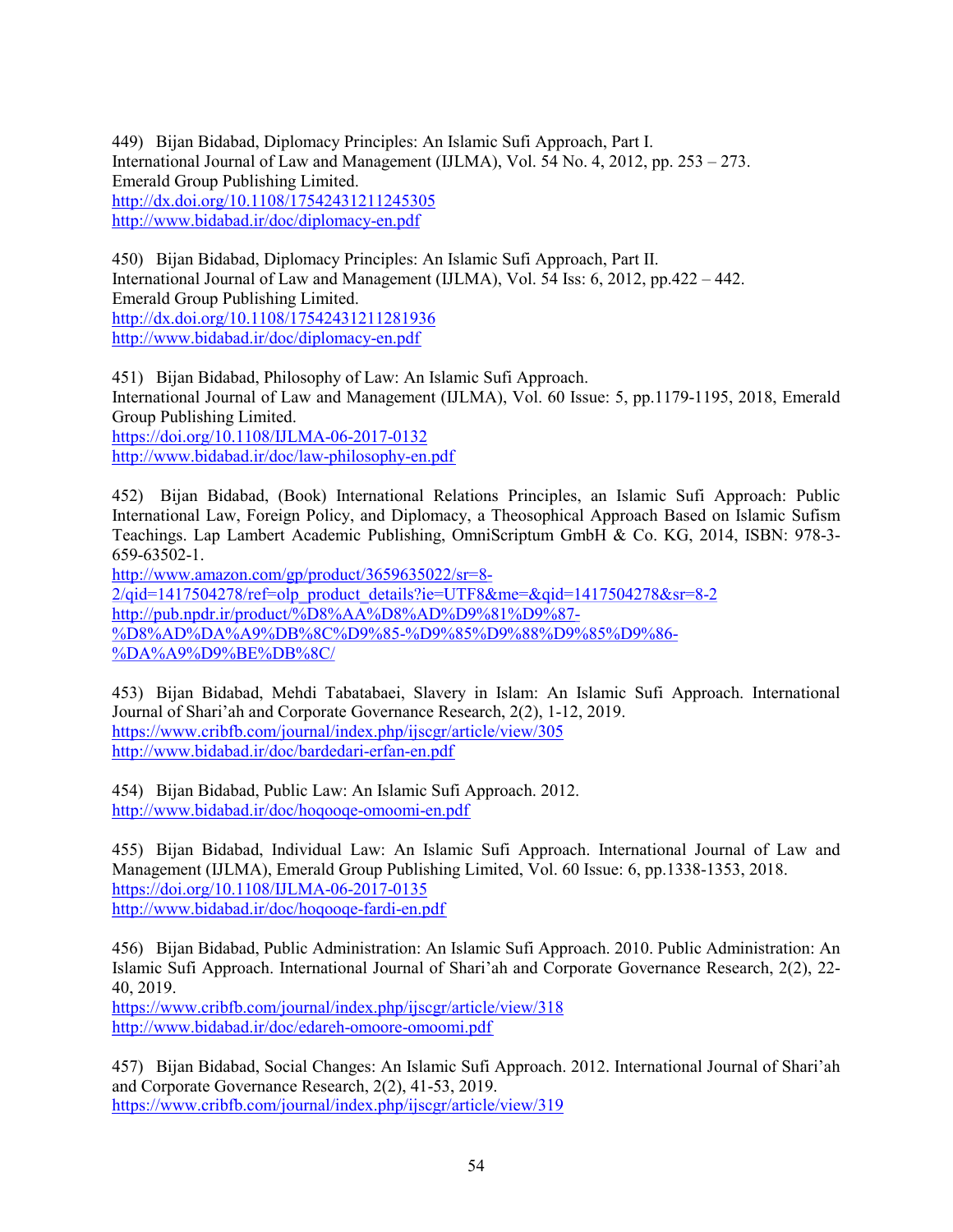449) Bijan Bidabad, Diplomacy Principles: An Islamic Sufi Approach, Part I.
International Journal of Law and Management (IJLMA), Vol. 54 No. 4, 2012, pp. 253 – 273.
Emerald Group Publishing Limited.
http://dx.doi.org/10.1108/17542431211245305
http://www.bidabad.ir/doc/diplomacy-en.pdf

450) Bijan Bidabad, Diplomacy Principles: An Islamic Sufi Approach, Part II.
International Journal of Law and Management (IJLMA), Vol. 54 Iss: 6, 2012, pp.422 – 442.
Emerald Group Publishing Limited.
http://dx.doi.org/10.1108/17542431211281936
http://www.bidabad.ir/doc/diplomacy-en.pdf

451) Bijan Bidabad, Philosophy of Law: An Islamic Sufi Approach.
International Journal of Law and Management (IJLMA), Vol. 60 Issue: 5, pp.1179-1195, 2018, Emerald Group Publishing Limited.
https://doi.org/10.1108/IJLMA-06-2017-0132
http://www.bidabad.ir/doc/law-philosophy-en.pdf

452) Bijan Bidabad, (Book) International Relations Principles, an Islamic Sufi Approach: Public International Law, Foreign Policy, and Diplomacy, a Theosophical Approach Based on Islamic Sufism Teachings. Lap Lambert Academic Publishing, OmniScriptum GmbH & Co. KG, 2014, ISBN: 978-3-659-63502-1.
http://www.amazon.com/gp/product/3659635022/sr=8-2/qid=1417504278/ref=olp_product_details?ie=UTF8&me=&qid=1417504278&sr=8-2
http://pub.npdr.ir/product/%D8%AA%D8%AD%D9%81%D9%87-%D8%AD%DA%A9%DB%8C%D9%85-%D9%85%D9%88%D9%85%D9%86-%DA%A9%D9%BE%DB%8C/

453) Bijan Bidabad, Mehdi Tabatabaei, Slavery in Islam: An Islamic Sufi Approach. International Journal of Shari'ah and Corporate Governance Research, 2(2), 1-12, 2019.
https://www.cribfb.com/journal/index.php/ijscgr/article/view/305
http://www.bidabad.ir/doc/bardedari-erfan-en.pdf

454) Bijan Bidabad, Public Law: An Islamic Sufi Approach. 2012.
http://www.bidabad.ir/doc/hoqooqe-omoomi-en.pdf

455) Bijan Bidabad, Individual Law: An Islamic Sufi Approach. International Journal of Law and Management (IJLMA), Emerald Group Publishing Limited, Vol. 60 Issue: 6, pp.1338-1353, 2018.
https://doi.org/10.1108/IJLMA-06-2017-0135
http://www.bidabad.ir/doc/hoqooqe-fardi-en.pdf

456) Bijan Bidabad, Public Administration: An Islamic Sufi Approach. 2010. Public Administration: An Islamic Sufi Approach. International Journal of Shari'ah and Corporate Governance Research, 2(2), 22-40, 2019.
https://www.cribfb.com/journal/index.php/ijscgr/article/view/318
http://www.bidabad.ir/doc/edareh-omoore-omoomi.pdf

457) Bijan Bidabad, Social Changes: An Islamic Sufi Approach. 2012. International Journal of Shari'ah and Corporate Governance Research, 2(2), 41-53, 2019.
https://www.cribfb.com/journal/index.php/ijscgr/article/view/319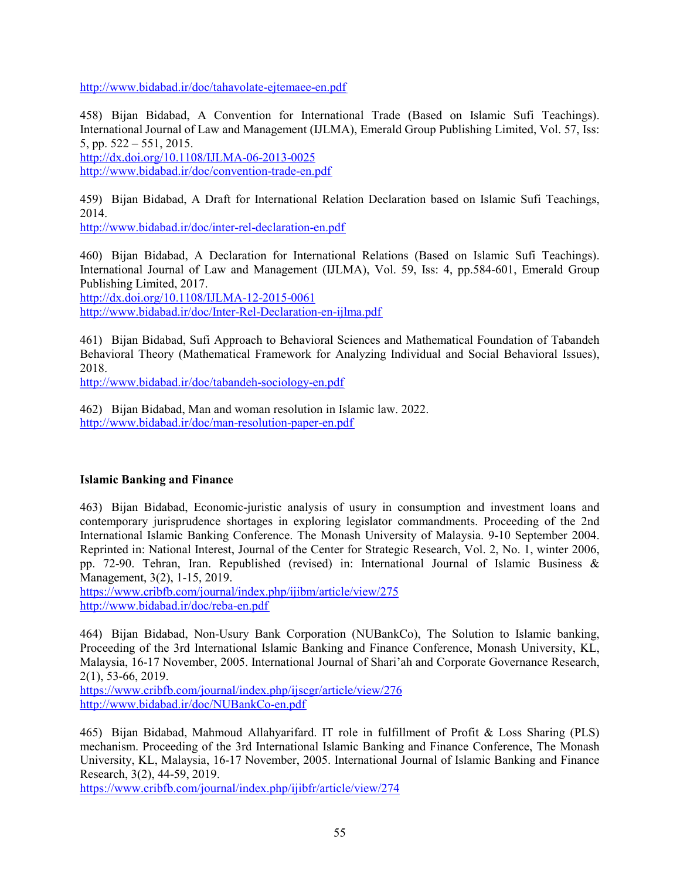http://www.bidabad.ir/doc/tahavolate-ejtemaee-en.pdf

458) Bijan Bidabad, A Convention for International Trade (Based on Islamic Sufi Teachings). International Journal of Law and Management (IJLMA), Emerald Group Publishing Limited, Vol. 57, Iss: 5, pp. 522 – 551, 2015.
http://dx.doi.org/10.1108/IJLMA-06-2013-0025
http://www.bidabad.ir/doc/convention-trade-en.pdf

459) Bijan Bidabad, A Draft for International Relation Declaration based on Islamic Sufi Teachings, 2014.
http://www.bidabad.ir/doc/inter-rel-declaration-en.pdf

460) Bijan Bidabad, A Declaration for International Relations (Based on Islamic Sufi Teachings). International Journal of Law and Management (IJLMA), Vol. 59, Iss: 4, pp.584-601, Emerald Group Publishing Limited, 2017.
http://dx.doi.org/10.1108/IJLMA-12-2015-0061
http://www.bidabad.ir/doc/Inter-Rel-Declaration-en-ijlma.pdf

461) Bijan Bidabad, Sufi Approach to Behavioral Sciences and Mathematical Foundation of Tabandeh Behavioral Theory (Mathematical Framework for Analyzing Individual and Social Behavioral Issues), 2018.
http://www.bidabad.ir/doc/tabandeh-sociology-en.pdf

462) Bijan Bidabad, Man and woman resolution in Islamic law. 2022.
http://www.bidabad.ir/doc/man-resolution-paper-en.pdf

**Islamic Banking and Finance**

463) Bijan Bidabad, Economic-juristic analysis of usury in consumption and investment loans and contemporary jurisprudence shortages in exploring legislator commandments. Proceeding of the 2nd International Islamic Banking Conference. The Monash University of Malaysia. 9-10 September 2004. Reprinted in: National Interest, Journal of the Center for Strategic Research, Vol. 2, No. 1, winter 2006, pp. 72-90. Tehran, Iran. Republished (revised) in: International Journal of Islamic Business & Management, 3(2), 1-15, 2019.
https://www.cribfb.com/journal/index.php/ijibm/article/view/275
http://www.bidabad.ir/doc/reba-en.pdf

464) Bijan Bidabad, Non-Usury Bank Corporation (NUBankCo), The Solution to Islamic banking, Proceeding of the 3rd International Islamic Banking and Finance Conference, Monash University, KL, Malaysia, 16-17 November, 2005. International Journal of Shari'ah and Corporate Governance Research, 2(1), 53-66, 2019.
https://www.cribfb.com/journal/index.php/ijscgr/article/view/276
http://www.bidabad.ir/doc/NUBankCo-en.pdf

465) Bijan Bidabad, Mahmoud Allahyarifard. IT role in fulfillment of Profit & Loss Sharing (PLS) mechanism. Proceeding of the 3rd International Islamic Banking and Finance Conference, The Monash University, KL, Malaysia, 16-17 November, 2005. International Journal of Islamic Banking and Finance Research, 3(2), 44-59, 2019.
https://www.cribfb.com/journal/index.php/ijibfr/article/view/274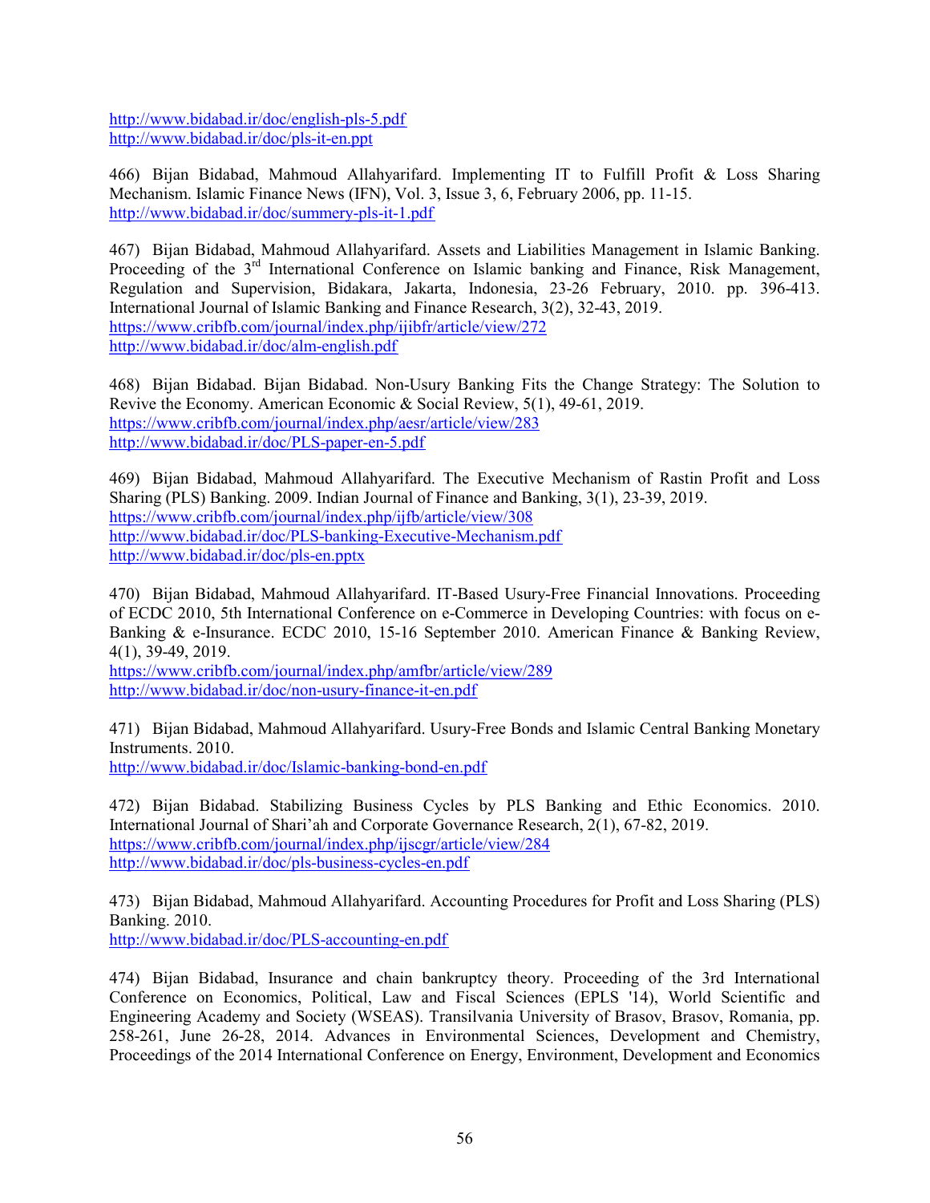http://www.bidabad.ir/doc/english-pls-5.pdf
http://www.bidabad.ir/doc/pls-it-en.ppt

466) Bijan Bidabad, Mahmoud Allahyarifard. Implementing IT to Fulfill Profit & Loss Sharing Mechanism. Islamic Finance News (IFN), Vol. 3, Issue 3, 6, February 2006, pp. 11-15.
http://www.bidabad.ir/doc/summery-pls-it-1.pdf

467) Bijan Bidabad, Mahmoud Allahyarifard. Assets and Liabilities Management in Islamic Banking. Proceeding of the 3rd International Conference on Islamic banking and Finance, Risk Management, Regulation and Supervision, Bidakara, Jakarta, Indonesia, 23-26 February, 2010. pp. 396-413. International Journal of Islamic Banking and Finance Research, 3(2), 32-43, 2019.
https://www.cribfb.com/journal/index.php/ijibfr/article/view/272
http://www.bidabad.ir/doc/alm-english.pdf

468) Bijan Bidabad. Bijan Bidabad. Non-Usury Banking Fits the Change Strategy: The Solution to Revive the Economy. American Economic & Social Review, 5(1), 49-61, 2019.
https://www.cribfb.com/journal/index.php/aesr/article/view/283
http://www.bidabad.ir/doc/PLS-paper-en-5.pdf

469) Bijan Bidabad, Mahmoud Allahyarifard. The Executive Mechanism of Rastin Profit and Loss Sharing (PLS) Banking. 2009. Indian Journal of Finance and Banking, 3(1), 23-39, 2019.
https://www.cribfb.com/journal/index.php/ijfb/article/view/308
http://www.bidabad.ir/doc/PLS-banking-Executive-Mechanism.pdf
http://www.bidabad.ir/doc/pls-en.pptx

470) Bijan Bidabad, Mahmoud Allahyarifard. IT-Based Usury-Free Financial Innovations. Proceeding of ECDC 2010, 5th International Conference on e-Commerce in Developing Countries: with focus on e-Banking & e-Insurance. ECDC 2010, 15-16 September 2010. American Finance & Banking Review, 4(1), 39-49, 2019.
https://www.cribfb.com/journal/index.php/amfbr/article/view/289
http://www.bidabad.ir/doc/non-usury-finance-it-en.pdf

471) Bijan Bidabad, Mahmoud Allahyarifard. Usury-Free Bonds and Islamic Central Banking Monetary Instruments. 2010.
http://www.bidabad.ir/doc/Islamic-banking-bond-en.pdf

472) Bijan Bidabad. Stabilizing Business Cycles by PLS Banking and Ethic Economics. 2010. International Journal of Shari'ah and Corporate Governance Research, 2(1), 67-82, 2019.
https://www.cribfb.com/journal/index.php/ijscgr/article/view/284
http://www.bidabad.ir/doc/pls-business-cycles-en.pdf

473) Bijan Bidabad, Mahmoud Allahyarifard. Accounting Procedures for Profit and Loss Sharing (PLS) Banking. 2010.
http://www.bidabad.ir/doc/PLS-accounting-en.pdf

474) Bijan Bidabad, Insurance and chain bankruptcy theory. Proceeding of the 3rd International Conference on Economics, Political, Law and Fiscal Sciences (EPLS '14), World Scientific and Engineering Academy and Society (WSEAS). Transilvania University of Brasov, Brasov, Romania, pp. 258-261, June 26-28, 2014. Advances in Environmental Sciences, Development and Chemistry, Proceedings of the 2014 International Conference on Energy, Environment, Development and Economics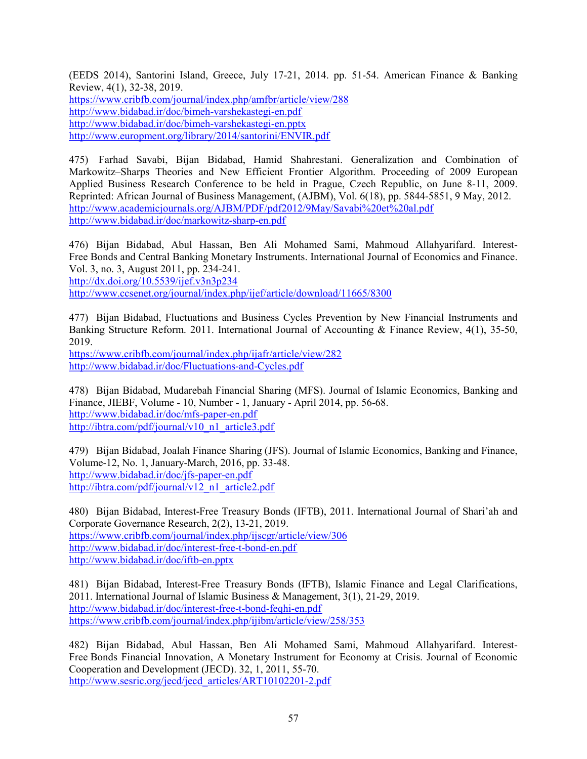(EEDS 2014), Santorini Island, Greece, July 17-21, 2014. pp. 51-54. American Finance & Banking Review, 4(1), 32-38, 2019.
https://www.cribfb.com/journal/index.php/amfbr/article/view/288
http://www.bidabad.ir/doc/bimeh-varshekastegi-en.pdf
http://www.bidabad.ir/doc/bimeh-varshekastegi-en.pptx
http://www.europment.org/library/2014/santorini/ENVIR.pdf

475) Farhad Savabi, Bijan Bidabad, Hamid Shahrestani. Generalization and Combination of Markowitz–Sharps Theories and New Efficient Frontier Algorithm. Proceeding of 2009 European Applied Business Research Conference to be held in Prague, Czech Republic, on June 8-11, 2009. Reprinted: African Journal of Business Management, (AJBM), Vol. 6(18), pp. 5844-5851, 9 May, 2012.
http://www.academicjournals.org/AJBM/PDF/pdf2012/9May/Savabi%20et%20al.pdf
http://www.bidabad.ir/doc/markowitz-sharp-en.pdf

476) Bijan Bidabad, Abul Hassan, Ben Ali Mohamed Sami, Mahmoud Allahyarifard. Interest-Free Bonds and Central Banking Monetary Instruments. International Journal of Economics and Finance. Vol. 3, no. 3, August 2011, pp. 234-241.
http://dx.doi.org/10.5539/ijef.v3n3p234
http://www.ccsenet.org/journal/index.php/ijef/article/download/11665/8300

477) Bijan Bidabad, Fluctuations and Business Cycles Prevention by New Financial Instruments and Banking Structure Reform. 2011. International Journal of Accounting & Finance Review, 4(1), 35-50, 2019.
https://www.cribfb.com/journal/index.php/ijafr/article/view/282
http://www.bidabad.ir/doc/Fluctuations-and-Cycles.pdf

478) Bijan Bidabad, Mudarebah Financial Sharing (MFS). Journal of Islamic Economics, Banking and Finance, JIEBF, Volume - 10, Number - 1, January - April 2014, pp. 56-68.
http://www.bidabad.ir/doc/mfs-paper-en.pdf
http://ibtra.com/pdf/journal/v10_n1_article3.pdf

479) Bijan Bidabad, Joalah Finance Sharing (JFS). Journal of Islamic Economics, Banking and Finance, Volume-12, No. 1, January-March, 2016, pp. 33-48.
http://www.bidabad.ir/doc/jfs-paper-en.pdf
http://ibtra.com/pdf/journal/v12_n1_article2.pdf

480) Bijan Bidabad, Interest-Free Treasury Bonds (IFTB), 2011. International Journal of Shari'ah and Corporate Governance Research, 2(2), 13-21, 2019.
https://www.cribfb.com/journal/index.php/ijscgr/article/view/306
http://www.bidabad.ir/doc/interest-free-t-bond-en.pdf
http://www.bidabad.ir/doc/iftb-en.pptx

481) Bijan Bidabad, Interest-Free Treasury Bonds (IFTB), Islamic Finance and Legal Clarifications, 2011. International Journal of Islamic Business & Management, 3(1), 21-29, 2019.
http://www.bidabad.ir/doc/interest-free-t-bond-feqhi-en.pdf
https://www.cribfb.com/journal/index.php/ijibm/article/view/258/353

482) Bijan Bidabad, Abul Hassan, Ben Ali Mohamed Sami, Mahmoud Allahyarifard. Interest-Free Bonds Financial Innovation, A Monetary Instrument for Economy at Crisis. Journal of Economic Cooperation and Development (JECD). 32, 1, 2011, 55-70.
http://www.sesric.org/jecd/jecd_articles/ART10102201-2.pdf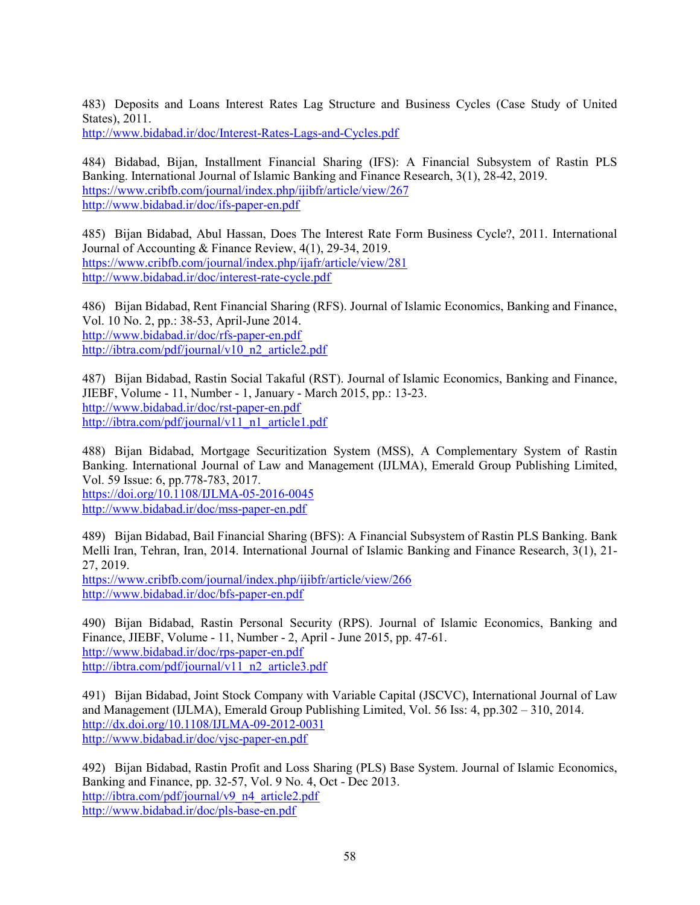483) Deposits and Loans Interest Rates Lag Structure and Business Cycles (Case Study of United States), 2011.
http://www.bidabad.ir/doc/Interest-Rates-Lags-and-Cycles.pdf

484) Bidabad, Bijan, Installment Financial Sharing (IFS): A Financial Subsystem of Rastin PLS Banking. International Journal of Islamic Banking and Finance Research, 3(1), 28-42, 2019.
https://www.cribfb.com/journal/index.php/ijibfr/article/view/267
http://www.bidabad.ir/doc/ifs-paper-en.pdf

485) Bijan Bidabad, Abul Hassan, Does The Interest Rate Form Business Cycle?, 2011. International Journal of Accounting & Finance Review, 4(1), 29-34, 2019.
https://www.cribfb.com/journal/index.php/ijafr/article/view/281
http://www.bidabad.ir/doc/interest-rate-cycle.pdf

486) Bijan Bidabad, Rent Financial Sharing (RFS). Journal of Islamic Economics, Banking and Finance, Vol. 10 No. 2, pp.: 38-53, April-June 2014.
http://www.bidabad.ir/doc/rfs-paper-en.pdf
http://ibtra.com/pdf/journal/v10_n2_article2.pdf

487) Bijan Bidabad, Rastin Social Takaful (RST). Journal of Islamic Economics, Banking and Finance, JIEBF, Volume - 11, Number - 1, January - March 2015, pp.: 13-23.
http://www.bidabad.ir/doc/rst-paper-en.pdf
http://ibtra.com/pdf/journal/v11_n1_article1.pdf

488) Bijan Bidabad, Mortgage Securitization System (MSS), A Complementary System of Rastin Banking. International Journal of Law and Management (IJLMA), Emerald Group Publishing Limited, Vol. 59 Issue: 6, pp.778-783, 2017.
https://doi.org/10.1108/IJLMA-05-2016-0045
http://www.bidabad.ir/doc/mss-paper-en.pdf

489) Bijan Bidabad, Bail Financial Sharing (BFS): A Financial Subsystem of Rastin PLS Banking. Bank Melli Iran, Tehran, Iran, 2014. International Journal of Islamic Banking and Finance Research, 3(1), 21-27, 2019.
https://www.cribfb.com/journal/index.php/ijibfr/article/view/266
http://www.bidabad.ir/doc/bfs-paper-en.pdf

490) Bijan Bidabad, Rastin Personal Security (RPS). Journal of Islamic Economics, Banking and Finance, JIEBF, Volume - 11, Number - 2, April - June 2015, pp. 47-61.
http://www.bidabad.ir/doc/rps-paper-en.pdf
http://ibtra.com/pdf/journal/v11_n2_article3.pdf

491) Bijan Bidabad, Joint Stock Company with Variable Capital (JSCVC), International Journal of Law and Management (IJLMA), Emerald Group Publishing Limited, Vol. 56 Iss: 4, pp.302 – 310, 2014.
http://dx.doi.org/10.1108/IJLMA-09-2012-0031
http://www.bidabad.ir/doc/vjsc-paper-en.pdf

492) Bijan Bidabad, Rastin Profit and Loss Sharing (PLS) Base System. Journal of Islamic Economics, Banking and Finance, pp. 32-57, Vol. 9 No. 4, Oct - Dec 2013.
http://ibtra.com/pdf/journal/v9_n4_article2.pdf
http://www.bidabad.ir/doc/pls-base-en.pdf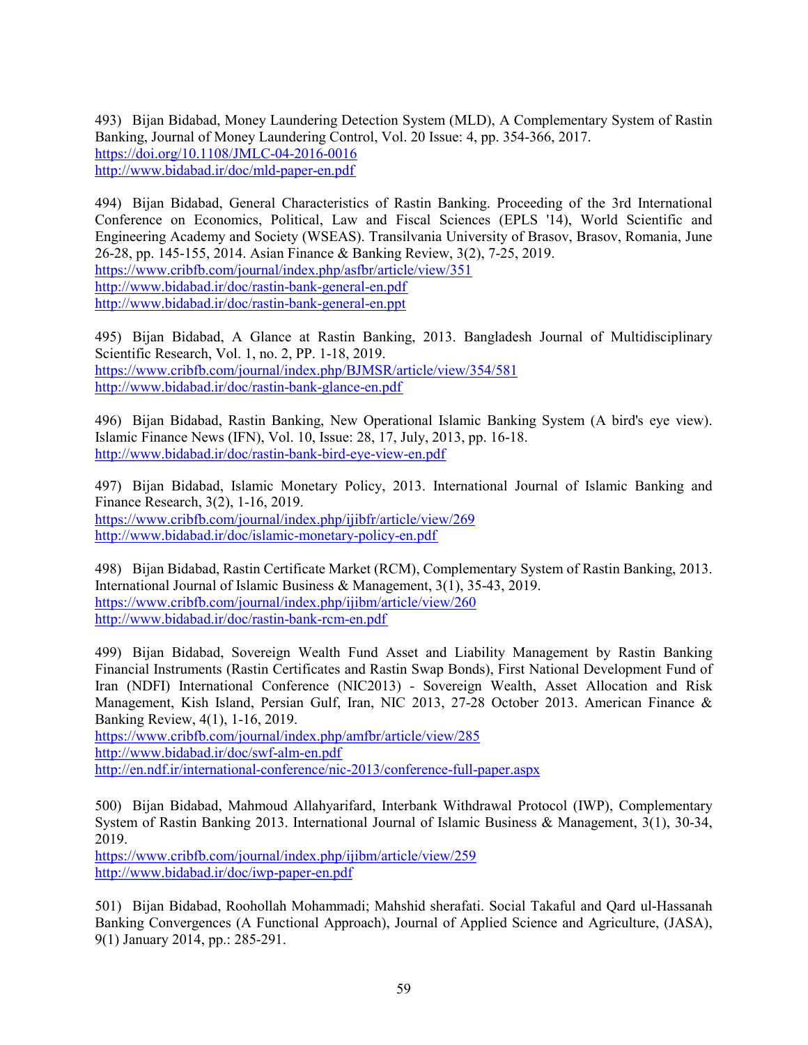493) Bijan Bidabad, Money Laundering Detection System (MLD), A Complementary System of Rastin Banking, Journal of Money Laundering Control, Vol. 20 Issue: 4, pp. 354-366, 2017.
https://doi.org/10.1108/JMLC-04-2016-0016
http://www.bidabad.ir/doc/mld-paper-en.pdf

494) Bijan Bidabad, General Characteristics of Rastin Banking. Proceeding of the 3rd International Conference on Economics, Political, Law and Fiscal Sciences (EPLS '14), World Scientific and Engineering Academy and Society (WSEAS). Transilvania University of Brasov, Brasov, Romania, June 26-28, pp. 145-155, 2014. Asian Finance & Banking Review, 3(2), 7-25, 2019.
https://www.cribfb.com/journal/index.php/asfbr/article/view/351
http://www.bidabad.ir/doc/rastin-bank-general-en.pdf
http://www.bidabad.ir/doc/rastin-bank-general-en.ppt

495) Bijan Bidabad, A Glance at Rastin Banking, 2013. Bangladesh Journal of Multidisciplinary Scientific Research, Vol. 1, no. 2, PP. 1-18, 2019.
https://www.cribfb.com/journal/index.php/BJMSR/article/view/354/581
http://www.bidabad.ir/doc/rastin-bank-glance-en.pdf

496) Bijan Bidabad, Rastin Banking, New Operational Islamic Banking System (A bird's eye view). Islamic Finance News (IFN), Vol. 10, Issue: 28, 17, July, 2013, pp. 16-18.
http://www.bidabad.ir/doc/rastin-bank-bird-eye-view-en.pdf

497) Bijan Bidabad, Islamic Monetary Policy, 2013. International Journal of Islamic Banking and Finance Research, 3(2), 1-16, 2019.
https://www.cribfb.com/journal/index.php/ijibfr/article/view/269
http://www.bidabad.ir/doc/islamic-monetary-policy-en.pdf

498) Bijan Bidabad, Rastin Certificate Market (RCM), Complementary System of Rastin Banking, 2013. International Journal of Islamic Business & Management, 3(1), 35-43, 2019.
https://www.cribfb.com/journal/index.php/ijibm/article/view/260
http://www.bidabad.ir/doc/rastin-bank-rcm-en.pdf

499) Bijan Bidabad, Sovereign Wealth Fund Asset and Liability Management by Rastin Banking Financial Instruments (Rastin Certificates and Rastin Swap Bonds), First National Development Fund of Iran (NDFI) International Conference (NIC2013) - Sovereign Wealth, Asset Allocation and Risk Management, Kish Island, Persian Gulf, Iran, NIC 2013, 27-28 October 2013. American Finance & Banking Review, 4(1), 1-16, 2019.
https://www.cribfb.com/journal/index.php/amfbr/article/view/285
http://www.bidabad.ir/doc/swf-alm-en.pdf
http://en.ndf.ir/international-conference/nic-2013/conference-full-paper.aspx

500) Bijan Bidabad, Mahmoud Allahyarifard, Interbank Withdrawal Protocol (IWP), Complementary System of Rastin Banking 2013. International Journal of Islamic Business & Management, 3(1), 30-34, 2019.
https://www.cribfb.com/journal/index.php/ijibm/article/view/259
http://www.bidabad.ir/doc/iwp-paper-en.pdf

501) Bijan Bidabad, Roohollah Mohammadi; Mahshid sherafati. Social Takaful and Qard ul-Hassanah Banking Convergences (A Functional Approach), Journal of Applied Science and Agriculture, (JASA), 9(1) January 2014, pp.: 285-291.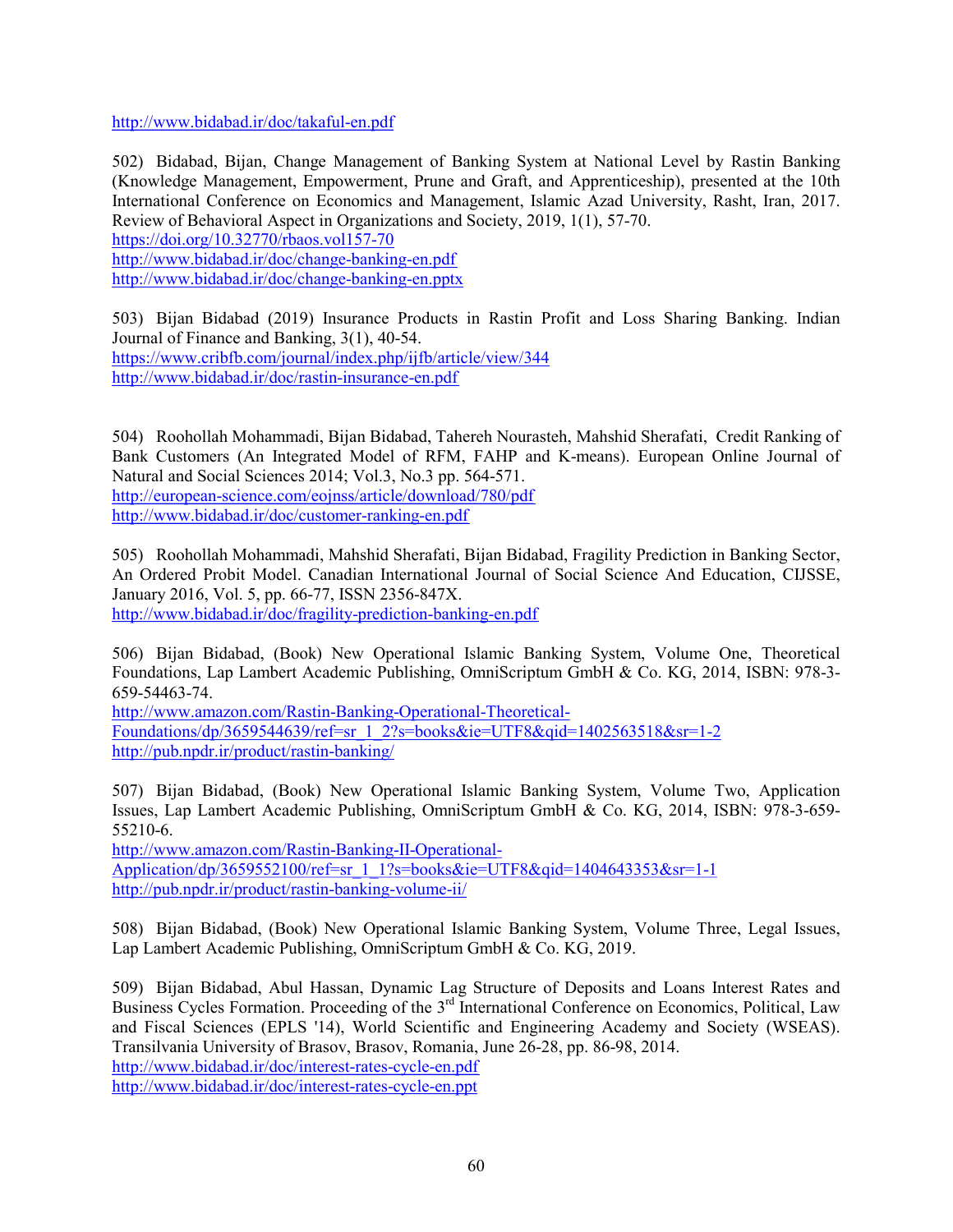http://www.bidabad.ir/doc/takaful-en.pdf

502) Bidabad, Bijan, Change Management of Banking System at National Level by Rastin Banking (Knowledge Management, Empowerment, Prune and Graft, and Apprenticeship), presented at the 10th International Conference on Economics and Management, Islamic Azad University, Rasht, Iran, 2017. Review of Behavioral Aspect in Organizations and Society, 2019, 1(1), 57-70.
https://doi.org/10.32770/rbaos.vol157-70
http://www.bidabad.ir/doc/change-banking-en.pdf
http://www.bidabad.ir/doc/change-banking-en.pptx

503) Bijan Bidabad (2019) Insurance Products in Rastin Profit and Loss Sharing Banking. Indian Journal of Finance and Banking, 3(1), 40-54.
https://www.cribfb.com/journal/index.php/ijfb/article/view/344
http://www.bidabad.ir/doc/rastin-insurance-en.pdf

504) Roohollah Mohammadi, Bijan Bidabad, Tahereh Nourasteh, Mahshid Sherafati, Credit Ranking of Bank Customers (An Integrated Model of RFM, FAHP and K-means). European Online Journal of Natural and Social Sciences 2014; Vol.3, No.3 pp. 564-571.
http://european-science.com/eojnss/article/download/780/pdf
http://www.bidabad.ir/doc/customer-ranking-en.pdf

505) Roohollah Mohammadi, Mahshid Sherafati, Bijan Bidabad, Fragility Prediction in Banking Sector, An Ordered Probit Model. Canadian International Journal of Social Science And Education, CIJSSE, January 2016, Vol. 5, pp. 66-77, ISSN 2356-847X.
http://www.bidabad.ir/doc/fragility-prediction-banking-en.pdf

506) Bijan Bidabad, (Book) New Operational Islamic Banking System, Volume One, Theoretical Foundations, Lap Lambert Academic Publishing, OmniScriptum GmbH & Co. KG, 2014, ISBN: 978-3-659-54463-74.
http://www.amazon.com/Rastin-Banking-Operational-Theoretical-Foundations/dp/3659544639/ref=sr_1_2?s=books&ie=UTF8&qid=1402563518&sr=1-2
http://pub.npdr.ir/product/rastin-banking/

507) Bijan Bidabad, (Book) New Operational Islamic Banking System, Volume Two, Application Issues, Lap Lambert Academic Publishing, OmniScriptum GmbH & Co. KG, 2014, ISBN: 978-3-659-55210-6.
http://www.amazon.com/Rastin-Banking-II-Operational-Application/dp/3659552100/ref=sr_1_1?s=books&ie=UTF8&qid=1404643353&sr=1-1
http://pub.npdr.ir/product/rastin-banking-volume-ii/

508) Bijan Bidabad, (Book) New Operational Islamic Banking System, Volume Three, Legal Issues, Lap Lambert Academic Publishing, OmniScriptum GmbH & Co. KG, 2019.

509) Bijan Bidabad, Abul Hassan, Dynamic Lag Structure of Deposits and Loans Interest Rates and Business Cycles Formation. Proceeding of the 3rd International Conference on Economics, Political, Law and Fiscal Sciences (EPLS '14), World Scientific and Engineering Academy and Society (WSEAS). Transilvania University of Brasov, Brasov, Romania, June 26-28, pp. 86-98, 2014.
http://www.bidabad.ir/doc/interest-rates-cycle-en.pdf
http://www.bidabad.ir/doc/interest-rates-cycle-en.ppt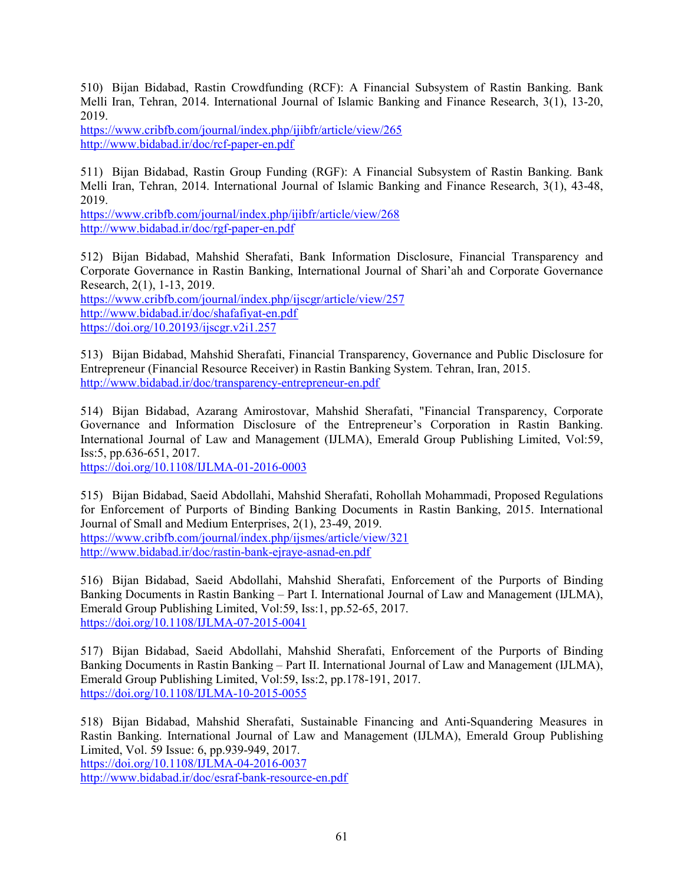510) Bijan Bidabad, Rastin Crowdfunding (RCF): A Financial Subsystem of Rastin Banking. Bank Melli Iran, Tehran, 2014. International Journal of Islamic Banking and Finance Research, 3(1), 13-20, 2019.
https://www.cribfb.com/journal/index.php/ijibfr/article/view/265
http://www.bidabad.ir/doc/rcf-paper-en.pdf

511) Bijan Bidabad, Rastin Group Funding (RGF): A Financial Subsystem of Rastin Banking. Bank Melli Iran, Tehran, 2014. International Journal of Islamic Banking and Finance Research, 3(1), 43-48, 2019.
https://www.cribfb.com/journal/index.php/ijibfr/article/view/268
http://www.bidabad.ir/doc/rgf-paper-en.pdf

512) Bijan Bidabad, Mahshid Sherafati, Bank Information Disclosure, Financial Transparency and Corporate Governance in Rastin Banking, International Journal of Shari'ah and Corporate Governance Research, 2(1), 1-13, 2019.
https://www.cribfb.com/journal/index.php/ijscgr/article/view/257
http://www.bidabad.ir/doc/shafafiyat-en.pdf
https://doi.org/10.20193/ijscgr.v2i1.257

513) Bijan Bidabad, Mahshid Sherafati, Financial Transparency, Governance and Public Disclosure for Entrepreneur (Financial Resource Receiver) in Rastin Banking System. Tehran, Iran, 2015.
http://www.bidabad.ir/doc/transparency-entrepreneur-en.pdf

514) Bijan Bidabad, Azarang Amirostovar, Mahshid Sherafati, "Financial Transparency, Corporate Governance and Information Disclosure of the Entrepreneur's Corporation in Rastin Banking. International Journal of Law and Management (IJLMA), Emerald Group Publishing Limited, Vol:59, Iss:5, pp.636-651, 2017.
https://doi.org/10.1108/IJLMA-01-2016-0003

515) Bijan Bidabad, Saeid Abdollahi, Mahshid Sherafati, Rohollah Mohammadi, Proposed Regulations for Enforcement of Purports of Binding Banking Documents in Rastin Banking, 2015. International Journal of Small and Medium Enterprises, 2(1), 23-49, 2019.
https://www.cribfb.com/journal/index.php/ijsmes/article/view/321
http://www.bidabad.ir/doc/rastin-bank-ejraye-asnad-en.pdf

516) Bijan Bidabad, Saeid Abdollahi, Mahshid Sherafati, Enforcement of the Purports of Binding Banking Documents in Rastin Banking – Part I. International Journal of Law and Management (IJLMA), Emerald Group Publishing Limited, Vol:59, Iss:1, pp.52-65, 2017.
https://doi.org/10.1108/IJLMA-07-2015-0041

517) Bijan Bidabad, Saeid Abdollahi, Mahshid Sherafati, Enforcement of the Purports of Binding Banking Documents in Rastin Banking – Part II. International Journal of Law and Management (IJLMA), Emerald Group Publishing Limited, Vol:59, Iss:2, pp.178-191, 2017.
https://doi.org/10.1108/IJLMA-10-2015-0055

518) Bijan Bidabad, Mahshid Sherafati, Sustainable Financing and Anti-Squandering Measures in Rastin Banking. International Journal of Law and Management (IJLMA), Emerald Group Publishing Limited, Vol. 59 Issue: 6, pp.939-949, 2017.
https://doi.org/10.1108/IJLMA-04-2016-0037
http://www.bidabad.ir/doc/esraf-bank-resource-en.pdf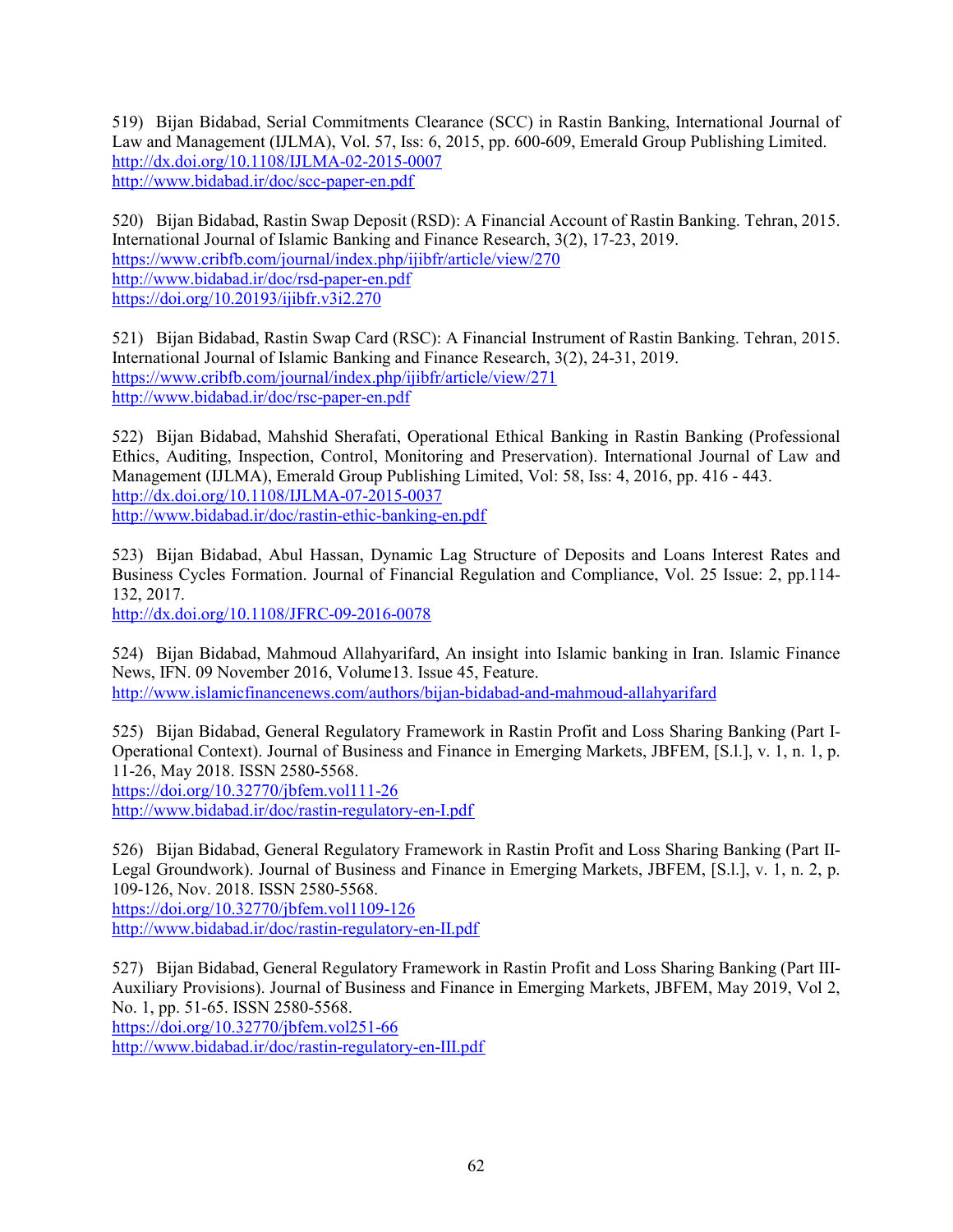519) Bijan Bidabad, Serial Commitments Clearance (SCC) in Rastin Banking, International Journal of Law and Management (IJLMA), Vol. 57, Iss: 6, 2015, pp. 600-609, Emerald Group Publishing Limited.
http://dx.doi.org/10.1108/IJLMA-02-2015-0007
http://www.bidabad.ir/doc/scc-paper-en.pdf

520) Bijan Bidabad, Rastin Swap Deposit (RSD): A Financial Account of Rastin Banking. Tehran, 2015. International Journal of Islamic Banking and Finance Research, 3(2), 17-23, 2019.
https://www.cribfb.com/journal/index.php/ijibfr/article/view/270
http://www.bidabad.ir/doc/rsd-paper-en.pdf
https://doi.org/10.20193/ijibfr.v3i2.270

521) Bijan Bidabad, Rastin Swap Card (RSC): A Financial Instrument of Rastin Banking. Tehran, 2015. International Journal of Islamic Banking and Finance Research, 3(2), 24-31, 2019.
https://www.cribfb.com/journal/index.php/ijibfr/article/view/271
http://www.bidabad.ir/doc/rsc-paper-en.pdf

522) Bijan Bidabad, Mahshid Sherafati, Operational Ethical Banking in Rastin Banking (Professional Ethics, Auditing, Inspection, Control, Monitoring and Preservation). International Journal of Law and Management (IJLMA), Emerald Group Publishing Limited, Vol: 58, Iss: 4, 2016, pp. 416 - 443.
http://dx.doi.org/10.1108/IJLMA-07-2015-0037
http://www.bidabad.ir/doc/rastin-ethic-banking-en.pdf

523) Bijan Bidabad, Abul Hassan, Dynamic Lag Structure of Deposits and Loans Interest Rates and Business Cycles Formation. Journal of Financial Regulation and Compliance, Vol. 25 Issue: 2, pp.114-132, 2017.
http://dx.doi.org/10.1108/JFRC-09-2016-0078

524) Bijan Bidabad, Mahmoud Allahyarifard, An insight into Islamic banking in Iran. Islamic Finance News, IFN. 09 November 2016, Volume13. Issue 45, Feature.
http://www.islamicfinancenews.com/authors/bijan-bidabad-and-mahmoud-allahyarifard

525) Bijan Bidabad, General Regulatory Framework in Rastin Profit and Loss Sharing Banking (Part I-Operational Context). Journal of Business and Finance in Emerging Markets, JBFEM, [S.l.], v. 1, n. 1, p. 11-26, May 2018. ISSN 2580-5568.
https://doi.org/10.32770/jbfem.vol111-26
http://www.bidabad.ir/doc/rastin-regulatory-en-I.pdf

526) Bijan Bidabad, General Regulatory Framework in Rastin Profit and Loss Sharing Banking (Part II-Legal Groundwork). Journal of Business and Finance in Emerging Markets, JBFEM, [S.l.], v. 1, n. 2, p. 109-126, Nov. 2018. ISSN 2580-5568.
https://doi.org/10.32770/jbfem.vol1109-126
http://www.bidabad.ir/doc/rastin-regulatory-en-II.pdf

527) Bijan Bidabad, General Regulatory Framework in Rastin Profit and Loss Sharing Banking (Part III-Auxiliary Provisions). Journal of Business and Finance in Emerging Markets, JBFEM, May 2019, Vol 2, No. 1, pp. 51-65. ISSN 2580-5568.
https://doi.org/10.32770/jbfem.vol251-66
http://www.bidabad.ir/doc/rastin-regulatory-en-III.pdf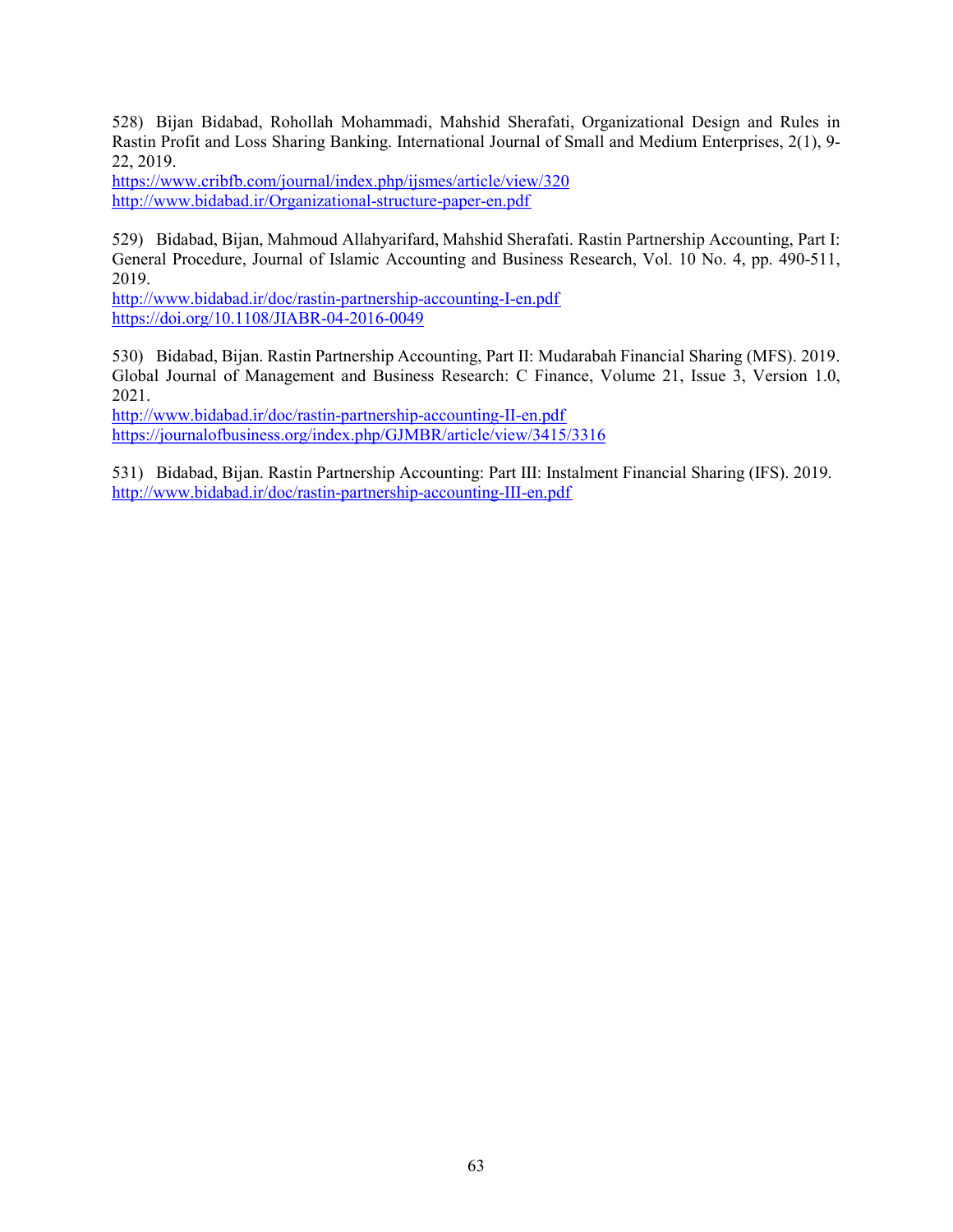528) Bijan Bidabad, Rohollah Mohammadi, Mahshid Sherafati, Organizational Design and Rules in Rastin Profit and Loss Sharing Banking. International Journal of Small and Medium Enterprises, 2(1), 9-22, 2019.
https://www.cribfb.com/journal/index.php/ijsmes/article/view/320
http://www.bidabad.ir/Organizational-structure-paper-en.pdf

529) Bidabad, Bijan, Mahmoud Allahyarifard, Mahshid Sherafati. Rastin Partnership Accounting, Part I: General Procedure, Journal of Islamic Accounting and Business Research, Vol. 10 No. 4, pp. 490-511, 2019.
http://www.bidabad.ir/doc/rastin-partnership-accounting-I-en.pdf
https://doi.org/10.1108/JIABR-04-2016-0049

530) Bidabad, Bijan. Rastin Partnership Accounting, Part II: Mudarabah Financial Sharing (MFS). 2019. Global Journal of Management and Business Research: C Finance, Volume 21, Issue 3, Version 1.0, 2021.
http://www.bidabad.ir/doc/rastin-partnership-accounting-II-en.pdf
https://journalofbusiness.org/index.php/GJMBR/article/view/3415/3316

531) Bidabad, Bijan. Rastin Partnership Accounting: Part III: Instalment Financial Sharing (IFS). 2019.
http://www.bidabad.ir/doc/rastin-partnership-accounting-III-en.pdf